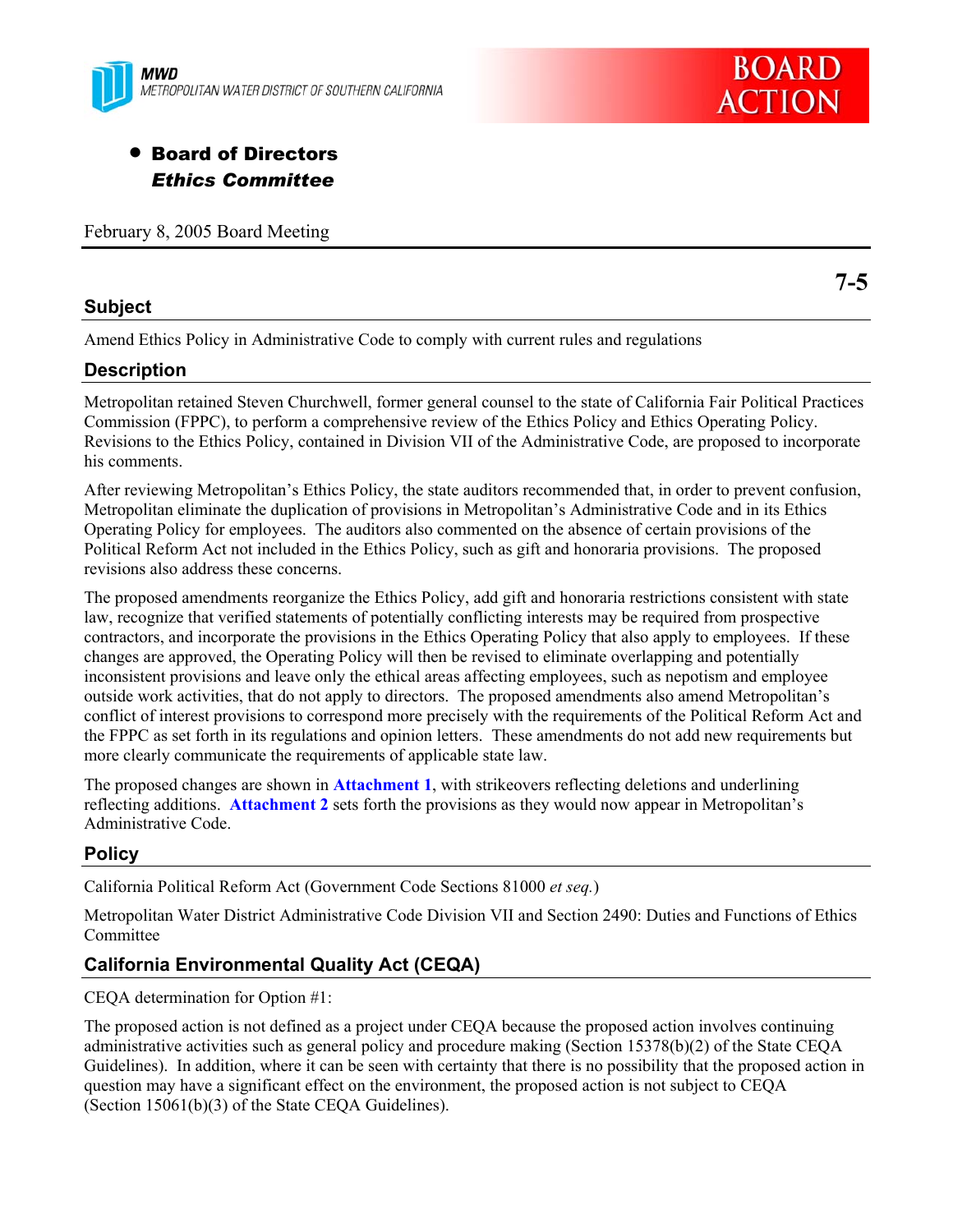MWD
METROPOLITAN WATER DISTRICT OF SOUTHERN CALIFORNIA

BOARD ACTION

- **Board of Directors**
  ***Ethics Committee***

February 8, 2005 Board Meeting

**7-5**

## Subject

Amend Ethics Policy in Administrative Code to comply with current rules and regulations

## Description

Metropolitan retained Steven Churchwell, former general counsel to the state of California Fair Political Practices Commission (FPPC), to perform a comprehensive review of the Ethics Policy and Ethics Operating Policy. Revisions to the Ethics Policy, contained in Division VII of the Administrative Code, are proposed to incorporate his comments.

After reviewing Metropolitan's Ethics Policy, the state auditors recommended that, in order to prevent confusion, Metropolitan eliminate the duplication of provisions in Metropolitan's Administrative Code and in its Ethics Operating Policy for employees. The auditors also commented on the absence of certain provisions of the Political Reform Act not included in the Ethics Policy, such as gift and honoraria provisions. The proposed revisions also address these concerns.

The proposed amendments reorganize the Ethics Policy, add gift and honoraria restrictions consistent with state law, recognize that verified statements of potentially conflicting interests may be required from prospective contractors, and incorporate the provisions in the Ethics Operating Policy that also apply to employees. If these changes are approved, the Operating Policy will then be revised to eliminate overlapping and potentially inconsistent provisions and leave only the ethical areas affecting employees, such as nepotism and employee outside work activities, that do not apply to directors. The proposed amendments also amend Metropolitan's conflict of interest provisions to correspond more precisely with the requirements of the Political Reform Act and the FPPC as set forth in its regulations and opinion letters. These amendments do not add new requirements but more clearly communicate the requirements of applicable state law.

The proposed changes are shown in **Attachment 1**, with strikeovers reflecting deletions and underlining reflecting additions. **Attachment 2** sets forth the provisions as they would now appear in Metropolitan's Administrative Code.

## Policy

California Political Reform Act (Government Code Sections 81000 *et seq.*)

Metropolitan Water District Administrative Code Division VII and Section 2490: Duties and Functions of Ethics Committee

## California Environmental Quality Act (CEQA)

CEQA determination for Option #1:

The proposed action is not defined as a project under CEQA because the proposed action involves continuing administrative activities such as general policy and procedure making (Section 15378(b)(2) of the State CEQA Guidelines). In addition, where it can be seen with certainty that there is no possibility that the proposed action in question may have a significant effect on the environment, the proposed action is not subject to CEQA (Section 15061(b)(3) of the State CEQA Guidelines).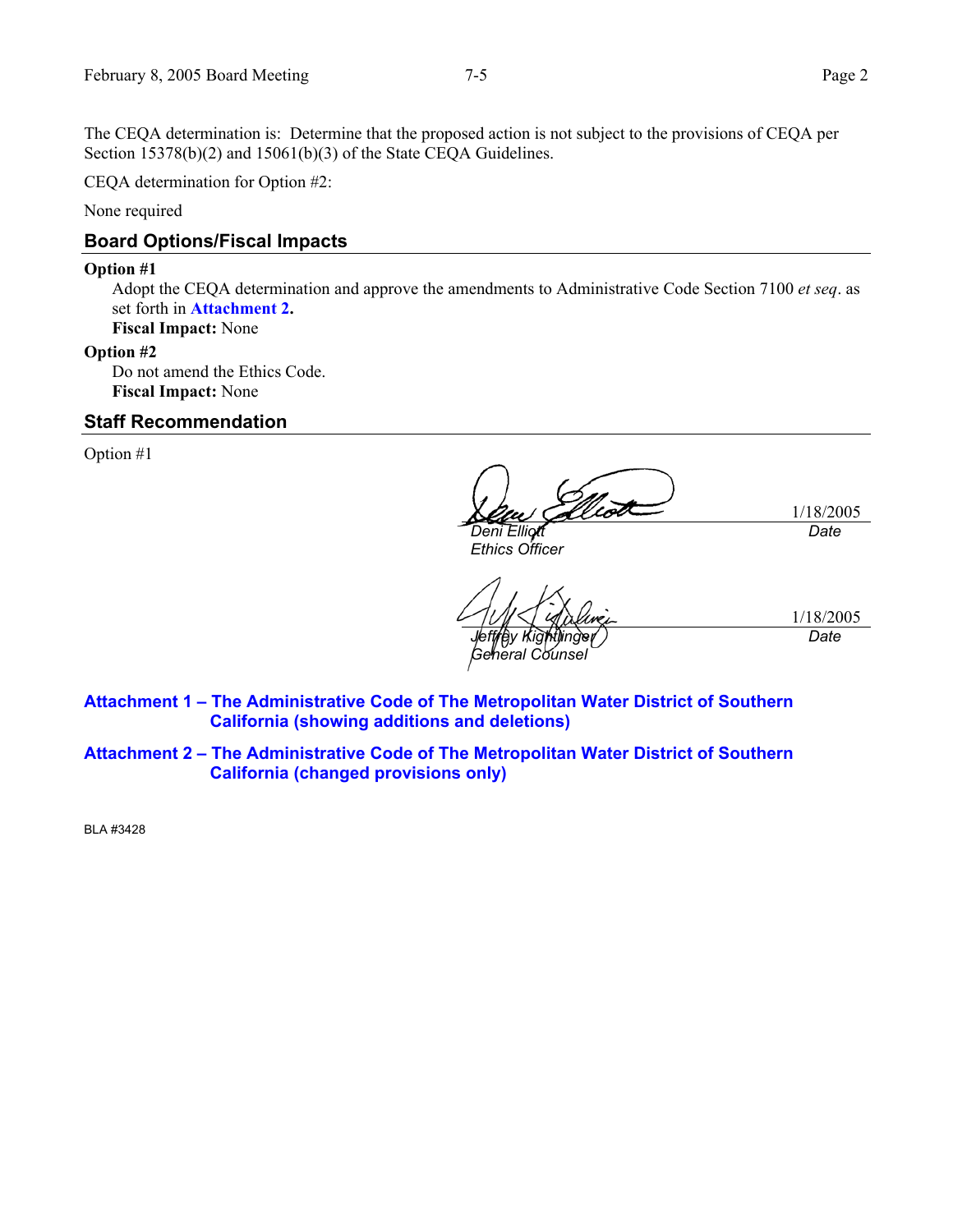The CEQA determination is: Determine that the proposed action is not subject to the provisions of CEQA per Section 15378(b)(2) and 15061(b)(3) of the State CEQA Guidelines.

CEQA determination for Option #2:

None required

## Board Options/Fiscal Impacts

**Option #1**

Adopt the CEQA determination and approve the amendments to Administrative Code Section 7100 *et seq*. as set forth in **Attachment 2.**

**Fiscal Impact:** None

**Option #2**

Do not amend the Ethics Code.

**Fiscal Impact:** None

## Staff Recommendation

Option #1

| | |
|---|---|
| *Deni Elliott*<br>*Ethics Officer* | 1/18/2005<br>*Date* |
| *Jeffrey Kightlinger*<br>*General Counsel* | 1/18/2005<br>*Date* |

**Attachment 1 – The Administrative Code of The Metropolitan Water District of Southern California (showing additions and deletions)**

**Attachment 2 – The Administrative Code of The Metropolitan Water District of Southern California (changed provisions only)**

BLA #3428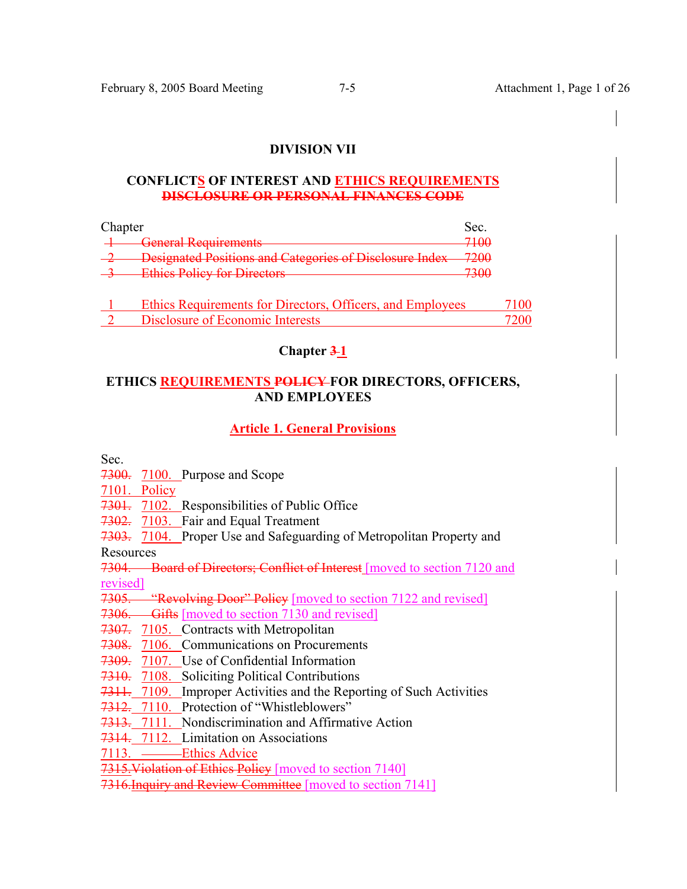# DIVISION VII

## CONFLICTS OF INTEREST AND ETHICS REQUIREMENTS ~~DISCLOSURE OR PERSONAL FINANCES CODE~~

| Chapter | | Sec. |
|---|---|---|
| ~~1~~ | ~~General Requirements~~ | ~~7100~~ |
| ~~2~~ | ~~Designated Positions and Categories of Disclosure Index~~ | ~~7200~~ |
| ~~3~~ | ~~Ethics Policy for Directors~~ | ~~7300~~ |
| 1 | Ethics Requirements for Directors, Officers, and Employees | 7100 |
| 2 | Disclosure of Economic Interests | 7200 |

## Chapter ~~3~~ 1

## ETHICS REQUIREMENTS ~~POLICY~~ FOR DIRECTORS, OFFICERS, AND EMPLOYEES

### Article 1. General Provisions

Sec.

~~7300.~~ 7100. Purpose and Scope
7101. Policy
~~7301.~~ 7102. Responsibilities of Public Office
~~7302.~~ 7103. Fair and Equal Treatment
~~7303.~~ 7104. Proper Use and Safeguarding of Metropolitan Property and Resources
~~7304. Board of Directors; Conflict of Interest~~ [moved to section 7120 and revised]
~~7305. "Revolving Door" Policy~~ [moved to section 7122 and revised]
~~7306. Gifts~~ [moved to section 7130 and revised]
~~7307.~~ 7105. Contracts with Metropolitan
~~7308.~~ 7106. Communications on Procurements
~~7309.~~ 7107. Use of Confidential Information
~~7310.~~ 7108. Soliciting Political Contributions
~~7311.~~ 7109. Improper Activities and the Reporting of Such Activities
~~7312.~~ 7110. Protection of "Whistleblowers"
~~7313.~~ 7111. Nondiscrimination and Affirmative Action
~~7314.~~ 7112. Limitation on Associations
7113. Ethics Advice
~~7315. Violation of Ethics Policy~~ [moved to section 7140]
~~7316. Inquiry and Review Committee~~ [moved to section 7141]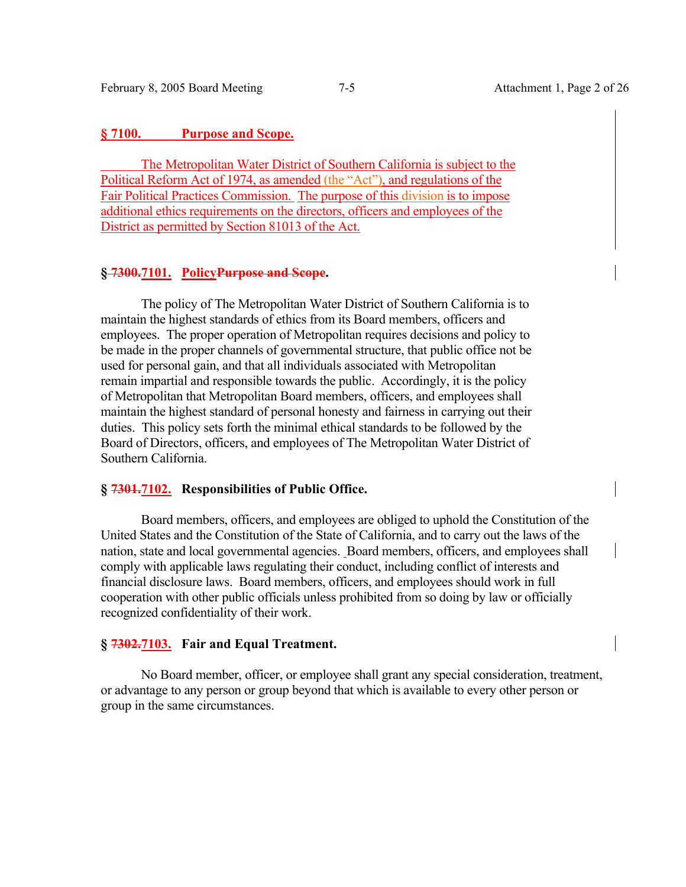**§ 7100. Purpose and Scope.**

The Metropolitan Water District of Southern California is subject to the Political Reform Act of 1974, as amended (the "Act"), and regulations of the Fair Political Practices Commission. The purpose of this division is to impose additional ethics requirements on the directors, officers and employees of the District as permitted by Section 81013 of the Act.

**§ ~~7300.~~7101. Policy~~Purpose and Scope~~.**

The policy of The Metropolitan Water District of Southern California is to maintain the highest standards of ethics from its Board members, officers and employees. The proper operation of Metropolitan requires decisions and policy to be made in the proper channels of governmental structure, that public office not be used for personal gain, and that all individuals associated with Metropolitan remain impartial and responsible towards the public. Accordingly, it is the policy of Metropolitan that Metropolitan Board members, officers, and employees shall maintain the highest standard of personal honesty and fairness in carrying out their duties. This policy sets forth the minimal ethical standards to be followed by the Board of Directors, officers, and employees of The Metropolitan Water District of Southern California.

**§ ~~7301.~~7102. Responsibilities of Public Office.**

Board members, officers, and employees are obliged to uphold the Constitution of the United States and the Constitution of the State of California, and to carry out the laws of the nation, state and local governmental agencies. Board members, officers, and employees shall comply with applicable laws regulating their conduct, including conflict of interests and financial disclosure laws. Board members, officers, and employees should work in full cooperation with other public officials unless prohibited from so doing by law or officially recognized confidentiality of their work.

**§ ~~7302.~~7103. Fair and Equal Treatment.**

No Board member, officer, or employee shall grant any special consideration, treatment, or advantage to any person or group beyond that which is available to every other person or group in the same circumstances.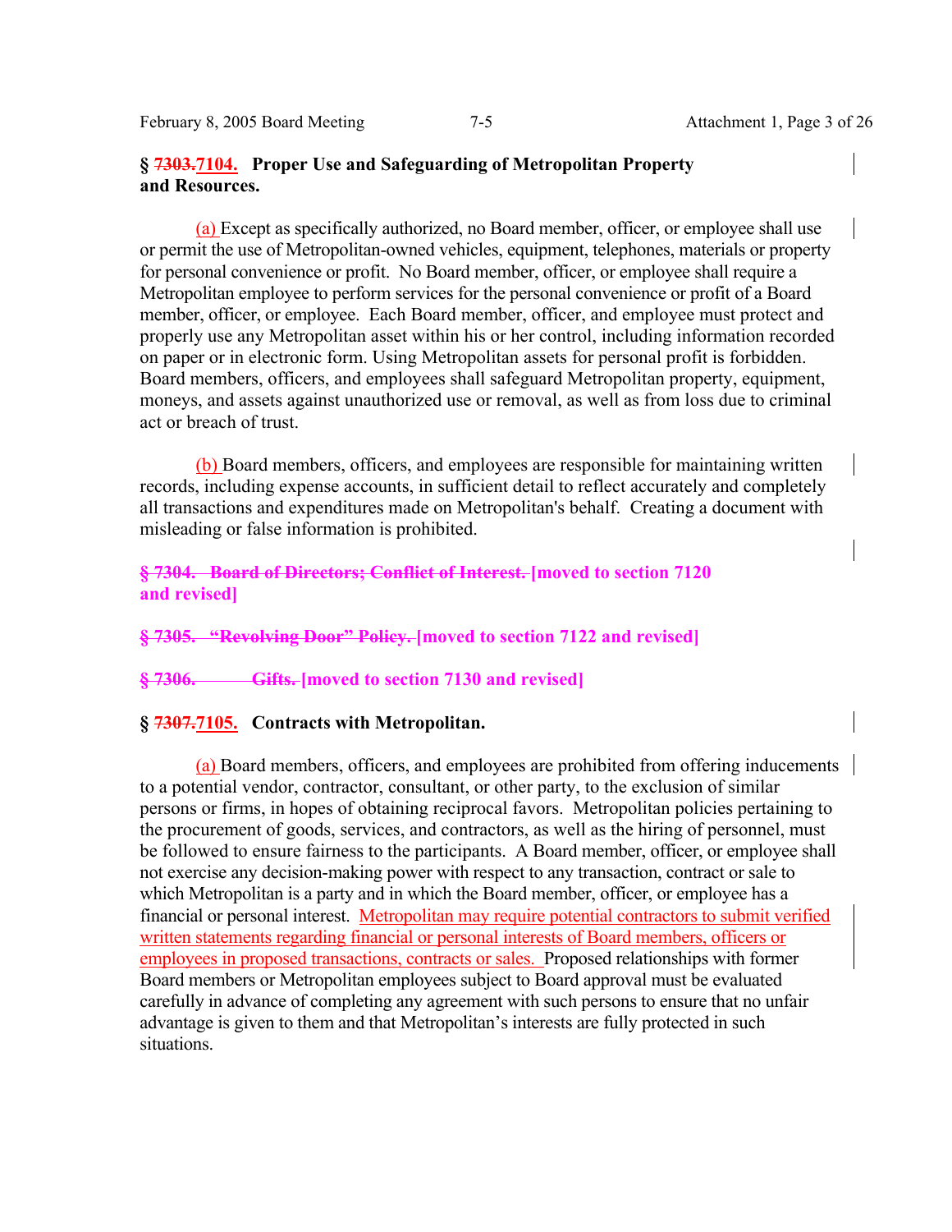**§ ~~7303.~~7104. Proper Use and Safeguarding of Metropolitan Property and Resources.**

(a) Except as specifically authorized, no Board member, officer, or employee shall use or permit the use of Metropolitan-owned vehicles, equipment, telephones, materials or property for personal convenience or profit. No Board member, officer, or employee shall require a Metropolitan employee to perform services for the personal convenience or profit of a Board member, officer, or employee. Each Board member, officer, and employee must protect and properly use any Metropolitan asset within his or her control, including information recorded on paper or in electronic form. Using Metropolitan assets for personal profit is forbidden. Board members, officers, and employees shall safeguard Metropolitan property, equipment, moneys, and assets against unauthorized use or removal, as well as from loss due to criminal act or breach of trust.

(b) Board members, officers, and employees are responsible for maintaining written records, including expense accounts, in sufficient detail to reflect accurately and completely all transactions and expenditures made on Metropolitan's behalf. Creating a document with misleading or false information is prohibited.

**~~§ 7304. Board of Directors; Conflict of Interest.~~ [moved to section 7120 and revised]**

**~~§ 7305. "Revolving Door" Policy.~~ [moved to section 7122 and revised]**

**~~§ 7306. Gifts.~~ [moved to section 7130 and revised]**

**§ ~~7307.~~7105. Contracts with Metropolitan.**

(a) Board members, officers, and employees are prohibited from offering inducements to a potential vendor, contractor, consultant, or other party, to the exclusion of similar persons or firms, in hopes of obtaining reciprocal favors. Metropolitan policies pertaining to the procurement of goods, services, and contractors, as well as the hiring of personnel, must be followed to ensure fairness to the participants. A Board member, officer, or employee shall not exercise any decision-making power with respect to any transaction, contract or sale to which Metropolitan is a party and in which the Board member, officer, or employee has a financial or personal interest. Metropolitan may require potential contractors to submit verified written statements regarding financial or personal interests of Board members, officers or employees in proposed transactions, contracts or sales. Proposed relationships with former Board members or Metropolitan employees subject to Board approval must be evaluated carefully in advance of completing any agreement with such persons to ensure that no unfair advantage is given to them and that Metropolitan's interests are fully protected in such situations.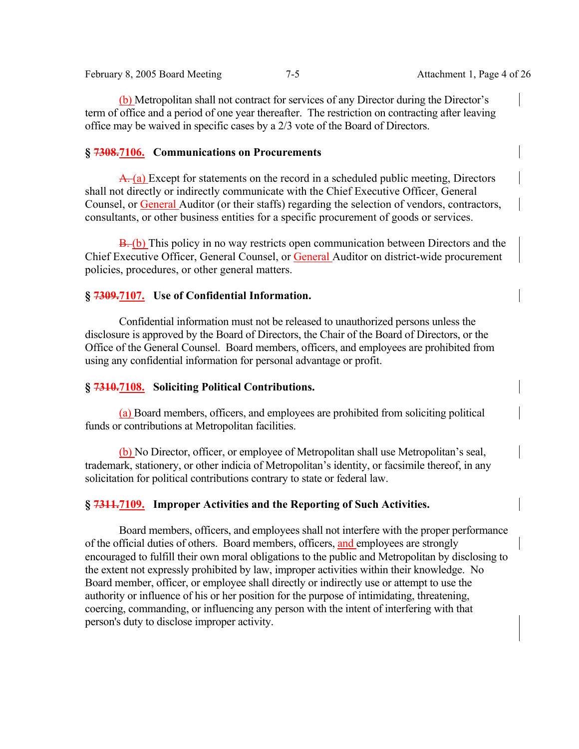(b) Metropolitan shall not contract for services of any Director during the Director's term of office and a period of one year thereafter. The restriction on contracting after leaving office may be waived in specific cases by a 2/3 vote of the Board of Directors.

### § ~~7308.~~7106. Communications on Procurements

~~A.~~ (a) Except for statements on the record in a scheduled public meeting, Directors shall not directly or indirectly communicate with the Chief Executive Officer, General Counsel, or General Auditor (or their staffs) regarding the selection of vendors, contractors, consultants, or other business entities for a specific procurement of goods or services.

~~B.~~ (b) This policy in no way restricts open communication between Directors and the Chief Executive Officer, General Counsel, or General Auditor on district-wide procurement policies, procedures, or other general matters.

### § ~~7309.~~7107. Use of Confidential Information.

Confidential information must not be released to unauthorized persons unless the disclosure is approved by the Board of Directors, the Chair of the Board of Directors, or the Office of the General Counsel. Board members, officers, and employees are prohibited from using any confidential information for personal advantage or profit.

### § ~~7310.~~7108. Soliciting Political Contributions.

(a) Board members, officers, and employees are prohibited from soliciting political funds or contributions at Metropolitan facilities.

(b) No Director, officer, or employee of Metropolitan shall use Metropolitan's seal, trademark, stationery, or other indicia of Metropolitan's identity, or facsimile thereof, in any solicitation for political contributions contrary to state or federal law.

### § ~~7311.~~7109. Improper Activities and the Reporting of Such Activities.

Board members, officers, and employees shall not interfere with the proper performance of the official duties of others. Board members, officers, and employees are strongly encouraged to fulfill their own moral obligations to the public and Metropolitan by disclosing to the extent not expressly prohibited by law, improper activities within their knowledge. No Board member, officer, or employee shall directly or indirectly use or attempt to use the authority or influence of his or her position for the purpose of intimidating, threatening, coercing, commanding, or influencing any person with the intent of interfering with that person's duty to disclose improper activity.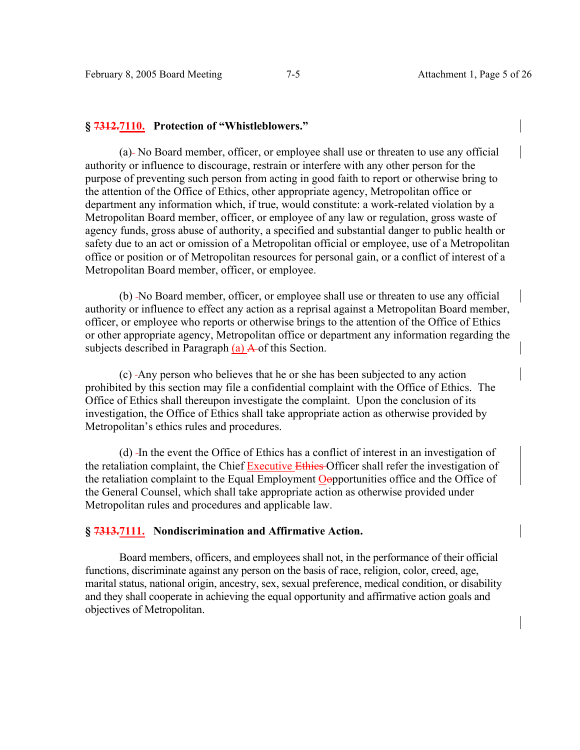## § ~~7312.~~7110. Protection of "Whistleblowers."

(a) No Board member, officer, or employee shall use or threaten to use any official authority or influence to discourage, restrain or interfere with any other person for the purpose of preventing such person from acting in good faith to report or otherwise bring to the attention of the Office of Ethics, other appropriate agency, Metropolitan office or department any information which, if true, would constitute: a work-related violation by a Metropolitan Board member, officer, or employee of any law or regulation, gross waste of agency funds, gross abuse of authority, a specified and substantial danger to public health or safety due to an act or omission of a Metropolitan official or employee, use of a Metropolitan office or position or of Metropolitan resources for personal gain, or a conflict of interest of a Metropolitan Board member, officer, or employee.

(b) No Board member, officer, or employee shall use or threaten to use any official authority or influence to effect any action as a reprisal against a Metropolitan Board member, officer, or employee who reports or otherwise brings to the attention of the Office of Ethics or other appropriate agency, Metropolitan office or department any information regarding the subjects described in Paragraph (a) ~~A~~ of this Section.

(c) Any person who believes that he or she has been subjected to any action prohibited by this section may file a confidential complaint with the Office of Ethics. The Office of Ethics shall thereupon investigate the complaint. Upon the conclusion of its investigation, the Office of Ethics shall take appropriate action as otherwise provided by Metropolitan's ethics rules and procedures.

(d) In the event the Office of Ethics has a conflict of interest in an investigation of the retaliation complaint, the Chief Executive ~~Ethics~~ Officer shall refer the investigation of the retaliation complaint to the Equal Employment O~~o~~pportunities office and the Office of the General Counsel, which shall take appropriate action as otherwise provided under Metropolitan rules and procedures and applicable law.

## § ~~7313.~~7111. Nondiscrimination and Affirmative Action.

Board members, officers, and employees shall not, in the performance of their official functions, discriminate against any person on the basis of race, religion, color, creed, age, marital status, national origin, ancestry, sex, sexual preference, medical condition, or disability and they shall cooperate in achieving the equal opportunity and affirmative action goals and objectives of Metropolitan.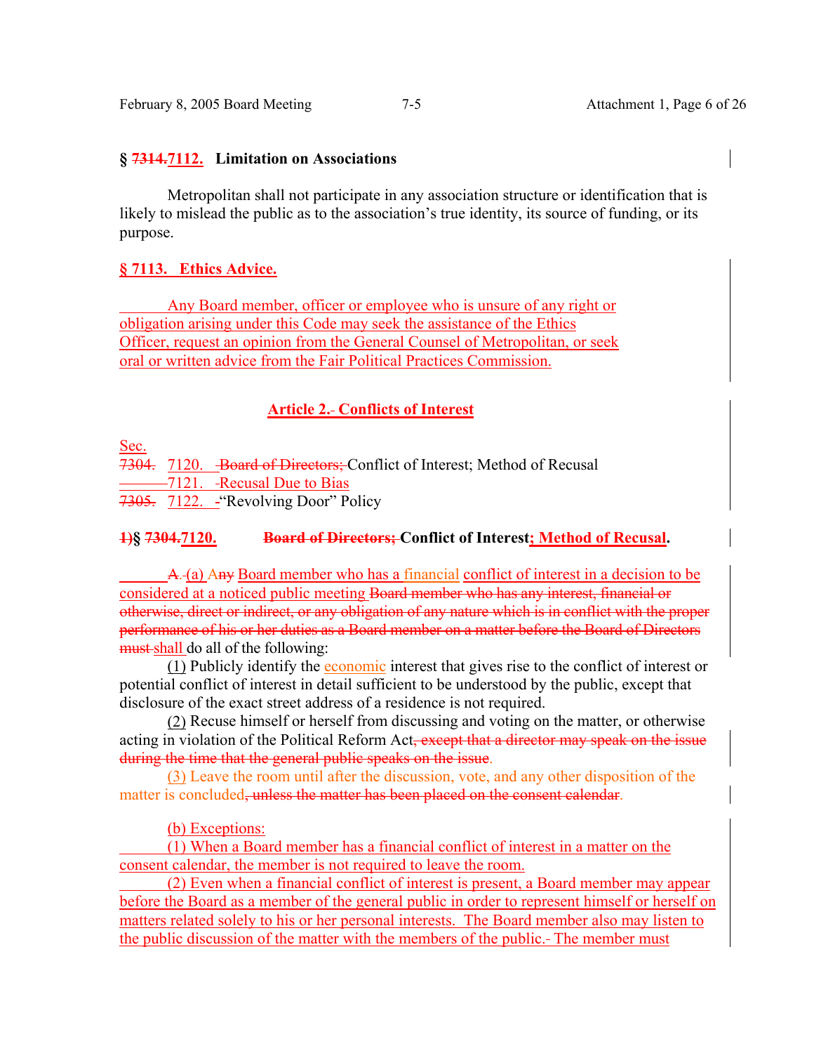## § ~~7314.~~7112. Limitation on Associations

Metropolitan shall not participate in any association structure or identification that is likely to mislead the public as to the association's true identity, its source of funding, or its purpose.

## § 7113. Ethics Advice.

Any Board member, officer or employee who is unsure of any right or obligation arising under this Code may seek the assistance of the Ethics Officer, request an opinion from the General Counsel of Metropolitan, or seek oral or written advice from the Fair Political Practices Commission.

# Article 2. Conflicts of Interest

Sec.
~~7304.~~ 7120. ~~Board of Directors;~~ Conflict of Interest; Method of Recusal
7121. Recusal Due to Bias
~~7305.~~ 7122. "Revolving Door" Policy

## ~~1)~~§ ~~7304.~~7120. ~~Board of Directors;~~ Conflict of Interest; Method of Recusal.

~~A.~~ (a) A~~ny~~ Board member who has a financial conflict of interest in a decision to be considered at a noticed public meeting ~~Board member who has any interest, financial or otherwise, direct or indirect, or any obligation of any nature which is in conflict with the proper performance of his or her duties as a Board member on a matter before the Board of Directors must~~ shall do all of the following:

(1) Publicly identify the economic interest that gives rise to the conflict of interest or potential conflict of interest in detail sufficient to be understood by the public, except that disclosure of the exact street address of a residence is not required.

(2) Recuse himself or herself from discussing and voting on the matter, or otherwise acting in violation of the Political Reform Act~~, except that a director may speak on the issue during the time that the general public speaks on the issue~~.

(3) Leave the room until after the discussion, vote, and any other disposition of the matter is concluded~~, unless the matter has been placed on the consent calendar~~.

(b) Exceptions:

(1) When a Board member has a financial conflict of interest in a matter on the consent calendar, the member is not required to leave the room.

(2) Even when a financial conflict of interest is present, a Board member may appear before the Board as a member of the general public in order to represent himself or herself on matters related solely to his or her personal interests. The Board member also may listen to the public discussion of the matter with the members of the public. The member must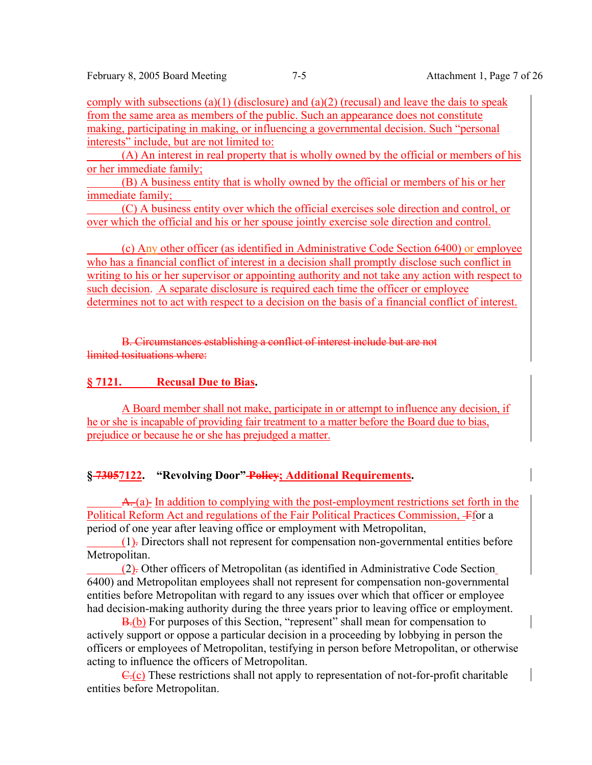comply with subsections (a)(1) (disclosure) and (a)(2) (recusal) and leave the dais to speak from the same area as members of the public. Such an appearance does not constitute making, participating in making, or influencing a governmental decision. Such "personal interests" include, but are not limited to:

(A) An interest in real property that is wholly owned by the official or members of his or her immediate family;

(B) A business entity that is wholly owned by the official or members of his or her immediate family;

(C) A business entity over which the official exercises sole direction and control, or over which the official and his or her spouse jointly exercise sole direction and control.

(c) Any other officer (as identified in Administrative Code Section 6400) or employee who has a financial conflict of interest in a decision shall promptly disclose such conflict in writing to his or her supervisor or appointing authority and not take any action with respect to such decision. A separate disclosure is required each time the officer or employee determines not to act with respect to a decision on the basis of a financial conflict of interest.

~~B. Circumstances establishing a conflict of interest include but are not limited tosituations where:~~

**§ 7121. Recusal Due to Bias.**

A Board member shall not make, participate in or attempt to influence any decision, if he or she is incapable of providing fair treatment to a matter before the Board due to bias, prejudice or because he or she has prejudged a matter.

**§ ~~7305~~7122. "Revolving Door" ~~Policy~~; Additional Requirements.**

~~A.~~ (a) In addition to complying with the post-employment restrictions set forth in the Political Reform Act and regulations of the Fair Political Practices Commission, ~~F~~for a period of one year after leaving office or employment with Metropolitan,

(1)~~.~~ Directors shall not represent for compensation non-governmental entities before Metropolitan.

(2)~~.~~ Other officers of Metropolitan (as identified in Administrative Code Section 6400) and Metropolitan employees shall not represent for compensation non-governmental entities before Metropolitan with regard to any issues over which that officer or employee had decision-making authority during the three years prior to leaving office or employment.

~~B.~~(b) For purposes of this Section, "represent" shall mean for compensation to actively support or oppose a particular decision in a proceeding by lobbying in person the officers or employees of Metropolitan, testifying in person before Metropolitan, or otherwise acting to influence the officers of Metropolitan.

~~C.~~(c) These restrictions shall not apply to representation of not-for-profit charitable entities before Metropolitan.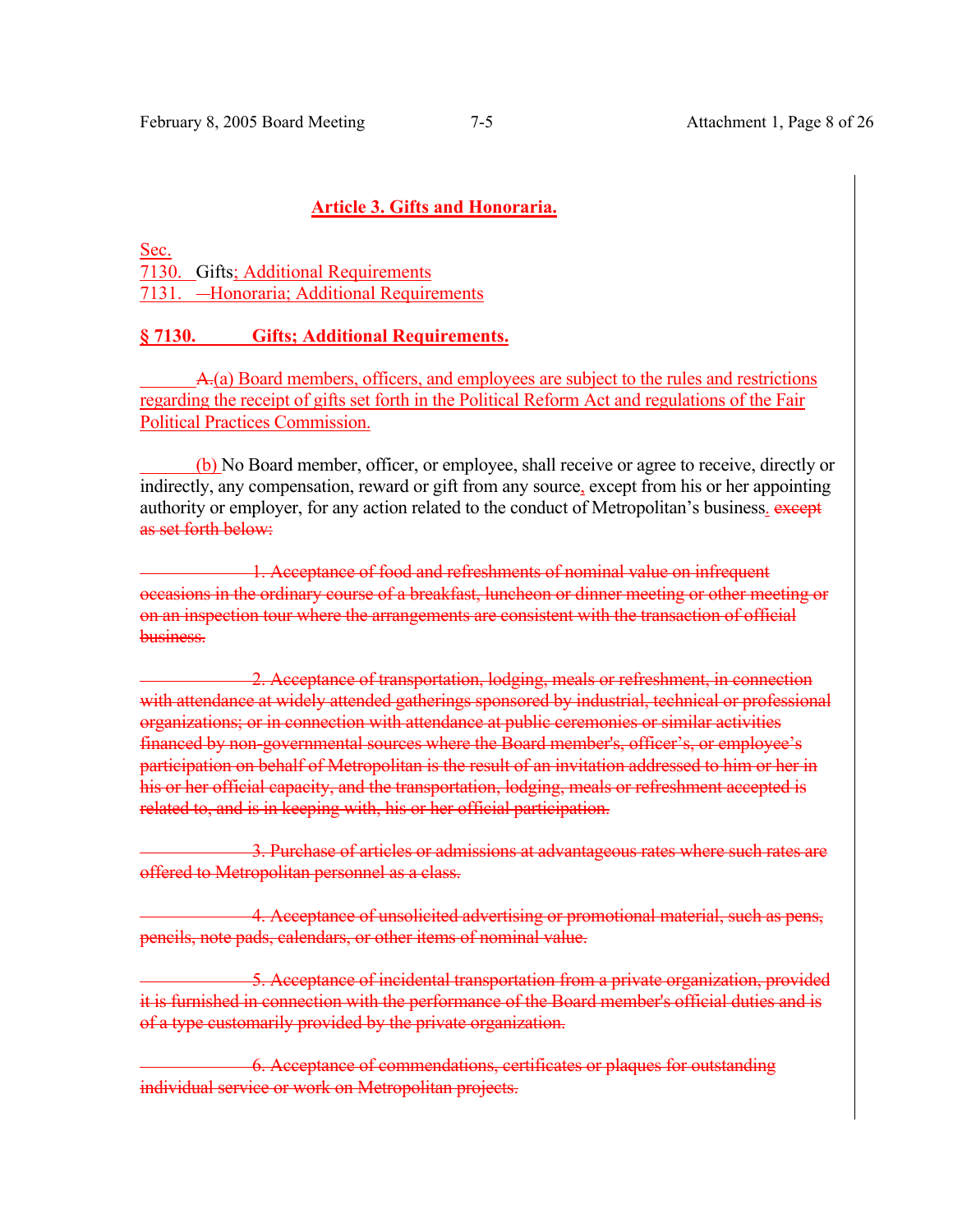## Article 3. Gifts and Honoraria.

Sec.
7130. Gifts; Additional Requirements
7131. —Honoraria; Additional Requirements

### § 7130. Gifts; Additional Requirements.

~~A.~~(a) Board members, officers, and employees are subject to the rules and restrictions regarding the receipt of gifts set forth in the Political Reform Act and regulations of the Fair Political Practices Commission.

(b) No Board member, officer, or employee, shall receive or agree to receive, directly or indirectly, any compensation, reward or gift from any source, except from his or her appointing authority or employer, for any action related to the conduct of Metropolitan's business. ~~except as set forth below:~~

~~1. Acceptance of food and refreshments of nominal value on infrequent occasions in the ordinary course of a breakfast, luncheon or dinner meeting or other meeting or on an inspection tour where the arrangements are consistent with the transaction of official business.~~

~~2. Acceptance of transportation, lodging, meals or refreshment, in connection with attendance at widely attended gatherings sponsored by industrial, technical or professional organizations; or in connection with attendance at public ceremonies or similar activities financed by non-governmental sources where the Board member's, officer's, or employee's participation on behalf of Metropolitan is the result of an invitation addressed to him or her in his or her official capacity, and the transportation, lodging, meals or refreshment accepted is related to, and is in keeping with, his or her official participation.~~

~~3. Purchase of articles or admissions at advantageous rates where such rates are offered to Metropolitan personnel as a class.~~

~~4. Acceptance of unsolicited advertising or promotional material, such as pens, pencils, note pads, calendars, or other items of nominal value.~~

~~5. Acceptance of incidental transportation from a private organization, provided it is furnished in connection with the performance of the Board member's official duties and is of a type customarily provided by the private organization.~~

~~6. Acceptance of commendations, certificates or plaques for outstanding individual service or work on Metropolitan projects.~~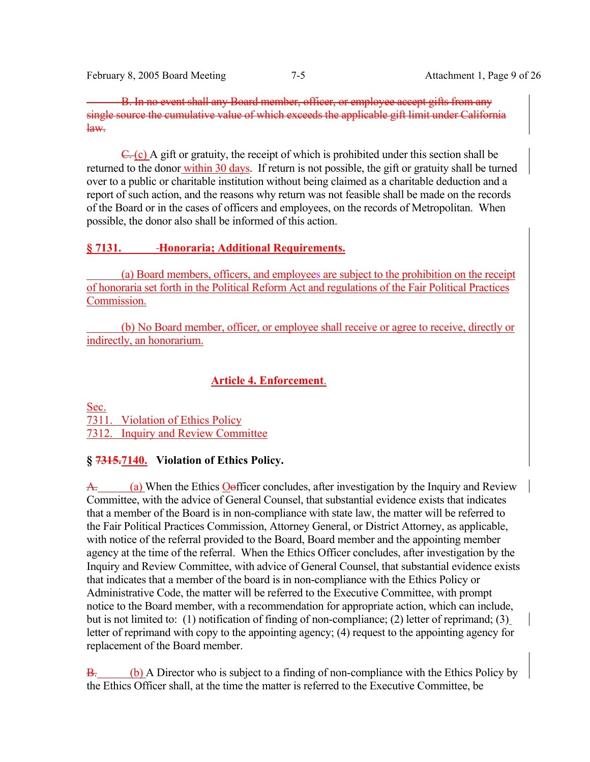~~B. In no event shall any Board member, officer, or employee accept gifts from any single source the cumulative value of which exceeds the applicable gift limit under California law.~~

~~C.~~ (c) A gift or gratuity, the receipt of which is prohibited under this section shall be returned to the donor within 30 days. If return is not possible, the gift or gratuity shall be turned over to a public or charitable institution without being claimed as a charitable deduction and a report of such action, and the reasons why return was not feasible shall be made on the records of the Board or in the cases of officers and employees, on the records of Metropolitan. When possible, the donor also shall be informed of this action.

**§ 7131. Honoraria; Additional Requirements.**

(a) Board members, officers, and employees are subject to the prohibition on the receipt of honoraria set forth in the Political Reform Act and regulations of the Fair Political Practices Commission.

(b) No Board member, officer, or employee shall receive or agree to receive, directly or indirectly, an honorarium.

## Article 4. Enforcement.

Sec.
7311. Violation of Ethics Policy
7312. Inquiry and Review Committee

**§ ~~7315.~~7140. Violation of Ethics Policy.**

~~A.~~ (a) When the Ethics ~~O~~officer concludes, after investigation by the Inquiry and Review Committee, with the advice of General Counsel, that substantial evidence exists that indicates that a member of the Board is in non-compliance with state law, the matter will be referred to the Fair Political Practices Commission, Attorney General, or District Attorney, as applicable, with notice of the referral provided to the Board, Board member and the appointing member agency at the time of the referral. When the Ethics Officer concludes, after investigation by the Inquiry and Review Committee, with advice of General Counsel, that substantial evidence exists that indicates that a member of the board is in non-compliance with the Ethics Policy or Administrative Code, the matter will be referred to the Executive Committee, with prompt notice to the Board member, with a recommendation for appropriate action, which can include, but is not limited to: (1) notification of finding of non-compliance; (2) letter of reprimand; (3) letter of reprimand with copy to the appointing agency; (4) request to the appointing agency for replacement of the Board member.

~~B.~~ (b) A Director who is subject to a finding of non-compliance with the Ethics Policy by the Ethics Officer shall, at the time the matter is referred to the Executive Committee, be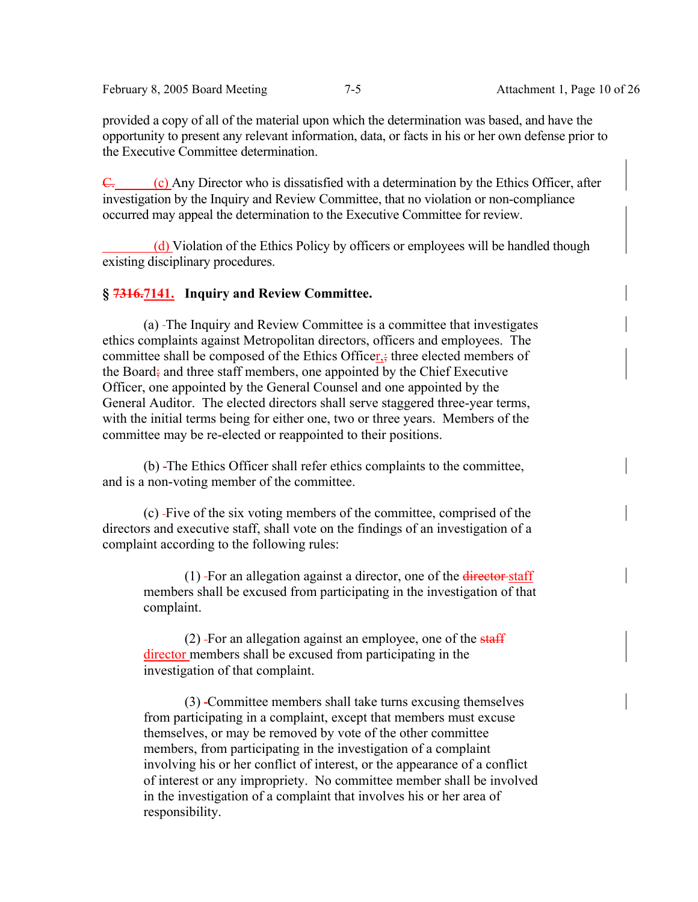provided a copy of all of the material upon which the determination was based, and have the opportunity to present any relevant information, data, or facts in his or her own defense prior to the Executive Committee determination.

~~C.~~ (c) Any Director who is dissatisfied with a determination by the Ethics Officer, after investigation by the Inquiry and Review Committee, that no violation or non-compliance occurred may appeal the determination to the Executive Committee for review.

(d) Violation of the Ethics Policy by officers or employees will be handled though existing disciplinary procedures.

**§ ~~7316.~~7141. Inquiry and Review Committee.**

(a) The Inquiry and Review Committee is a committee that investigates ethics complaints against Metropolitan directors, officers and employees. The committee shall be composed of the Ethics Officer, ~~;~~ three elected members of the Board~~;~~ and three staff members, one appointed by the Chief Executive Officer, one appointed by the General Counsel and one appointed by the General Auditor. The elected directors shall serve staggered three-year terms, with the initial terms being for either one, two or three years. Members of the committee may be re-elected or reappointed to their positions.

(b) The Ethics Officer shall refer ethics complaints to the committee, and is a non-voting member of the committee.

(c) Five of the six voting members of the committee, comprised of the directors and executive staff, shall vote on the findings of an investigation of a complaint according to the following rules:

> (1) For an allegation against a director, one of the ~~director~~ staff members shall be excused from participating in the investigation of that complaint.
>
> (2) For an allegation against an employee, one of the ~~staff~~ director members shall be excused from participating in the investigation of that complaint.
>
> (3) Committee members shall take turns excusing themselves from participating in a complaint, except that members must excuse themselves, or may be removed by vote of the other committee members, from participating in the investigation of a complaint involving his or her conflict of interest, or the appearance of a conflict of interest or any impropriety. No committee member shall be involved in the investigation of a complaint that involves his or her area of responsibility.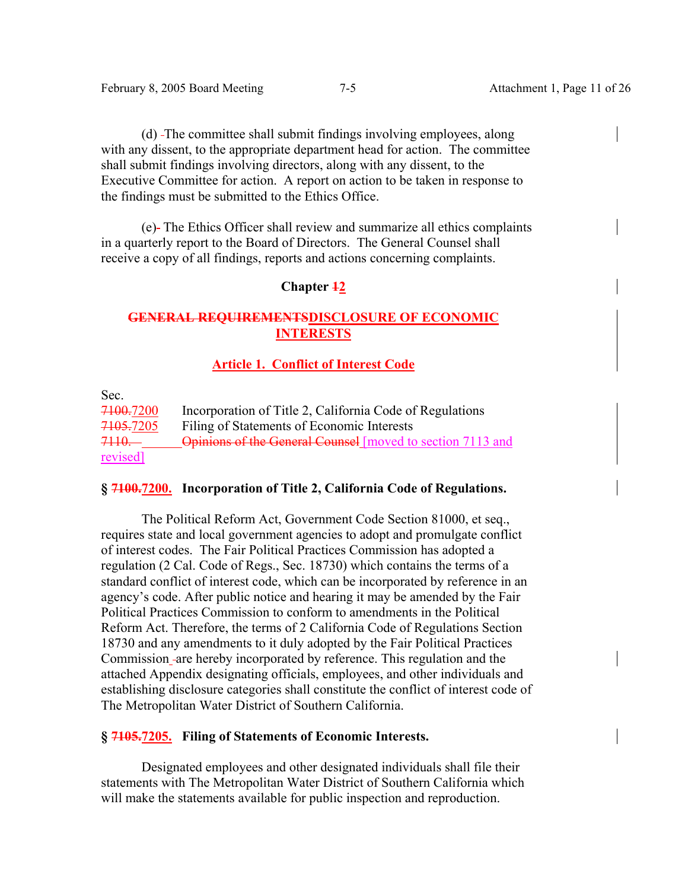(d) -The committee shall submit findings involving employees, along with any dissent, to the appropriate department head for action. The committee shall submit findings involving directors, along with any dissent, to the Executive Committee for action. A report on action to be taken in response to the findings must be submitted to the Ethics Office.

(e)- The Ethics Officer shall review and summarize all ethics complaints in a quarterly report to the Board of Directors. The General Counsel shall receive a copy of all findings, reports and actions concerning complaints.

**Chapter ~~1~~2**

**~~GENERAL REQUIREMENTS~~DISCLOSURE OF ECONOMIC INTERESTS**

**Article 1. Conflict of Interest Code**

Sec.

~~7100.~~7200 Incorporation of Title 2, California Code of Regulations
~~7105.~~7205 Filing of Statements of Economic Interests
~~7110.~~ ~~Opinions of the General Counsel~~ [moved to section 7113 and revised]

**§ ~~7100.~~7200. Incorporation of Title 2, California Code of Regulations.**

The Political Reform Act, Government Code Section 81000, et seq., requires state and local government agencies to adopt and promulgate conflict of interest codes. The Fair Political Practices Commission has adopted a regulation (2 Cal. Code of Regs., Sec. 18730) which contains the terms of a standard conflict of interest code, which can be incorporated by reference in an agency's code. After public notice and hearing it may be amended by the Fair Political Practices Commission to conform to amendments in the Political Reform Act. Therefore, the terms of 2 California Code of Regulations Section 18730 and any amendments to it duly adopted by the Fair Political Practices Commission -are hereby incorporated by reference. This regulation and the attached Appendix designating officials, employees, and other individuals and establishing disclosure categories shall constitute the conflict of interest code of The Metropolitan Water District of Southern California.

**§ ~~7105.~~7205. Filing of Statements of Economic Interests.**

Designated employees and other designated individuals shall file their statements with The Metropolitan Water District of Southern California which will make the statements available for public inspection and reproduction.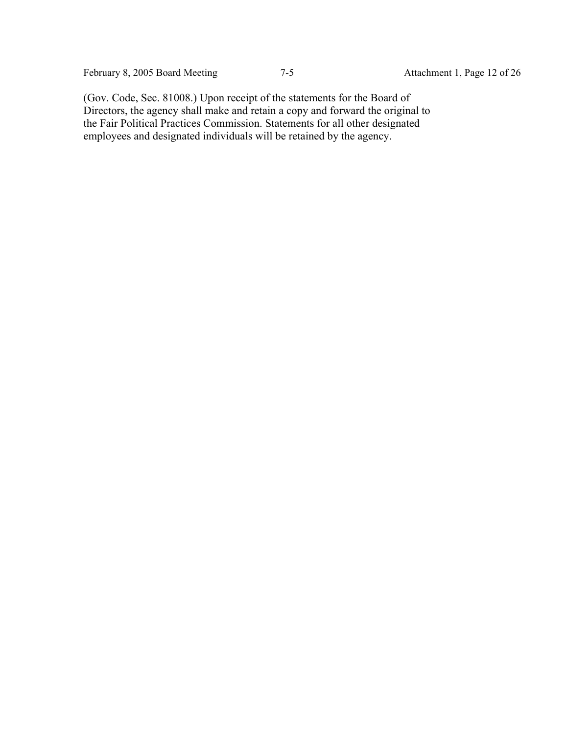(Gov. Code, Sec. 81008.) Upon receipt of the statements for the Board of Directors, the agency shall make and retain a copy and forward the original to the Fair Political Practices Commission. Statements for all other designated employees and designated individuals will be retained by the agency.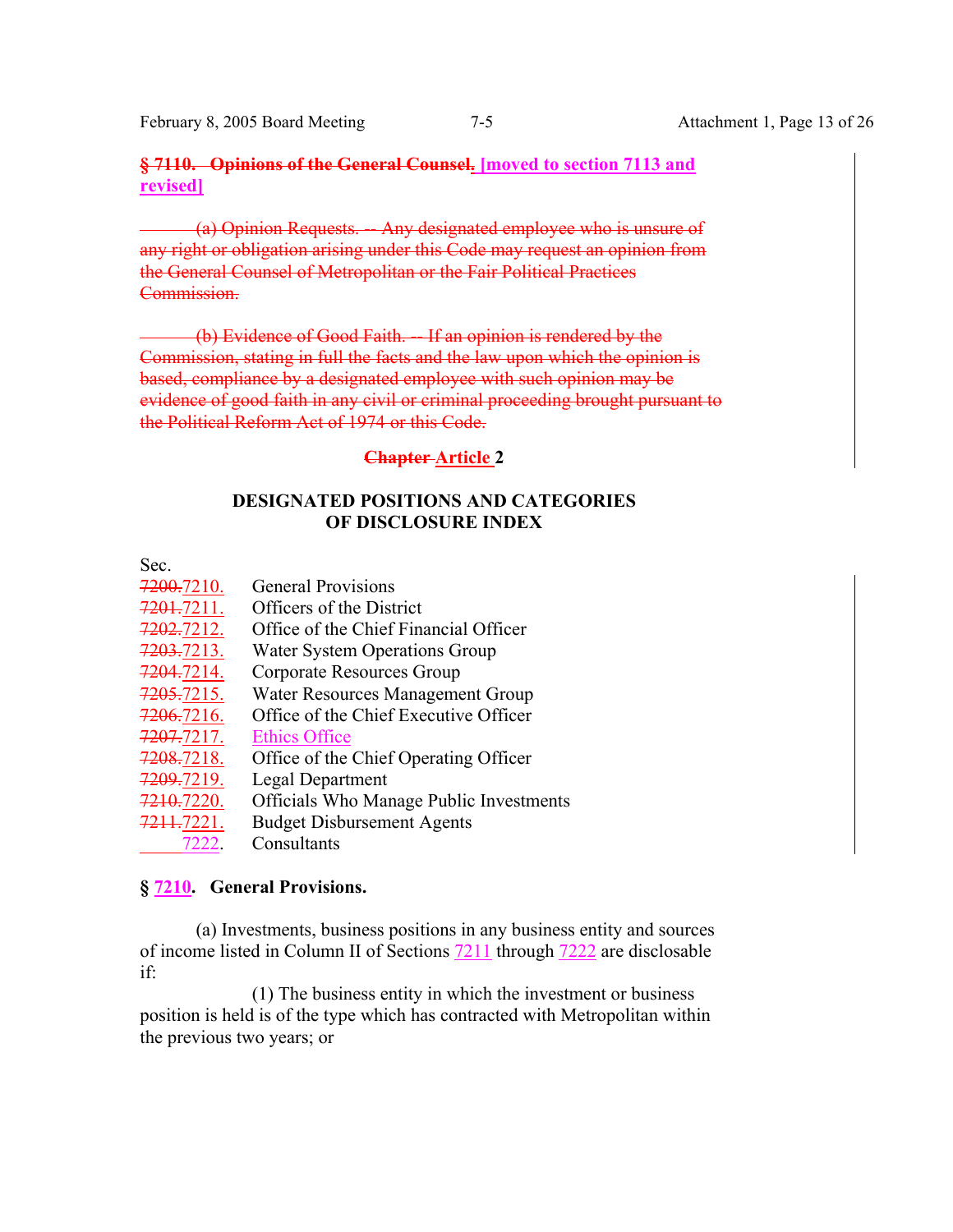**~~§ 7110. Opinions of the General Counsel.~~ [moved to section 7113 and revised]**

~~(a) Opinion Requests. -- Any designated employee who is unsure of any right or obligation arising under this Code may request an opinion from the General Counsel of Metropolitan or the Fair Political Practices Commission.~~

~~(b) Evidence of Good Faith. -- If an opinion is rendered by the Commission, stating in full the facts and the law upon which the opinion is based, compliance by a designated employee with such opinion may be evidence of good faith in any civil or criminal proceeding brought pursuant to the Political Reform Act of 1974 or this Code.~~

**~~Chapter~~ Article 2**

**DESIGNATED POSITIONS AND CATEGORIES OF DISCLOSURE INDEX**

Sec.

| | |
|---|---|
| ~~7200.~~7210. | General Provisions |
| ~~7201.~~7211. | Officers of the District |
| ~~7202.~~7212. | Office of the Chief Financial Officer |
| ~~7203.~~7213. | Water System Operations Group |
| ~~7204.~~7214. | Corporate Resources Group |
| ~~7205.~~7215. | Water Resources Management Group |
| ~~7206.~~7216. | Office of the Chief Executive Officer |
| ~~7207.~~7217. | Ethics Office |
| ~~7208.~~7218. | Office of the Chief Operating Officer |
| ~~7209.~~7219. | Legal Department |
| ~~7210.~~7220. | Officials Who Manage Public Investments |
| ~~7211.~~7221. | Budget Disbursement Agents |
| 7222. | Consultants |

**§ 7210. General Provisions.**

(a) Investments, business positions in any business entity and sources of income listed in Column II of Sections 7211 through 7222 are disclosable if:

(1) The business entity in which the investment or business position is held is of the type which has contracted with Metropolitan within the previous two years; or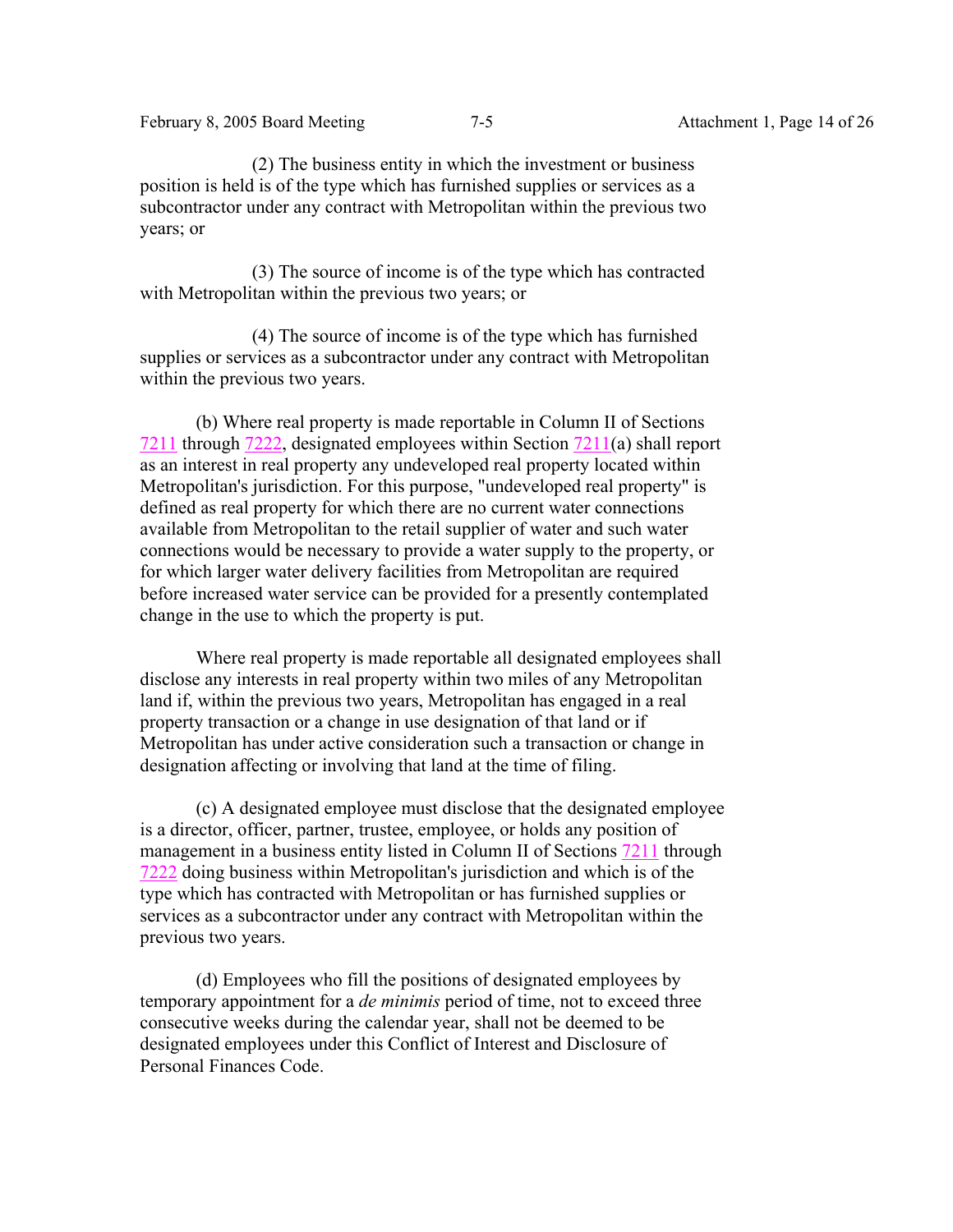(2) The business entity in which the investment or business position is held is of the type which has furnished supplies or services as a subcontractor under any contract with Metropolitan within the previous two years; or

(3) The source of income is of the type which has contracted with Metropolitan within the previous two years; or

(4) The source of income is of the type which has furnished supplies or services as a subcontractor under any contract with Metropolitan within the previous two years.

(b) Where real property is made reportable in Column II of Sections 7211 through 7222, designated employees within Section 7211(a) shall report as an interest in real property any undeveloped real property located within Metropolitan's jurisdiction. For this purpose, "undeveloped real property" is defined as real property for which there are no current water connections available from Metropolitan to the retail supplier of water and such water connections would be necessary to provide a water supply to the property, or for which larger water delivery facilities from Metropolitan are required before increased water service can be provided for a presently contemplated change in the use to which the property is put.

Where real property is made reportable all designated employees shall disclose any interests in real property within two miles of any Metropolitan land if, within the previous two years, Metropolitan has engaged in a real property transaction or a change in use designation of that land or if Metropolitan has under active consideration such a transaction or change in designation affecting or involving that land at the time of filing.

(c) A designated employee must disclose that the designated employee is a director, officer, partner, trustee, employee, or holds any position of management in a business entity listed in Column II of Sections 7211 through 7222 doing business within Metropolitan's jurisdiction and which is of the type which has contracted with Metropolitan or has furnished supplies or services as a subcontractor under any contract with Metropolitan within the previous two years.

(d) Employees who fill the positions of designated employees by temporary appointment for a *de minimis* period of time, not to exceed three consecutive weeks during the calendar year, shall not be deemed to be designated employees under this Conflict of Interest and Disclosure of Personal Finances Code.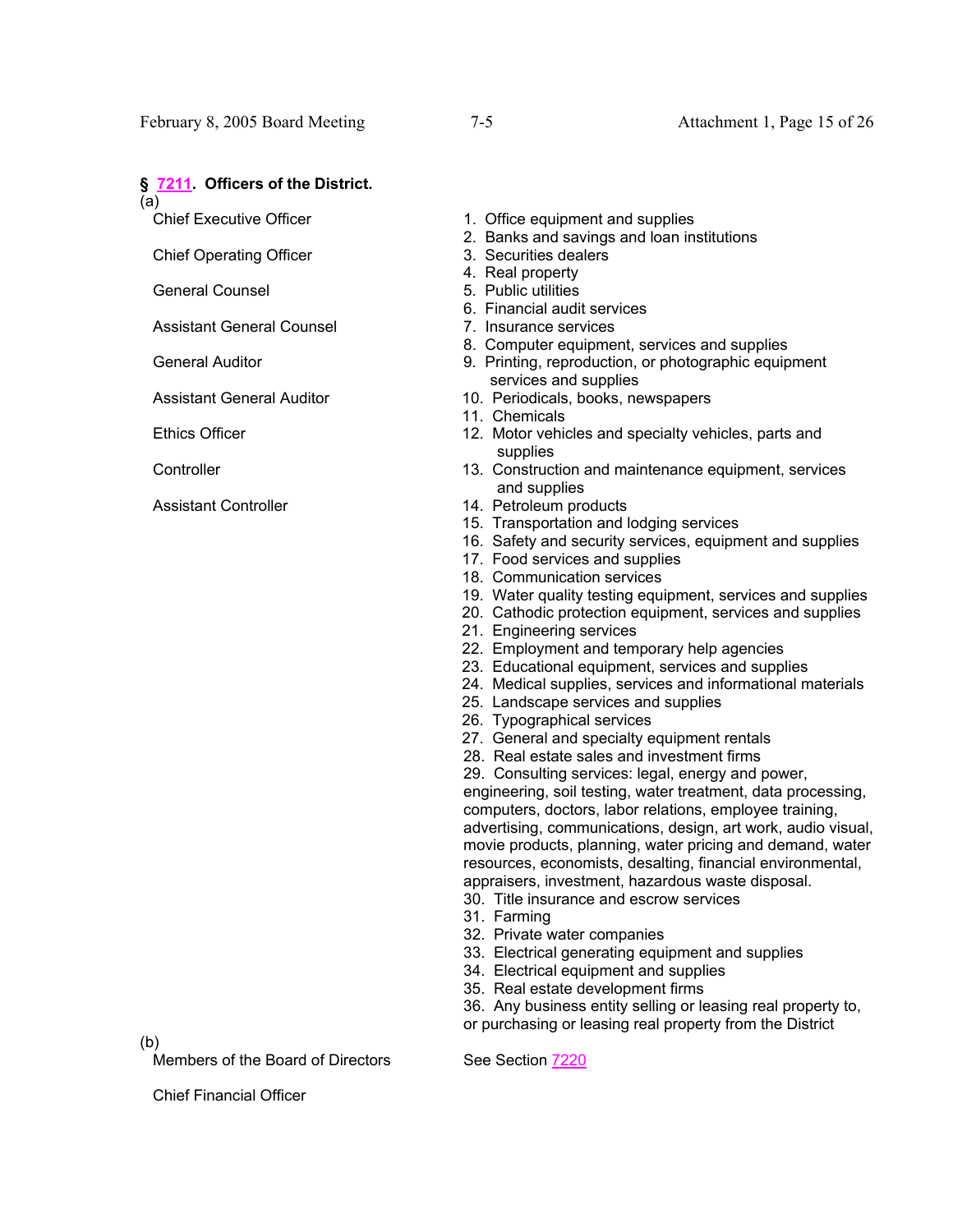### § 7211. Officers of the District.

(a)

| | |
|---|---|
| Chief Executive Officer<br>Chief Operating Officer<br>General Counsel<br>Assistant General Counsel<br>General Auditor<br>Assistant General Auditor<br>Ethics Officer<br>Controller<br>Assistant Controller | 1. Office equipment and supplies<br>2. Banks and savings and loan institutions<br>3. Securities dealers<br>4. Real property<br>5. Public utilities<br>6. Financial audit services<br>7. Insurance services<br>8. Computer equipment, services and supplies<br>9. Printing, reproduction, or photographic equipment services and supplies<br>10. Periodicals, books, newspapers<br>11. Chemicals<br>12. Motor vehicles and specialty vehicles, parts and supplies<br>13. Construction and maintenance equipment, services and supplies<br>14. Petroleum products<br>15. Transportation and lodging services<br>16. Safety and security services, equipment and supplies<br>17. Food services and supplies<br>18. Communication services<br>19. Water quality testing equipment, services and supplies<br>20. Cathodic protection equipment, services and supplies<br>21. Engineering services<br>22. Employment and temporary help agencies<br>23. Educational equipment, services and supplies<br>24. Medical supplies, services and informational materials<br>25. Landscape services and supplies<br>26. Typographical services<br>27. General and specialty equipment rentals<br>28. Real estate sales and investment firms<br>29. Consulting services: legal, energy and power, engineering, soil testing, water treatment, data processing, computers, doctors, labor relations, employee training, advertising, communications, design, art work, audio visual, movie products, planning, water pricing and demand, water resources, economists, desalting, financial environmental, appraisers, investment, hazardous waste disposal.<br>30. Title insurance and escrow services<br>31. Farming<br>32. Private water companies<br>33. Electrical generating equipment and supplies<br>34. Electrical equipment and supplies<br>35. Real estate development firms<br>36. Any business entity selling or leasing real property to, or purchasing or leasing real property from the District |

(b)

| | |
|---|---|
| Members of the Board of Directors | See Section 7220 |
| Chief Financial Officer | |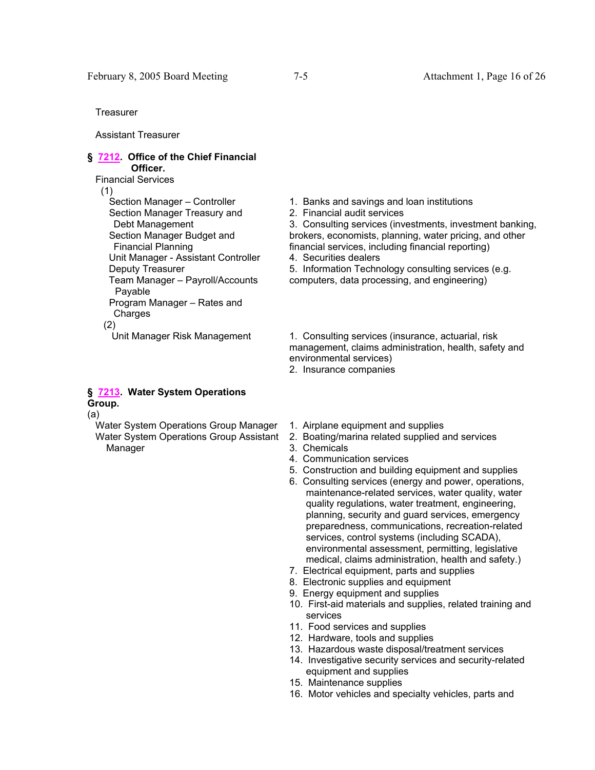Treasurer

Assistant Treasurer

**§ 7212. Office of the Chief Financial Officer.**

Financial Services

| (1) | |
|---|---|
| Section Manager – Controller<br>Section Manager Treasury and Debt Management<br>Section Manager Budget and Financial Planning<br>Unit Manager - Assistant Controller<br>Deputy Treasurer<br>Team Manager – Payroll/Accounts Payable<br>Program Manager – Rates and Charges | 1. Banks and savings and loan institutions<br>2. Financial audit services<br>3. Consulting services (investments, investment banking, brokers, economists, planning, water pricing, and other financial services, including financial reporting)<br>4. Securities dealers<br>5. Information Technology consulting services (e.g. computers, data processing, and engineering) |
| (2) | |
| Unit Manager Risk Management | 1. Consulting services (insurance, actuarial, risk management, claims administration, health, safety and environmental services)<br>2. Insurance companies |

**§ 7213. Water System Operations Group.**

| (a) | |
|---|---|
| Water System Operations Group Manager<br>Water System Operations Group Assistant Manager | 1. Airplane equipment and supplies<br>2. Boating/marina related supplied and services<br>3. Chemicals<br>4. Communication services<br>5. Construction and building equipment and supplies<br>6. Consulting services (energy and power, operations, maintenance-related services, water quality, water quality regulations, water treatment, engineering, planning, security and guard services, emergency preparedness, communications, recreation-related services, control systems (including SCADA), environmental assessment, permitting, legislative medical, claims administration, health and safety.)<br>7. Electrical equipment, parts and supplies<br>8. Electronic supplies and equipment<br>9. Energy equipment and supplies<br>10. First-aid materials and supplies, related training and services<br>11. Food services and supplies<br>12. Hardware, tools and supplies<br>13. Hazardous waste disposal/treatment services<br>14. Investigative security services and security-related equipment and supplies<br>15. Maintenance supplies<br>16. Motor vehicles and specialty vehicles, parts and |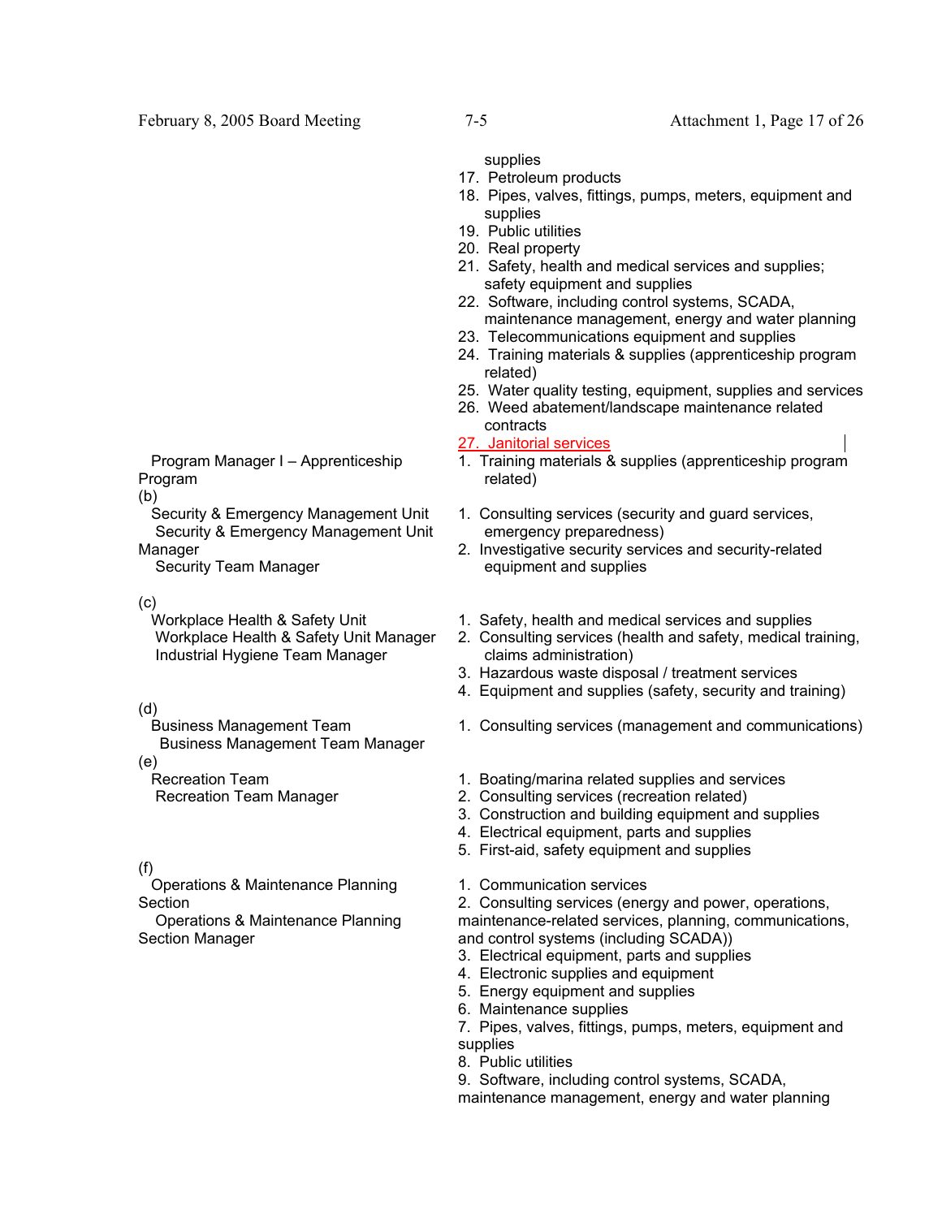| | |
|---|---|
| | supplies |
| | 17. Petroleum products |
| | 18. Pipes, valves, fittings, pumps, meters, equipment and supplies |
| | 19. Public utilities |
| | 20. Real property |
| | 21. Safety, health and medical services and supplies; safety equipment and supplies |
| | 22. Software, including control systems, SCADA, maintenance management, energy and water planning |
| | 23. Telecommunications equipment and supplies |
| | 24. Training materials & supplies (apprenticeship program related) |
| | 25. Water quality testing, equipment, supplies and services |
| | 26. Weed abatement/landscape maintenance related contracts |
| | 27. Janitorial services |
| Program Manager I – Apprenticeship Program | 1. Training materials & supplies (apprenticeship program related) |
| (b) Security & Emergency Management Unit<br>Security & Emergency Management Unit Manager<br>Security Team Manager | 1. Consulting services (security and guard services, emergency preparedness)<br>2. Investigative security services and security-related equipment and supplies |
| (c) Workplace Health & Safety Unit<br>Workplace Health & Safety Unit Manager<br>Industrial Hygiene Team Manager | 1. Safety, health and medical services and supplies<br>2. Consulting services (health and safety, medical training, claims administration)<br>3. Hazardous waste disposal / treatment services<br>4. Equipment and supplies (safety, security and training) |
| (d) Business Management Team<br>Business Management Team Manager | 1. Consulting services (management and communications) |
| (e) Recreation Team<br>Recreation Team Manager | 1. Boating/marina related supplies and services<br>2. Consulting services (recreation related)<br>3. Construction and building equipment and supplies<br>4. Electrical equipment, parts and supplies<br>5. First-aid, safety equipment and supplies |
| (f) Operations & Maintenance Planning Section<br>Operations & Maintenance Planning Section Manager | 1. Communication services<br>2. Consulting services (energy and power, operations, maintenance-related services, planning, communications, and control systems (including SCADA))<br>3. Electrical equipment, parts and supplies<br>4. Electronic supplies and equipment<br>5. Energy equipment and supplies<br>6. Maintenance supplies<br>7. Pipes, valves, fittings, pumps, meters, equipment and supplies<br>8. Public utilities<br>9. Software, including control systems, SCADA, maintenance management, energy and water planning |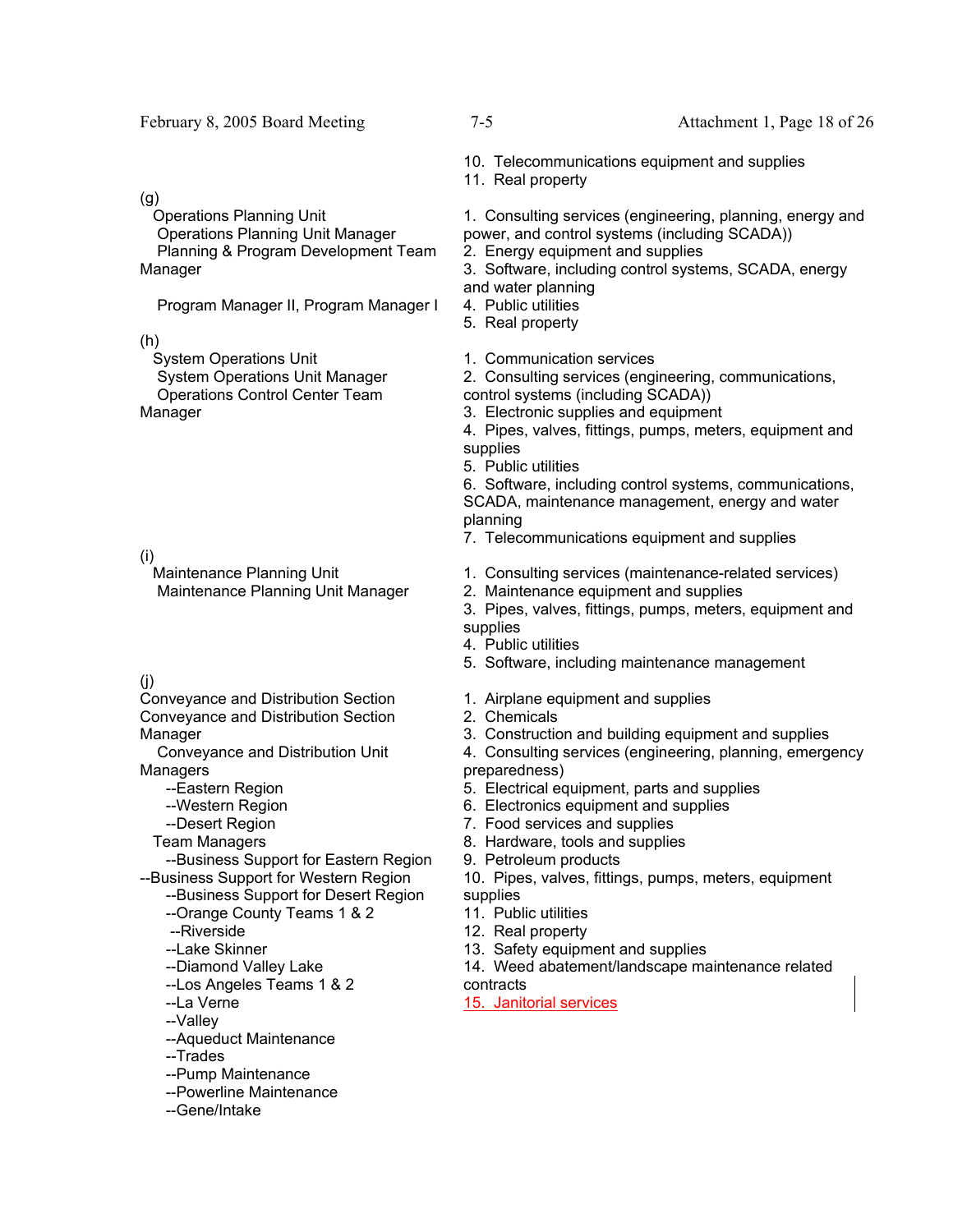| | |
|---|---|
| | 10. Telecommunications equipment and supplies<br>11. Real property |
| (g)<br>Operations Planning Unit<br>Operations Planning Unit Manager<br>Planning & Program Development Team Manager<br><br>Program Manager II, Program Manager I | 1. Consulting services (engineering, planning, energy and power, and control systems (including SCADA))<br>2. Energy equipment and supplies<br>3. Software, including control systems, SCADA, energy and water planning<br>4. Public utilities<br>5. Real property |
| (h)<br>System Operations Unit<br>System Operations Unit Manager<br>Operations Control Center Team Manager | 1. Communication services<br>2. Consulting services (engineering, communications, control systems (including SCADA))<br>3. Electronic supplies and equipment<br>4. Pipes, valves, fittings, pumps, meters, equipment and supplies<br>5. Public utilities<br>6. Software, including control systems, communications, SCADA, maintenance management, energy and water planning<br>7. Telecommunications equipment and supplies |
| (i)<br>Maintenance Planning Unit<br>Maintenance Planning Unit Manager | 1. Consulting services (maintenance-related services)<br>2. Maintenance equipment and supplies<br>3. Pipes, valves, fittings, pumps, meters, equipment and supplies<br>4. Public utilities<br>5. Software, including maintenance management |
| (j)<br>Conveyance and Distribution Section<br>Conveyance and Distribution Section Manager<br>Conveyance and Distribution Unit Managers<br>--Eastern Region<br>--Western Region<br>--Desert Region<br>Team Managers<br>--Business Support for Eastern Region<br>--Business Support for Western Region<br>--Business Support for Desert Region<br>--Orange County Teams 1 & 2<br>--Riverside<br>--Lake Skinner<br>--Diamond Valley Lake<br>--Los Angeles Teams 1 & 2<br>--La Verne<br>--Valley<br>--Aqueduct Maintenance<br>--Trades<br>--Pump Maintenance<br>--Powerline Maintenance<br>--Gene/Intake | 1. Airplane equipment and supplies<br>2. Chemicals<br>3. Construction and building equipment and supplies<br>4. Consulting services (engineering, planning, emergency preparedness)<br>5. Electrical equipment, parts and supplies<br>6. Electronics equipment and supplies<br>7. Food services and supplies<br>8. Hardware, tools and supplies<br>9. Petroleum products<br>10. Pipes, valves, fittings, pumps, meters, equipment supplies<br>11. Public utilities<br>12. Real property<br>13. Safety equipment and supplies<br>14. Weed abatement/landscape maintenance related contracts<br>15. Janitorial services |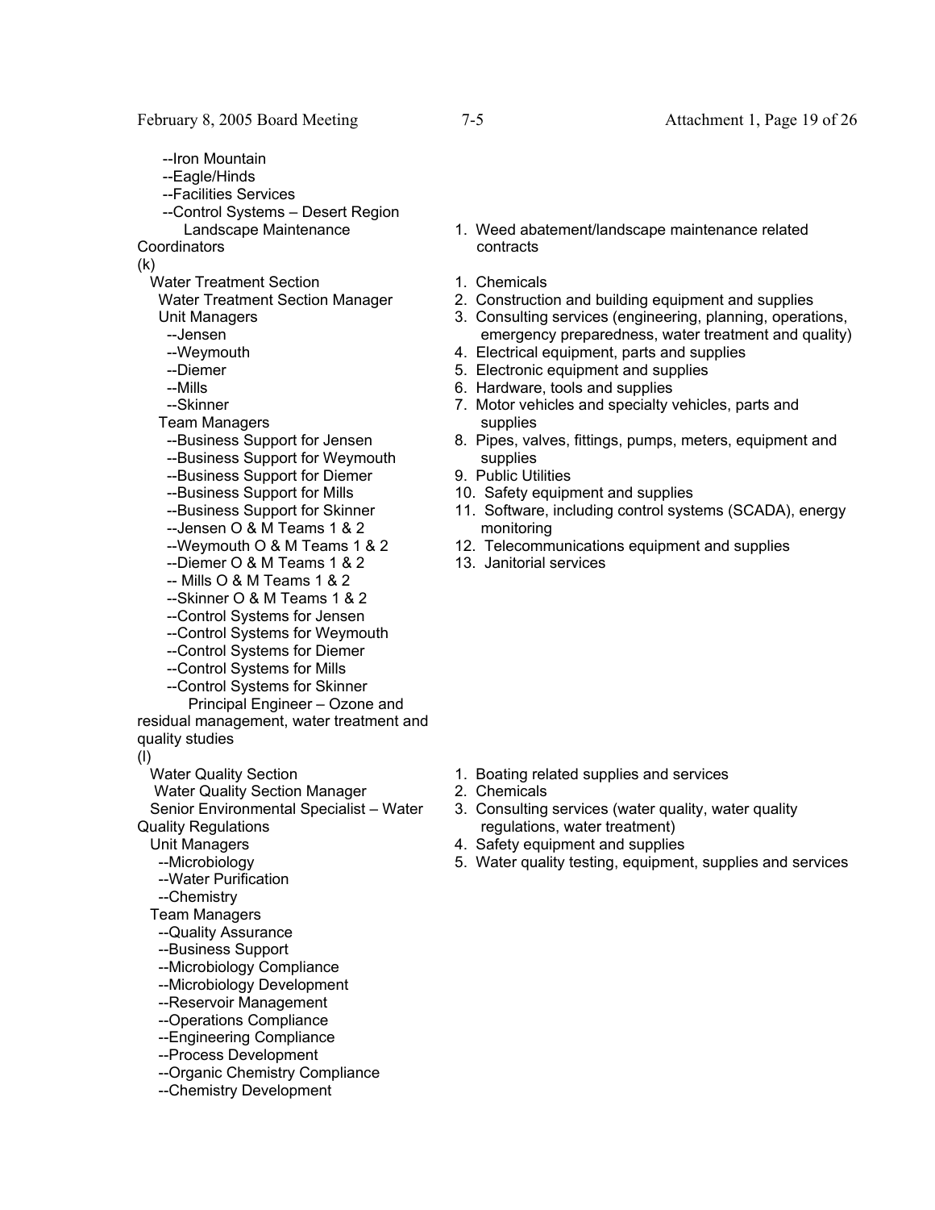--Iron Mountain
--Eagle/Hinds
--Facilities Services
--Control Systems – Desert Region

| | |
|---|---|
| Landscape Maintenance Coordinators | 1. Weed abatement/landscape maintenance related contracts |
| (k) | |
| Water Treatment Section<br>Water Treatment Section Manager<br>Unit Managers<br>--Jensen<br>--Weymouth<br>--Diemer<br>--Mills<br>--Skinner<br>Team Managers<br>--Business Support for Jensen<br>--Business Support for Weymouth<br>--Business Support for Diemer<br>--Business Support for Mills<br>--Business Support for Skinner<br>--Jensen O & M Teams 1 & 2<br>--Weymouth O & M Teams 1 & 2<br>--Diemer O & M Teams 1 & 2<br>-- Mills O & M Teams 1 & 2<br>--Skinner O & M Teams 1 & 2<br>--Control Systems for Jensen<br>--Control Systems for Weymouth<br>--Control Systems for Diemer<br>--Control Systems for Mills<br>--Control Systems for Skinner<br>Principal Engineer – Ozone and residual management, water treatment and quality studies | 1. Chemicals<br>2. Construction and building equipment and supplies<br>3. Consulting services (engineering, planning, operations, emergency preparedness, water treatment and quality)<br>4. Electrical equipment, parts and supplies<br>5. Electronic equipment and supplies<br>6. Hardware, tools and supplies<br>7. Motor vehicles and specialty vehicles, parts and supplies<br>8. Pipes, valves, fittings, pumps, meters, equipment and supplies<br>9. Public Utilities<br>10. Safety equipment and supplies<br>11. Software, including control systems (SCADA), energy monitoring<br>12. Telecommunications equipment and supplies<br>13. Janitorial services |
| (l) | |
| Water Quality Section<br>Water Quality Section Manager<br>Senior Environmental Specialist – Water Quality Regulations<br>Unit Managers<br>--Microbiology<br>--Water Purification<br>--Chemistry<br>Team Managers<br>--Quality Assurance<br>--Business Support<br>--Microbiology Compliance<br>--Microbiology Development<br>--Reservoir Management<br>--Operations Compliance<br>--Engineering Compliance<br>--Process Development<br>--Organic Chemistry Compliance<br>--Chemistry Development | 1. Boating related supplies and services<br>2. Chemicals<br>3. Consulting services (water quality, water quality regulations, water treatment)<br>4. Safety equipment and supplies<br>5. Water quality testing, equipment, supplies and services |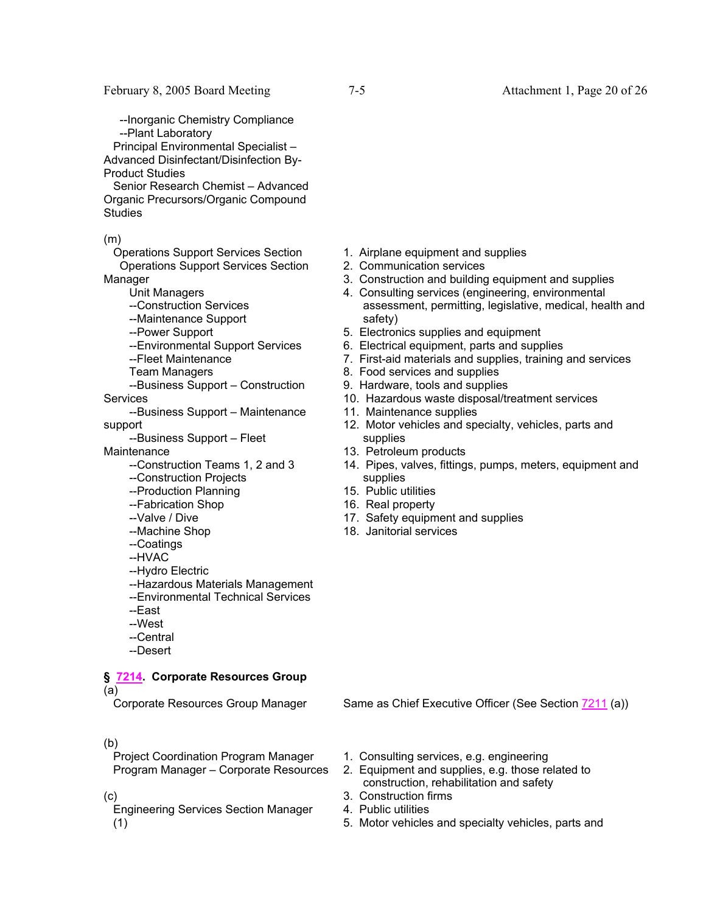--Inorganic Chemistry Compliance
--Plant Laboratory
Principal Environmental Specialist – Advanced Disinfectant/Disinfection By-Product Studies
Senior Research Chemist – Advanced Organic Precursors/Organic Compound Studies

| Position | Categories |
|---|---|
| (m) Operations Support Services Section<br>Operations Support Services Section Manager<br>Unit Managers<br>--Construction Services<br>--Maintenance Support<br>--Power Support<br>--Environmental Support Services<br>--Fleet Maintenance<br>Team Managers<br>--Business Support – Construction Services<br>--Business Support – Maintenance support<br>--Business Support – Fleet Maintenance<br>--Construction Teams 1, 2 and 3<br>--Construction Projects<br>--Production Planning<br>--Fabrication Shop<br>--Valve / Dive<br>--Machine Shop<br>--Coatings<br>--HVAC<br>--Hydro Electric<br>--Hazardous Materials Management<br>--Environmental Technical Services<br>--East<br>--West<br>--Central<br>--Desert | 1. Airplane equipment and supplies<br>2. Communication services<br>3. Construction and building equipment and supplies<br>4. Consulting services (engineering, environmental assessment, permitting, legislative, medical, health and safety)<br>5. Electronics supplies and equipment<br>6. Electrical equipment, parts and supplies<br>7. First-aid materials and supplies, training and services<br>8. Food services and supplies<br>9. Hardware, tools and supplies<br>10. Hazardous waste disposal/treatment services<br>11. Maintenance supplies<br>12. Motor vehicles and specialty, vehicles, parts and supplies<br>13. Petroleum products<br>14. Pipes, valves, fittings, pumps, meters, equipment and supplies<br>15. Public utilities<br>16. Real property<br>17. Safety equipment and supplies<br>18. Janitorial services |

## § 7214. Corporate Resources Group

| Position | Categories |
|---|---|
| (a) Corporate Resources Group Manager | Same as Chief Executive Officer (See Section 7211 (a)) |
| (b) Project Coordination Program Manager<br>Program Manager – Corporate Resources<br><br>(c) Engineering Services Section Manager<br>(1) | 1. Consulting services, e.g. engineering<br>2. Equipment and supplies, e.g. those related to construction, rehabilitation and safety<br>3. Construction firms<br>4. Public utilities<br>5. Motor vehicles and specialty vehicles, parts and |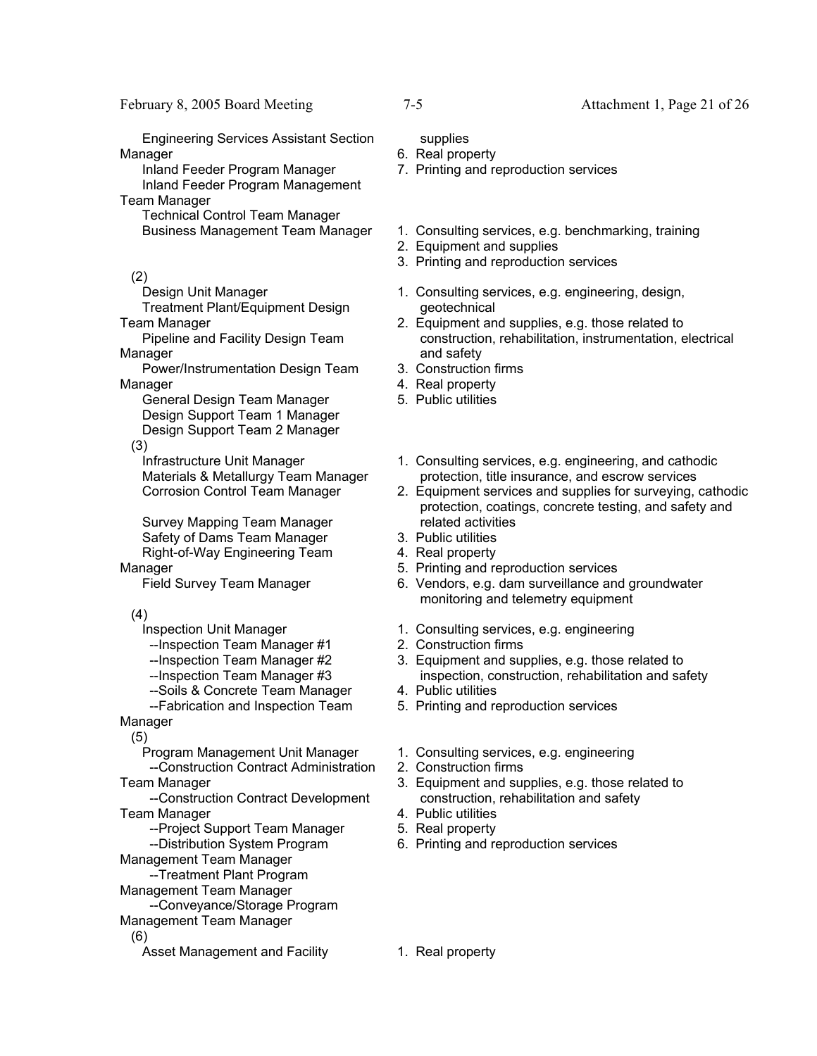| Position | Categories |
|---|---|
| Engineering Services Assistant Section Manager<br>Inland Feeder Program Manager<br>Inland Feeder Program Management Team Manager<br>Technical Control Team Manager | supplies<br>6. Real property<br>7. Printing and reproduction services |
| Business Management Team Manager | 1. Consulting services, e.g. benchmarking, training<br>2. Equipment and supplies<br>3. Printing and reproduction services |
| (2)<br>Design Unit Manager<br>Treatment Plant/Equipment Design Team Manager<br>Pipeline and Facility Design Team Manager<br>Power/Instrumentation Design Team Manager<br>General Design Team Manager<br>Design Support Team 1 Manager<br>Design Support Team 2 Manager | 1. Consulting services, e.g. engineering, design, geotechnical<br>2. Equipment and supplies, e.g. those related to construction, rehabilitation, instrumentation, electrical and safety<br>3. Construction firms<br>4. Real property<br>5. Public utilities |
| (3)<br>Infrastructure Unit Manager<br>Materials & Metallurgy Team Manager<br>Corrosion Control Team Manager<br>Survey Mapping Team Manager<br>Safety of Dams Team Manager<br>Right-of-Way Engineering Team Manager<br>Field Survey Team Manager | 1. Consulting services, e.g. engineering, and cathodic protection, title insurance, and escrow services<br>2. Equipment services and supplies for surveying, cathodic protection, coatings, concrete testing, and safety and related activities<br>3. Public utilities<br>4. Real property<br>5. Printing and reproduction services<br>6. Vendors, e.g. dam surveillance and groundwater monitoring and telemetry equipment |
| (4)<br>Inspection Unit Manager<br>--Inspection Team Manager #1<br>--Inspection Team Manager #2<br>--Inspection Team Manager #3<br>--Soils & Concrete Team Manager<br>--Fabrication and Inspection Team Manager | 1. Consulting services, e.g. engineering<br>2. Construction firms<br>3. Equipment and supplies, e.g. those related to inspection, construction, rehabilitation and safety<br>4. Public utilities<br>5. Printing and reproduction services |
| (5)<br>Program Management Unit Manager<br>--Construction Contract Administration Team Manager<br>--Construction Contract Development Team Manager<br>--Project Support Team Manager<br>--Distribution System Program Management Team Manager<br>--Treatment Plant Program Management Team Manager<br>--Conveyance/Storage Program Management Team Manager | 1. Consulting services, e.g. engineering<br>2. Construction firms<br>3. Equipment and supplies, e.g. those related to construction, rehabilitation and safety<br>4. Public utilities<br>5. Real property<br>6. Printing and reproduction services |
| (6)<br>Asset Management and Facility | 1. Real property |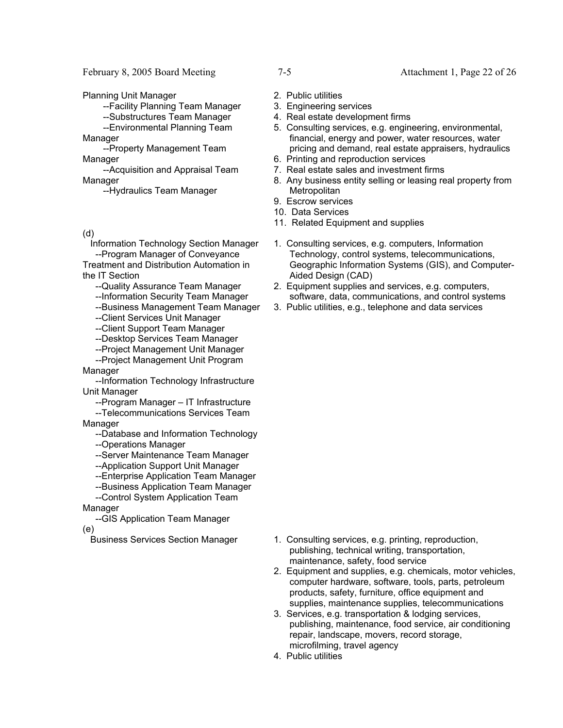| Designated Positions | Disclosure Categories |
|---|---|
| Planning Unit Manager<br>--Facility Planning Team Manager<br>--Substructures Team Manager<br>--Environmental Planning Team Manager<br>--Property Management Team Manager<br>--Acquisition and Appraisal Team Manager<br>--Hydraulics Team Manager | 2. Public utilities<br>3. Engineering services<br>4. Real estate development firms<br>5. Consulting services, e.g. engineering, environmental, financial, energy and power, water resources, water pricing and demand, real estate appraisers, hydraulics<br>6. Printing and reproduction services<br>7. Real estate sales and investment firms<br>8. Any business entity selling or leasing real property from Metropolitan<br>9. Escrow services<br>10. Data Services<br>11. Related Equipment and supplies |
| (d)<br>Information Technology Section Manager<br>--Program Manager of Conveyance Treatment and Distribution Automation in the IT Section<br>--Quality Assurance Team Manager<br>--Information Security Team Manager<br>--Business Management Team Manager<br>--Client Services Unit Manager<br>--Client Support Team Manager<br>--Desktop Services Team Manager<br>--Project Management Unit Manager<br>--Project Management Unit Program Manager<br>--Information Technology Infrastructure Unit Manager<br>--Program Manager – IT Infrastructure<br>--Telecommunications Services Team Manager<br>--Database and Information Technology<br>--Operations Manager<br>--Server Maintenance Team Manager<br>--Application Support Unit Manager<br>--Enterprise Application Team Manager<br>--Business Application Team Manager<br>--Control System Application Team Manager<br>--GIS Application Team Manager | 1. Consulting services, e.g. computers, Information Technology, control systems, telecommunications, Geographic Information Systems (GIS), and Computer-Aided Design (CAD)<br>2. Equipment supplies and services, e.g. computers, software, data, communications, and control systems<br>3. Public utilities, e.g., telephone and data services |
| (e)<br>Business Services Section Manager | 1. Consulting services, e.g. printing, reproduction, publishing, technical writing, transportation, maintenance, safety, food service<br>2. Equipment and supplies, e.g. chemicals, motor vehicles, computer hardware, software, tools, parts, petroleum products, safety, furniture, office equipment and supplies, maintenance supplies, telecommunications<br>3. Services, e.g. transportation & lodging services, publishing, maintenance, food service, air conditioning repair, landscape, movers, record storage, microfilming, travel agency<br>4. Public utilities |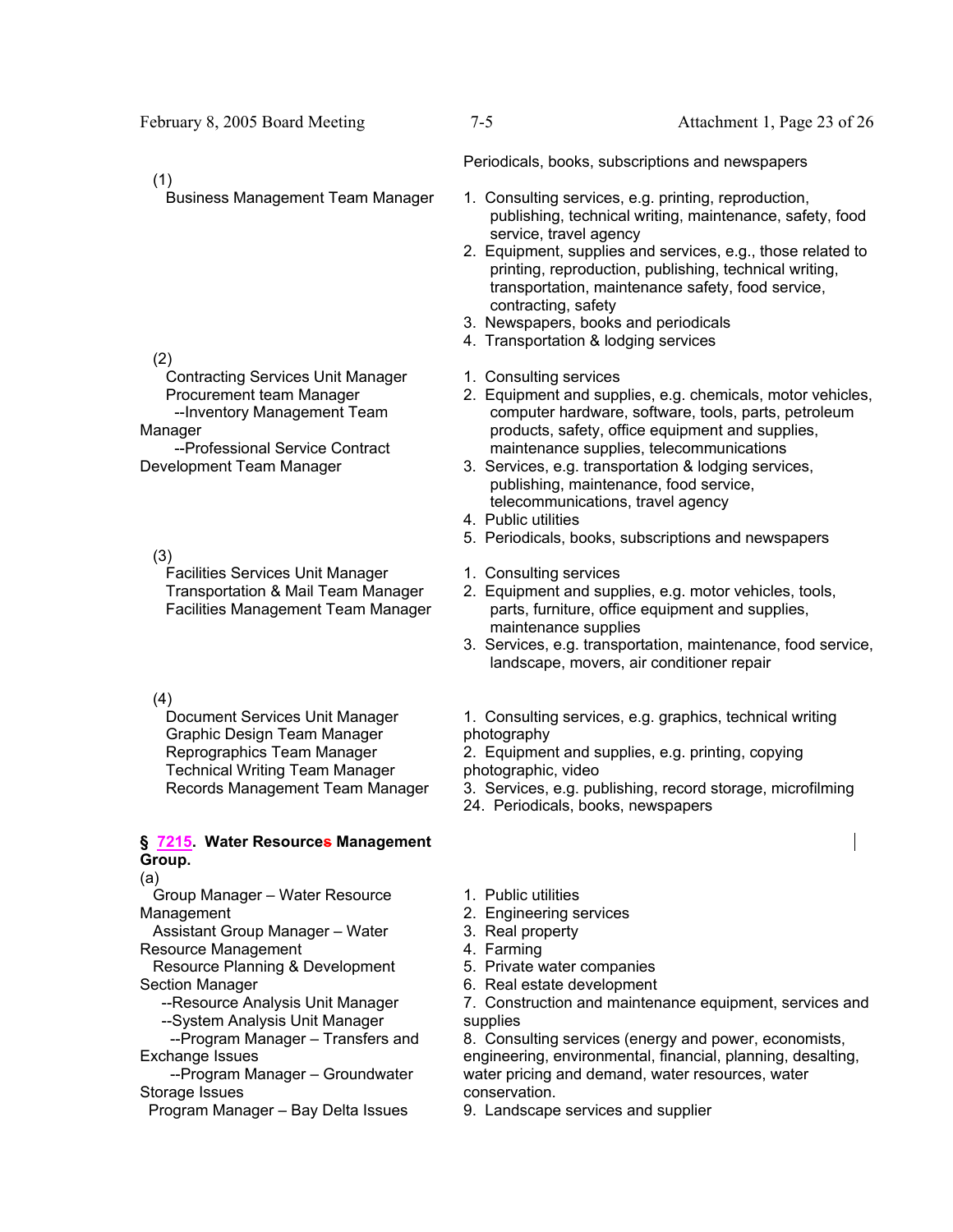Periodicals, books, subscriptions and newspapers

| | |
|---|---|
| (1)<br>Business Management Team Manager | 1. Consulting services, e.g. printing, reproduction, publishing, technical writing, maintenance, safety, food service, travel agency<br>2. Equipment, supplies and services, e.g., those related to printing, reproduction, publishing, technical writing, transportation, maintenance safety, food service, contracting, safety<br>3. Newspapers, books and periodicals<br>4. Transportation & lodging services |
| (2)<br>Contracting Services Unit Manager<br>Procurement team Manager<br>--Inventory Management Team Manager<br>--Professional Service Contract Development Team Manager | 1. Consulting services<br>2. Equipment and supplies, e.g. chemicals, motor vehicles, computer hardware, software, tools, parts, petroleum products, safety, office equipment and supplies, maintenance supplies, telecommunications<br>3. Services, e.g. transportation & lodging services, publishing, maintenance, food service, telecommunications, travel agency<br>4. Public utilities<br>5. Periodicals, books, subscriptions and newspapers |
| (3)<br>Facilities Services Unit Manager<br>Transportation & Mail Team Manager<br>Facilities Management Team Manager | 1. Consulting services<br>2. Equipment and supplies, e.g. motor vehicles, tools, parts, furniture, office equipment and supplies, maintenance supplies<br>3. Services, e.g. transportation, maintenance, food service, landscape, movers, air conditioner repair |
| (4)<br>Document Services Unit Manager<br>Graphic Design Team Manager<br>Reprographics Team Manager<br>Technical Writing Team Manager<br>Records Management Team Manager | 1. Consulting services, e.g. graphics, technical writing photography<br>2. Equipment and supplies, e.g. printing, copying photographic, video<br>3. Services, e.g. publishing, record storage, microfilming<br>24. Periodicals, books, newspapers |

**§ 7215. Water Resources Management Group.**

| | |
|---|---|
| (a)<br>Group Manager – Water Resource Management<br>Assistant Group Manager – Water Resource Management<br>Resource Planning & Development Section Manager<br>--Resource Analysis Unit Manager<br>--System Analysis Unit Manager<br>--Program Manager – Transfers and Exchange Issues<br>--Program Manager – Groundwater Storage Issues<br>Program Manager – Bay Delta Issues | 1. Public utilities<br>2. Engineering services<br>3. Real property<br>4. Farming<br>5. Private water companies<br>6. Real estate development<br>7. Construction and maintenance equipment, services and supplies<br>8. Consulting services (energy and power, economists, engineering, environmental, financial, planning, desalting, water pricing and demand, water resources, water conservation.<br>9. Landscape services and supplier |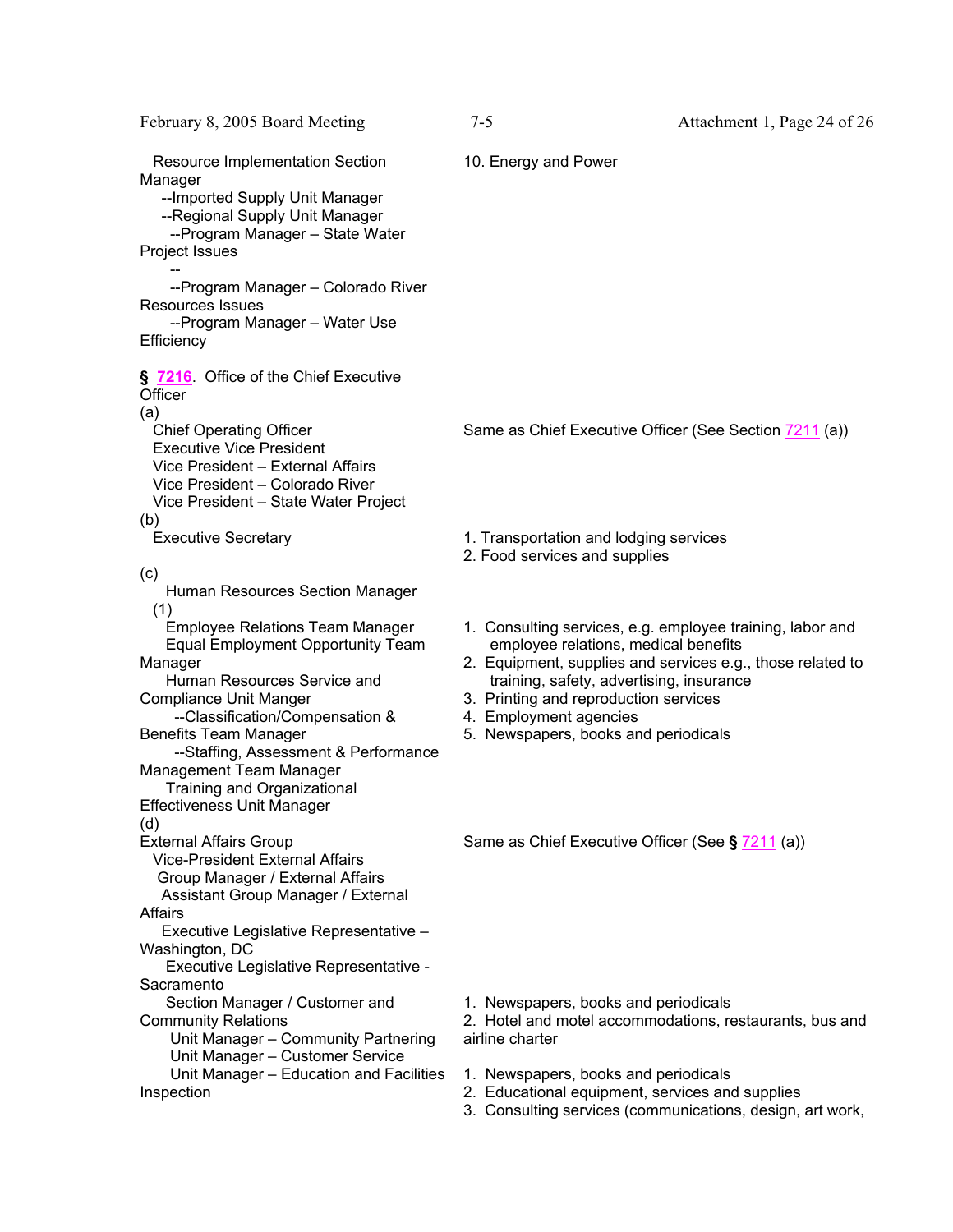| | |
|---|---|
| Resource Implementation Section Manager<br>--Imported Supply Unit Manager<br>--Regional Supply Unit Manager<br>--Program Manager – State Water Project Issues<br>--<br>--Program Manager – Colorado River Resources Issues<br>--Program Manager – Water Use Efficiency | 10. Energy and Power |

**§ 7216. Office of the Chief Executive Officer**

| | |
|---|---|
| (a)<br>Chief Operating Officer<br>Executive Vice President<br>Vice President – External Affairs<br>Vice President – Colorado River<br>Vice President – State Water Project | Same as Chief Executive Officer (See Section 7211 (a)) |
| (b)<br>Executive Secretary | 1. Transportation and lodging services<br>2. Food services and supplies |
| (c)<br>Human Resources Section Manager | |
| (1)<br>Employee Relations Team Manager<br>Equal Employment Opportunity Team Manager<br>Human Resources Service and Compliance Unit Manger<br>--Classification/Compensation & Benefits Team Manager<br>--Staffing, Assessment & Performance Management Team Manager<br>Training and Organizational Effectiveness Unit Manager | 1. Consulting services, e.g. employee training, labor and employee relations, medical benefits<br>2. Equipment, supplies and services e.g., those related to training, safety, advertising, insurance<br>3. Printing and reproduction services<br>4. Employment agencies<br>5. Newspapers, books and periodicals |
| (d)<br>External Affairs Group<br>Vice-President External Affairs<br>Group Manager / External Affairs<br>Assistant Group Manager / External Affairs<br>Executive Legislative Representative – Washington, DC<br>Executive Legislative Representative - Sacramento | Same as Chief Executive Officer (See **§** 7211 (a)) |
| Section Manager / Customer and Community Relations<br>Unit Manager – Community Partnering<br>Unit Manager – Customer Service | 1. Newspapers, books and periodicals<br>2. Hotel and motel accommodations, restaurants, bus and airline charter |
| Unit Manager – Education and Facilities Inspection | 1. Newspapers, books and periodicals<br>2. Educational equipment, services and supplies<br>3. Consulting services (communications, design, art work, |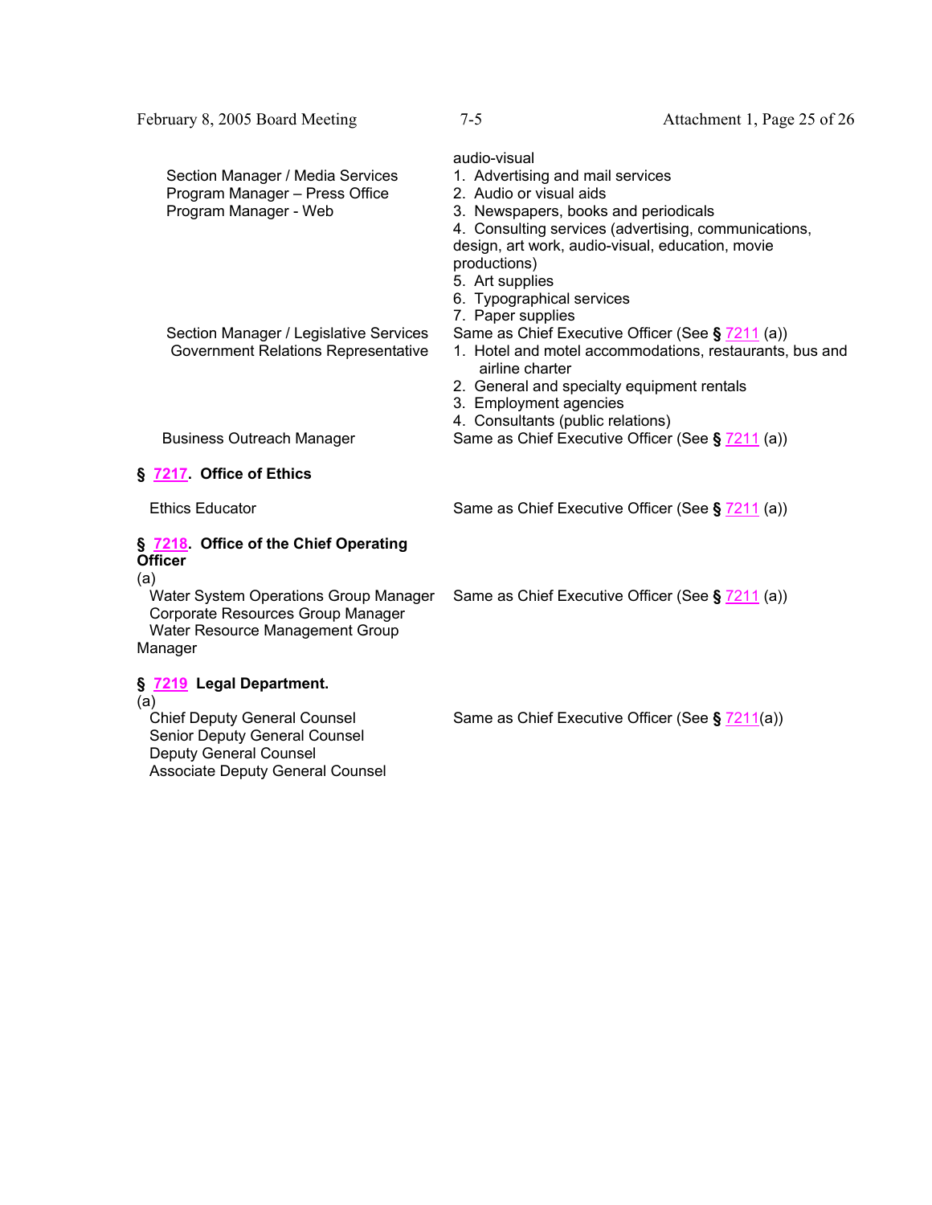| | |
|---|---|
| | audio-visual |
| Section Manager / Media Services<br>Program Manager – Press Office<br>Program Manager - Web | 1. Advertising and mail services<br>2. Audio or visual aids<br>3. Newspapers, books and periodicals<br>4. Consulting services (advertising, communications, design, art work, audio-visual, education, movie productions)<br>5. Art supplies<br>6. Typographical services<br>7. Paper supplies |
| Section Manager / Legislative Services | Same as Chief Executive Officer (See **§** 7211 (a)) |
| Government Relations Representative | 1. Hotel and motel accommodations, restaurants, bus and airline charter<br>2. General and specialty equipment rentals<br>3. Employment agencies<br>4. Consultants (public relations) |
| Business Outreach Manager | Same as Chief Executive Officer (See **§** 7211 (a)) |

**§ 7217. Office of Ethics**

| | |
|---|---|
| Ethics Educator | Same as Chief Executive Officer (See **§** 7211 (a)) |

**§ 7218. Office of the Chief Operating Officer**

(a)

| | |
|---|---|
| Water System Operations Group Manager<br>Corporate Resources Group Manager<br>Water Resource Management Group Manager | Same as Chief Executive Officer (See **§** 7211 (a)) |

**§ 7219 Legal Department.**

(a)

| | |
|---|---|
| Chief Deputy General Counsel<br>Senior Deputy General Counsel<br>Deputy General Counsel<br>Associate Deputy General Counsel | Same as Chief Executive Officer (See **§** 7211(a)) |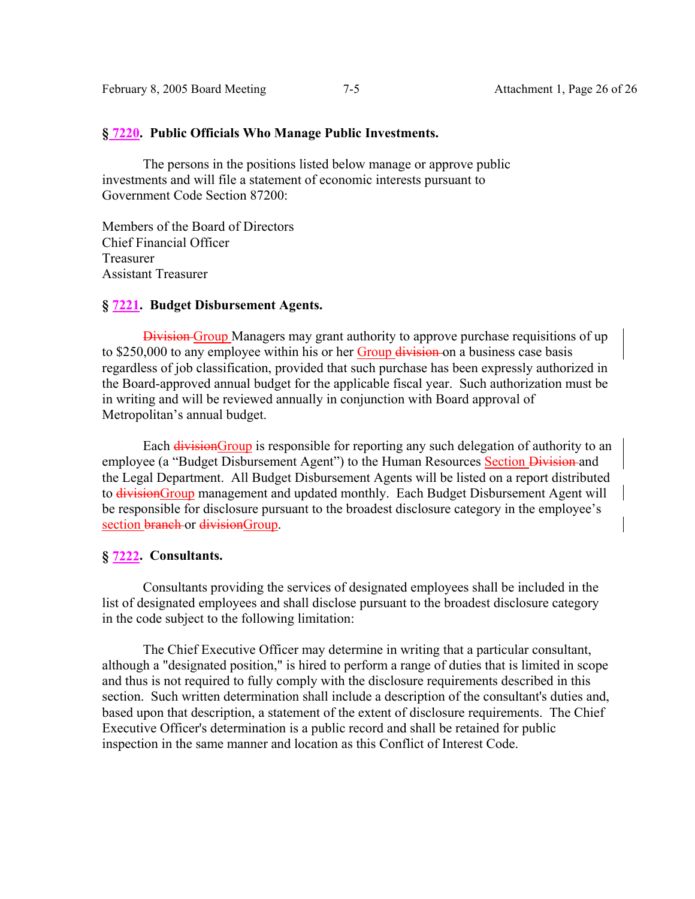## § 7220. Public Officials Who Manage Public Investments.

The persons in the positions listed below manage or approve public investments and will file a statement of economic interests pursuant to Government Code Section 87200:

Members of the Board of Directors
Chief Financial Officer
Treasurer
Assistant Treasurer

## § 7221. Budget Disbursement Agents.

~~Division~~ Group Managers may grant authority to approve purchase requisitions of up to $250,000 to any employee within his or her Group ~~division~~ on a business case basis regardless of job classification, provided that such purchase has been expressly authorized in the Board-approved annual budget for the applicable fiscal year. Such authorization must be in writing and will be reviewed annually in conjunction with Board approval of Metropolitan's annual budget.

Each ~~division~~Group is responsible for reporting any such delegation of authority to an employee (a "Budget Disbursement Agent") to the Human Resources Section ~~Division~~ and the Legal Department. All Budget Disbursement Agents will be listed on a report distributed to ~~division~~Group management and updated monthly. Each Budget Disbursement Agent will be responsible for disclosure pursuant to the broadest disclosure category in the employee's section ~~branch~~ or ~~division~~Group.

## § 7222. Consultants.

Consultants providing the services of designated employees shall be included in the list of designated employees and shall disclose pursuant to the broadest disclosure category in the code subject to the following limitation:

The Chief Executive Officer may determine in writing that a particular consultant, although a "designated position," is hired to perform a range of duties that is limited in scope and thus is not required to fully comply with the disclosure requirements described in this section. Such written determination shall include a description of the consultant's duties and, based upon that description, a statement of the extent of disclosure requirements. The Chief Executive Officer's determination is a public record and shall be retained for public inspection in the same manner and location as this Conflict of Interest Code.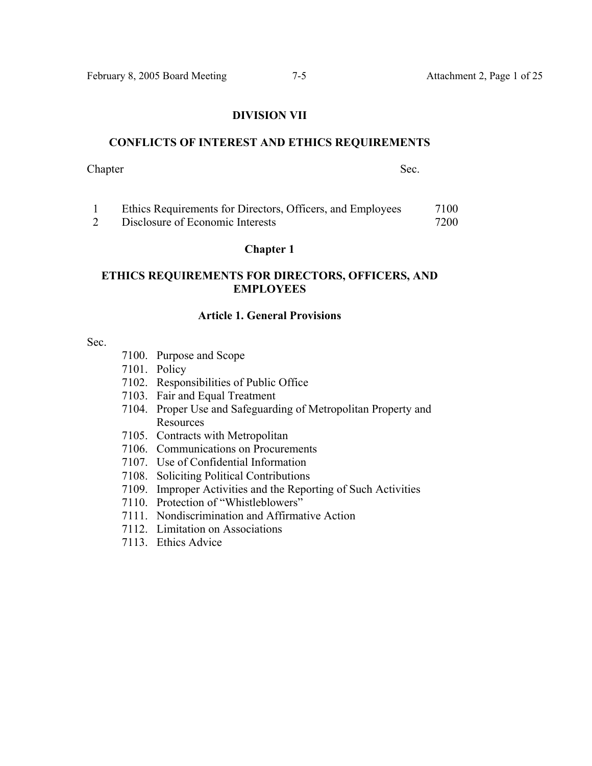# DIVISION VII

## CONFLICTS OF INTEREST AND ETHICS REQUIREMENTS

| Chapter | | Sec. |
|---|---|---|
| 1 | Ethics Requirements for Directors, Officers, and Employees | 7100 |
| 2 | Disclosure of Economic Interests | 7200 |

## Chapter 1

## ETHICS REQUIREMENTS FOR DIRECTORS, OFFICERS, AND EMPLOYEES

### Article 1. General Provisions

Sec.

- 7100. Purpose and Scope
- 7101. Policy
- 7102. Responsibilities of Public Office
- 7103. Fair and Equal Treatment
- 7104. Proper Use and Safeguarding of Metropolitan Property and Resources
- 7105. Contracts with Metropolitan
- 7106. Communications on Procurements
- 7107. Use of Confidential Information
- 7108. Soliciting Political Contributions
- 7109. Improper Activities and the Reporting of Such Activities
- 7110. Protection of "Whistleblowers"
- 7111. Nondiscrimination and Affirmative Action
- 7112. Limitation on Associations
- 7113. Ethics Advice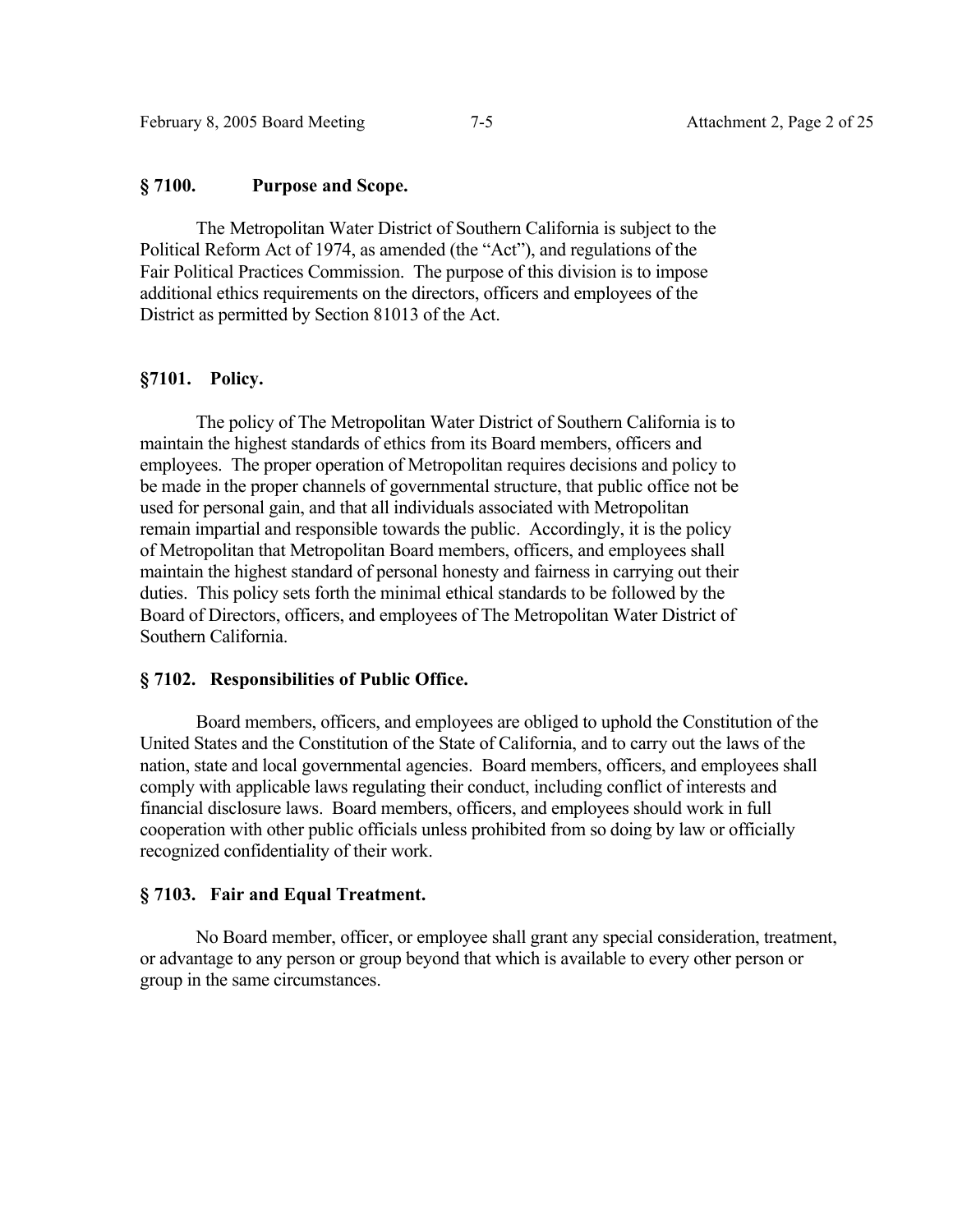## § 7100. Purpose and Scope.

The Metropolitan Water District of Southern California is subject to the Political Reform Act of 1974, as amended (the "Act"), and regulations of the Fair Political Practices Commission. The purpose of this division is to impose additional ethics requirements on the directors, officers and employees of the District as permitted by Section 81013 of the Act.

## §7101. Policy.

The policy of The Metropolitan Water District of Southern California is to maintain the highest standards of ethics from its Board members, officers and employees. The proper operation of Metropolitan requires decisions and policy to be made in the proper channels of governmental structure, that public office not be used for personal gain, and that all individuals associated with Metropolitan remain impartial and responsible towards the public. Accordingly, it is the policy of Metropolitan that Metropolitan Board members, officers, and employees shall maintain the highest standard of personal honesty and fairness in carrying out their duties. This policy sets forth the minimal ethical standards to be followed by the Board of Directors, officers, and employees of The Metropolitan Water District of Southern California.

## § 7102. Responsibilities of Public Office.

Board members, officers, and employees are obliged to uphold the Constitution of the United States and the Constitution of the State of California, and to carry out the laws of the nation, state and local governmental agencies. Board members, officers, and employees shall comply with applicable laws regulating their conduct, including conflict of interests and financial disclosure laws. Board members, officers, and employees should work in full cooperation with other public officials unless prohibited from so doing by law or officially recognized confidentiality of their work.

## § 7103. Fair and Equal Treatment.

No Board member, officer, or employee shall grant any special consideration, treatment, or advantage to any person or group beyond that which is available to every other person or group in the same circumstances.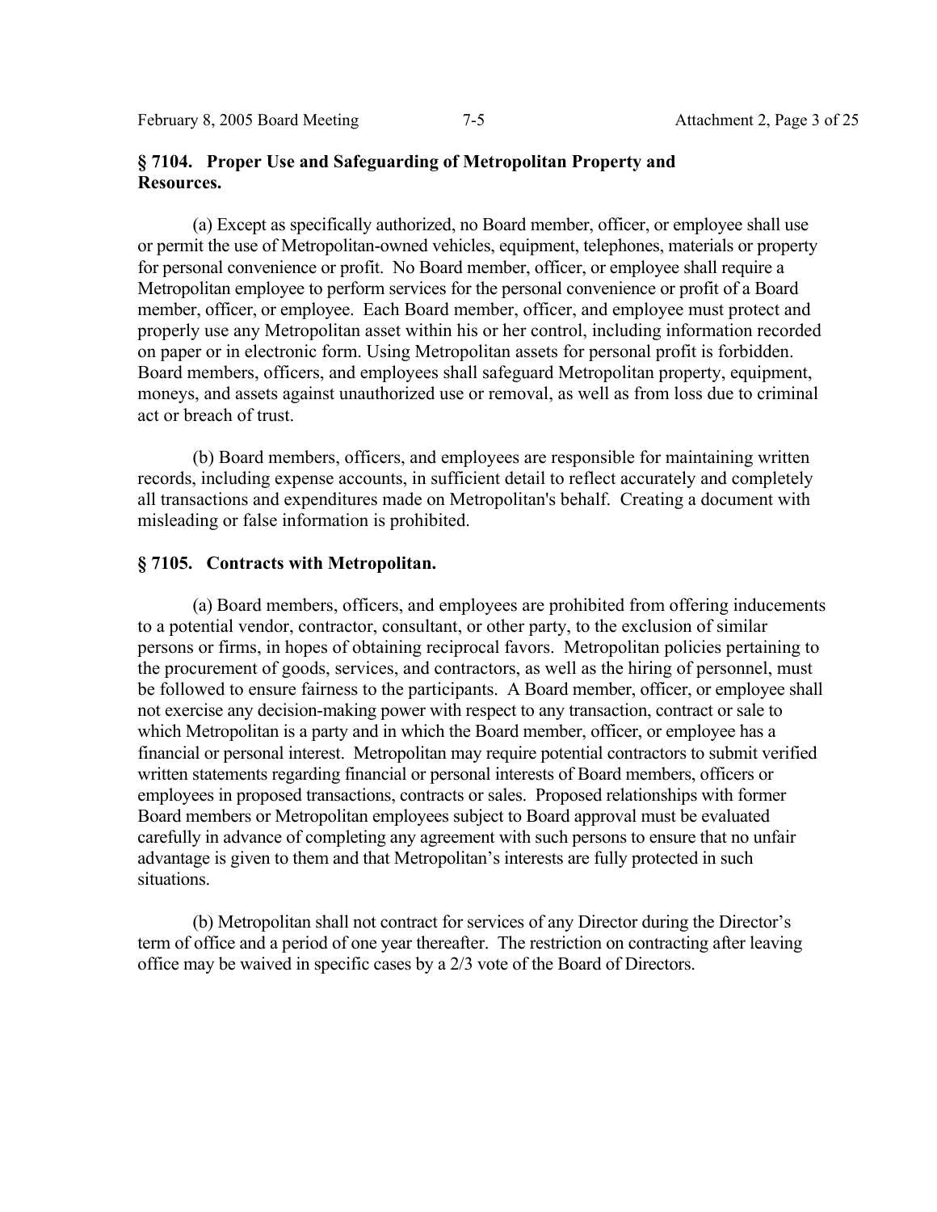## § 7104. Proper Use and Safeguarding of Metropolitan Property and Resources.

(a) Except as specifically authorized, no Board member, officer, or employee shall use or permit the use of Metropolitan-owned vehicles, equipment, telephones, materials or property for personal convenience or profit. No Board member, officer, or employee shall require a Metropolitan employee to perform services for the personal convenience or profit of a Board member, officer, or employee. Each Board member, officer, and employee must protect and properly use any Metropolitan asset within his or her control, including information recorded on paper or in electronic form. Using Metropolitan assets for personal profit is forbidden. Board members, officers, and employees shall safeguard Metropolitan property, equipment, moneys, and assets against unauthorized use or removal, as well as from loss due to criminal act or breach of trust.

(b) Board members, officers, and employees are responsible for maintaining written records, including expense accounts, in sufficient detail to reflect accurately and completely all transactions and expenditures made on Metropolitan's behalf. Creating a document with misleading or false information is prohibited.

## § 7105. Contracts with Metropolitan.

(a) Board members, officers, and employees are prohibited from offering inducements to a potential vendor, contractor, consultant, or other party, to the exclusion of similar persons or firms, in hopes of obtaining reciprocal favors. Metropolitan policies pertaining to the procurement of goods, services, and contractors, as well as the hiring of personnel, must be followed to ensure fairness to the participants. A Board member, officer, or employee shall not exercise any decision-making power with respect to any transaction, contract or sale to which Metropolitan is a party and in which the Board member, officer, or employee has a financial or personal interest. Metropolitan may require potential contractors to submit verified written statements regarding financial or personal interests of Board members, officers or employees in proposed transactions, contracts or sales. Proposed relationships with former Board members or Metropolitan employees subject to Board approval must be evaluated carefully in advance of completing any agreement with such persons to ensure that no unfair advantage is given to them and that Metropolitan's interests are fully protected in such situations.

(b) Metropolitan shall not contract for services of any Director during the Director's term of office and a period of one year thereafter. The restriction on contracting after leaving office may be waived in specific cases by a 2/3 vote of the Board of Directors.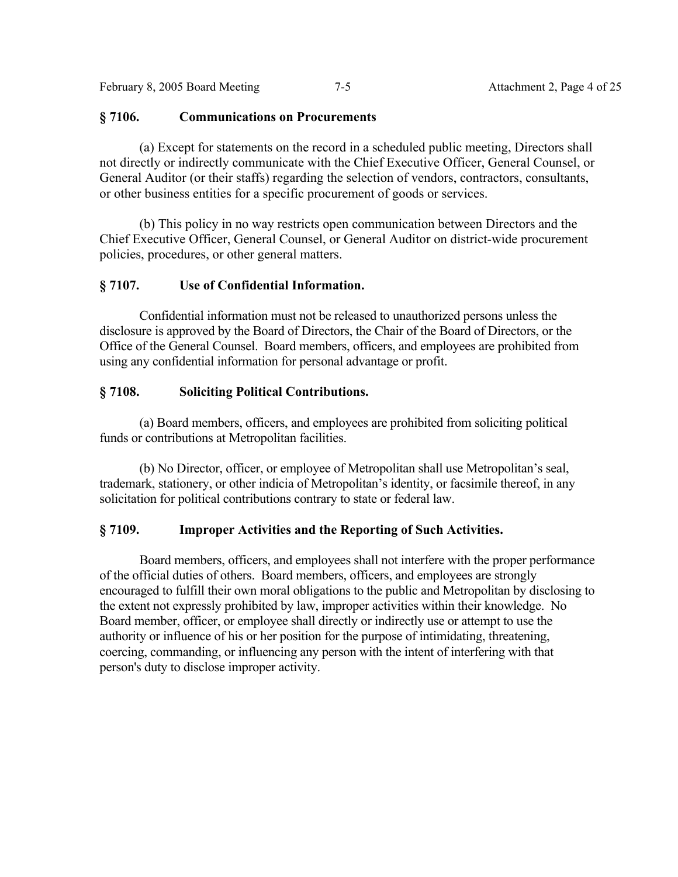## § 7106. Communications on Procurements

(a) Except for statements on the record in a scheduled public meeting, Directors shall not directly or indirectly communicate with the Chief Executive Officer, General Counsel, or General Auditor (or their staffs) regarding the selection of vendors, contractors, consultants, or other business entities for a specific procurement of goods or services.

(b) This policy in no way restricts open communication between Directors and the Chief Executive Officer, General Counsel, or General Auditor on district-wide procurement policies, procedures, or other general matters.

## § 7107. Use of Confidential Information.

Confidential information must not be released to unauthorized persons unless the disclosure is approved by the Board of Directors, the Chair of the Board of Directors, or the Office of the General Counsel. Board members, officers, and employees are prohibited from using any confidential information for personal advantage or profit.

## § 7108. Soliciting Political Contributions.

(a) Board members, officers, and employees are prohibited from soliciting political funds or contributions at Metropolitan facilities.

(b) No Director, officer, or employee of Metropolitan shall use Metropolitan's seal, trademark, stationery, or other indicia of Metropolitan's identity, or facsimile thereof, in any solicitation for political contributions contrary to state or federal law.

## § 7109. Improper Activities and the Reporting of Such Activities.

Board members, officers, and employees shall not interfere with the proper performance of the official duties of others. Board members, officers, and employees are strongly encouraged to fulfill their own moral obligations to the public and Metropolitan by disclosing to the extent not expressly prohibited by law, improper activities within their knowledge. No Board member, officer, or employee shall directly or indirectly use or attempt to use the authority or influence of his or her position for the purpose of intimidating, threatening, coercing, commanding, or influencing any person with the intent of interfering with that person's duty to disclose improper activity.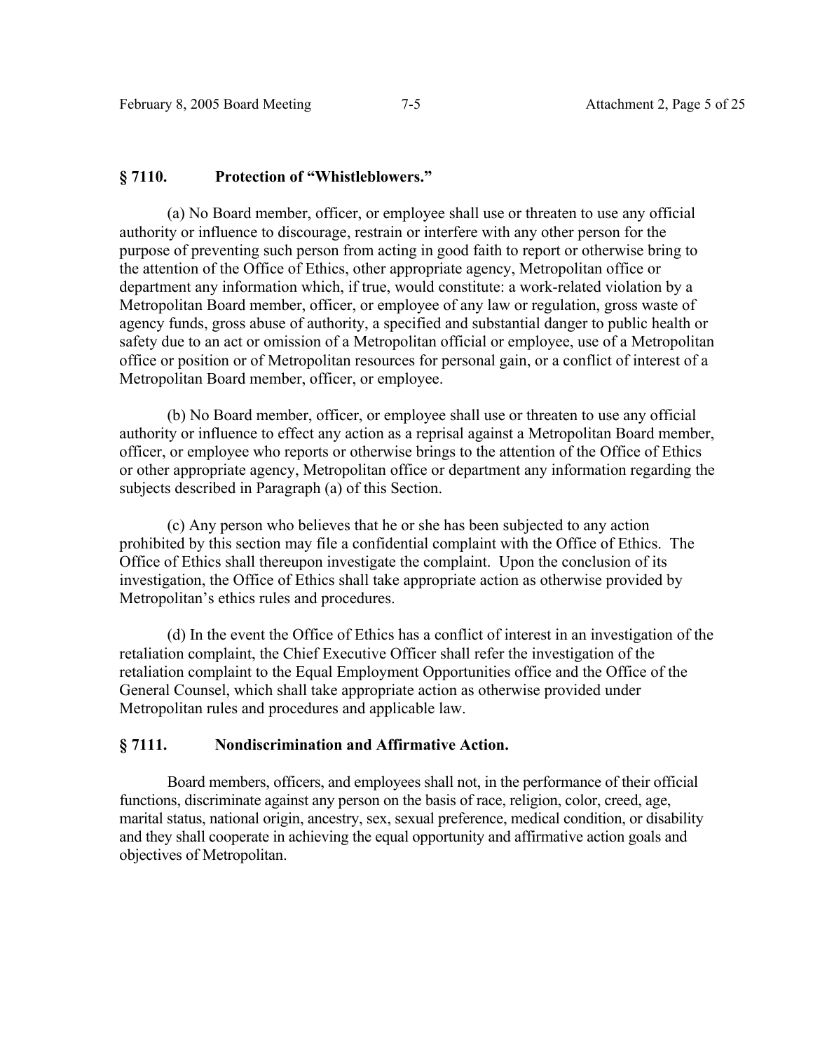### § 7110. Protection of "Whistleblowers."

(a) No Board member, officer, or employee shall use or threaten to use any official authority or influence to discourage, restrain or interfere with any other person for the purpose of preventing such person from acting in good faith to report or otherwise bring to the attention of the Office of Ethics, other appropriate agency, Metropolitan office or department any information which, if true, would constitute: a work-related violation by a Metropolitan Board member, officer, or employee of any law or regulation, gross waste of agency funds, gross abuse of authority, a specified and substantial danger to public health or safety due to an act or omission of a Metropolitan official or employee, use of a Metropolitan office or position or of Metropolitan resources for personal gain, or a conflict of interest of a Metropolitan Board member, officer, or employee.

(b) No Board member, officer, or employee shall use or threaten to use any official authority or influence to effect any action as a reprisal against a Metropolitan Board member, officer, or employee who reports or otherwise brings to the attention of the Office of Ethics or other appropriate agency, Metropolitan office or department any information regarding the subjects described in Paragraph (a) of this Section.

(c) Any person who believes that he or she has been subjected to any action prohibited by this section may file a confidential complaint with the Office of Ethics. The Office of Ethics shall thereupon investigate the complaint. Upon the conclusion of its investigation, the Office of Ethics shall take appropriate action as otherwise provided by Metropolitan's ethics rules and procedures.

(d) In the event the Office of Ethics has a conflict of interest in an investigation of the retaliation complaint, the Chief Executive Officer shall refer the investigation of the retaliation complaint to the Equal Employment Opportunities office and the Office of the General Counsel, which shall take appropriate action as otherwise provided under Metropolitan rules and procedures and applicable law.

### § 7111. Nondiscrimination and Affirmative Action.

Board members, officers, and employees shall not, in the performance of their official functions, discriminate against any person on the basis of race, religion, color, creed, age, marital status, national origin, ancestry, sex, sexual preference, medical condition, or disability and they shall cooperate in achieving the equal opportunity and affirmative action goals and objectives of Metropolitan.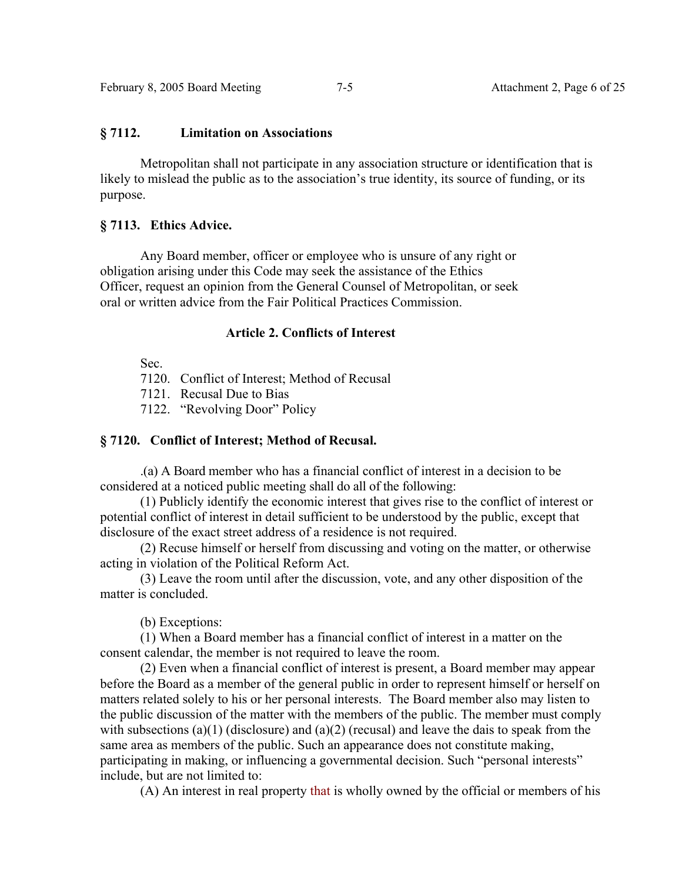## § 7112. Limitation on Associations

Metropolitan shall not participate in any association structure or identification that is likely to mislead the public as to the association's true identity, its source of funding, or its purpose.

## § 7113. Ethics Advice.

Any Board member, officer or employee who is unsure of any right or obligation arising under this Code may seek the assistance of the Ethics Officer, request an opinion from the General Counsel of Metropolitan, or seek oral or written advice from the Fair Political Practices Commission.

## Article 2. Conflicts of Interest

Sec.
7120. Conflict of Interest; Method of Recusal
7121. Recusal Due to Bias
7122. "Revolving Door" Policy

## § 7120. Conflict of Interest; Method of Recusal.

.(a) A Board member who has a financial conflict of interest in a decision to be considered at a noticed public meeting shall do all of the following:

(1) Publicly identify the economic interest that gives rise to the conflict of interest or potential conflict of interest in detail sufficient to be understood by the public, except that disclosure of the exact street address of a residence is not required.

(2) Recuse himself or herself from discussing and voting on the matter, or otherwise acting in violation of the Political Reform Act.

(3) Leave the room until after the discussion, vote, and any other disposition of the matter is concluded.

(b) Exceptions:

(1) When a Board member has a financial conflict of interest in a matter on the consent calendar, the member is not required to leave the room.

(2) Even when a financial conflict of interest is present, a Board member may appear before the Board as a member of the general public in order to represent himself or herself on matters related solely to his or her personal interests. The Board member also may listen to the public discussion of the matter with the members of the public. The member must comply with subsections (a)(1) (disclosure) and (a)(2) (recusal) and leave the dais to speak from the same area as members of the public. Such an appearance does not constitute making, participating in making, or influencing a governmental decision. Such "personal interests" include, but are not limited to:

(A) An interest in real property that is wholly owned by the official or members of his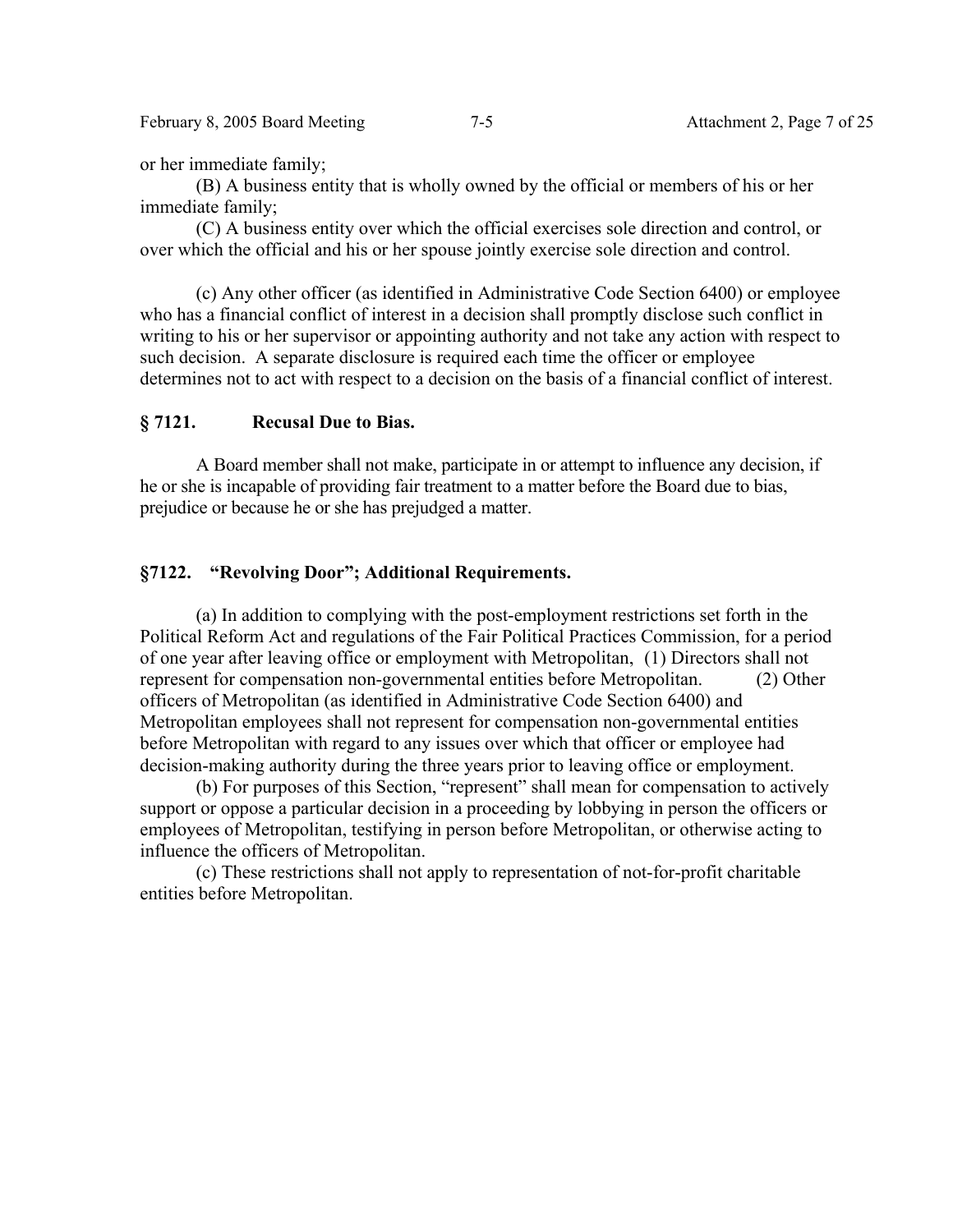or her immediate family;

(B) A business entity that is wholly owned by the official or members of his or her immediate family;

(C) A business entity over which the official exercises sole direction and control, or over which the official and his or her spouse jointly exercise sole direction and control.

(c) Any other officer (as identified in Administrative Code Section 6400) or employee who has a financial conflict of interest in a decision shall promptly disclose such conflict in writing to his or her supervisor or appointing authority and not take any action with respect to such decision. A separate disclosure is required each time the officer or employee determines not to act with respect to a decision on the basis of a financial conflict of interest.

## § 7121. Recusal Due to Bias.

A Board member shall not make, participate in or attempt to influence any decision, if he or she is incapable of providing fair treatment to a matter before the Board due to bias, prejudice or because he or she has prejudged a matter.

## §7122. "Revolving Door"; Additional Requirements.

(a) In addition to complying with the post-employment restrictions set forth in the Political Reform Act and regulations of the Fair Political Practices Commission, for a period of one year after leaving office or employment with Metropolitan, (1) Directors shall not represent for compensation non-governmental entities before Metropolitan. (2) Other officers of Metropolitan (as identified in Administrative Code Section 6400) and Metropolitan employees shall not represent for compensation non-governmental entities before Metropolitan with regard to any issues over which that officer or employee had decision-making authority during the three years prior to leaving office or employment.

(b) For purposes of this Section, "represent" shall mean for compensation to actively support or oppose a particular decision in a proceeding by lobbying in person the officers or employees of Metropolitan, testifying in person before Metropolitan, or otherwise acting to influence the officers of Metropolitan.

(c) These restrictions shall not apply to representation of not-for-profit charitable entities before Metropolitan.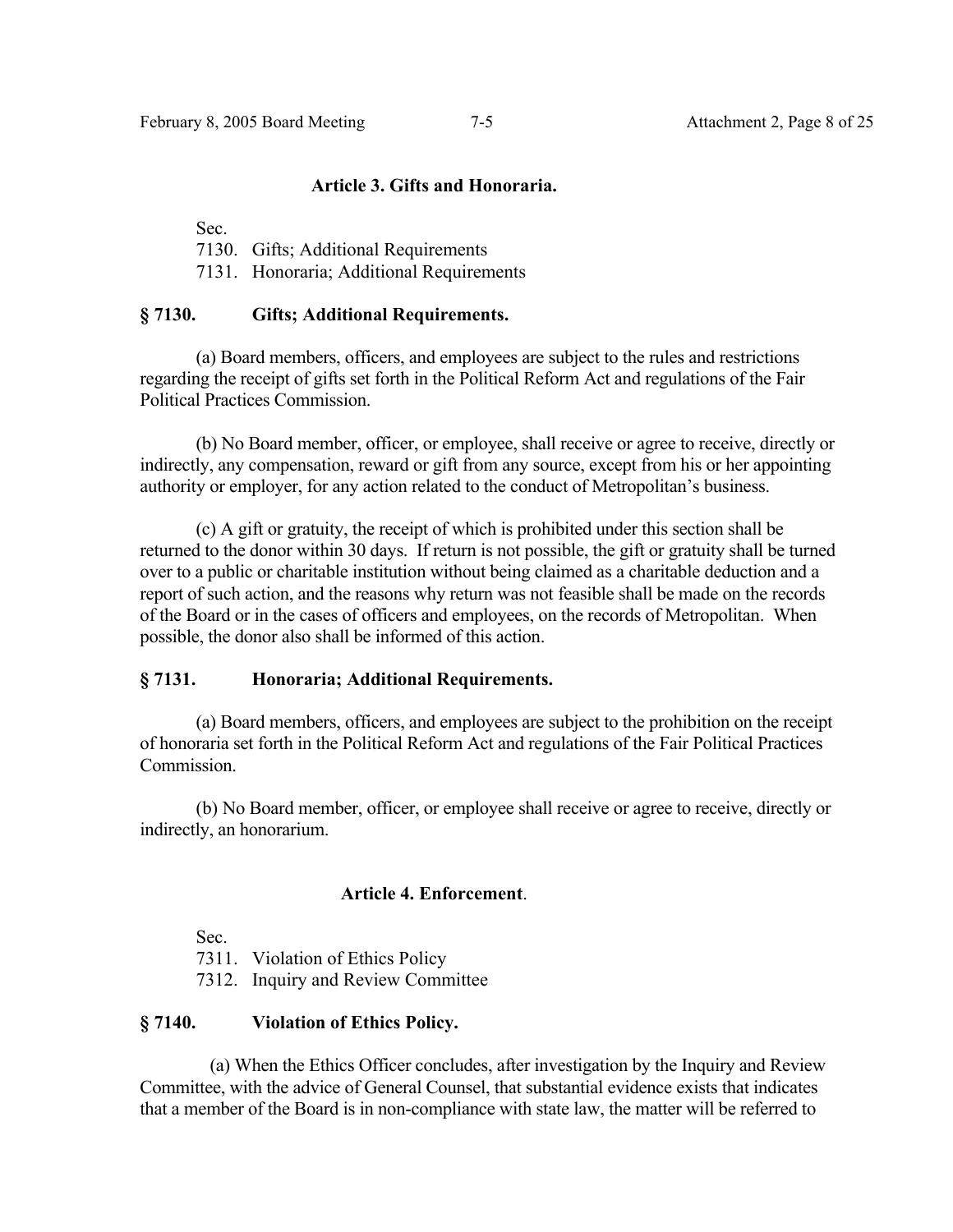### Article 3. Gifts and Honoraria.

Sec.
7130. Gifts; Additional Requirements
7131. Honoraria; Additional Requirements

### § 7130. Gifts; Additional Requirements.

(a) Board members, officers, and employees are subject to the rules and restrictions regarding the receipt of gifts set forth in the Political Reform Act and regulations of the Fair Political Practices Commission.

(b) No Board member, officer, or employee, shall receive or agree to receive, directly or indirectly, any compensation, reward or gift from any source, except from his or her appointing authority or employer, for any action related to the conduct of Metropolitan's business.

(c) A gift or gratuity, the receipt of which is prohibited under this section shall be returned to the donor within 30 days. If return is not possible, the gift or gratuity shall be turned over to a public or charitable institution without being claimed as a charitable deduction and a report of such action, and the reasons why return was not feasible shall be made on the records of the Board or in the cases of officers and employees, on the records of Metropolitan. When possible, the donor also shall be informed of this action.

### § 7131. Honoraria; Additional Requirements.

(a) Board members, officers, and employees are subject to the prohibition on the receipt of honoraria set forth in the Political Reform Act and regulations of the Fair Political Practices Commission.

(b) No Board member, officer, or employee shall receive or agree to receive, directly or indirectly, an honorarium.

### Article 4. Enforcement.

Sec.
7311. Violation of Ethics Policy
7312. Inquiry and Review Committee

### § 7140. Violation of Ethics Policy.

(a) When the Ethics Officer concludes, after investigation by the Inquiry and Review Committee, with the advice of General Counsel, that substantial evidence exists that indicates that a member of the Board is in non-compliance with state law, the matter will be referred to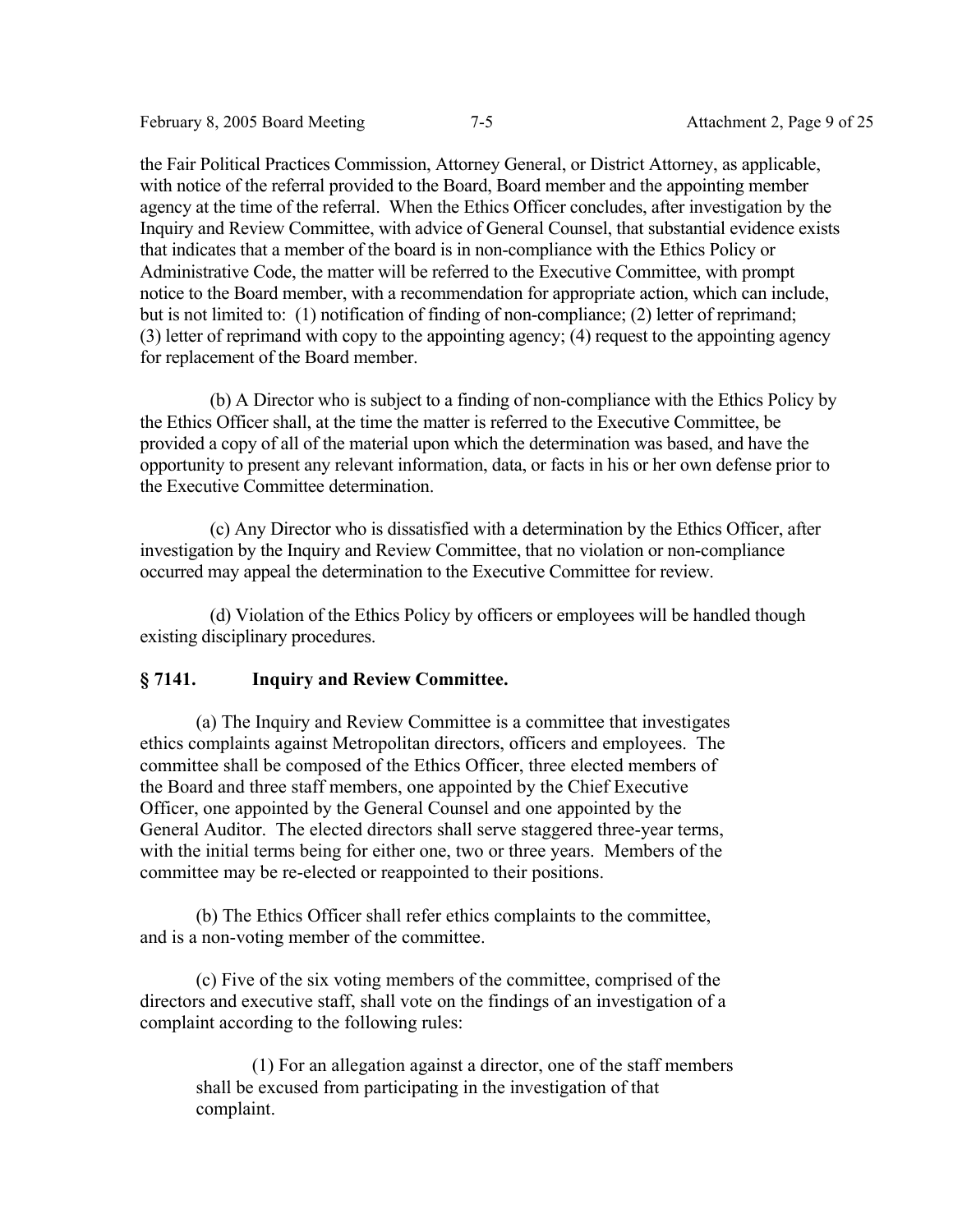the Fair Political Practices Commission, Attorney General, or District Attorney, as applicable, with notice of the referral provided to the Board, Board member and the appointing member agency at the time of the referral. When the Ethics Officer concludes, after investigation by the Inquiry and Review Committee, with advice of General Counsel, that substantial evidence exists that indicates that a member of the board is in non-compliance with the Ethics Policy or Administrative Code, the matter will be referred to the Executive Committee, with prompt notice to the Board member, with a recommendation for appropriate action, which can include, but is not limited to: (1) notification of finding of non-compliance; (2) letter of reprimand; (3) letter of reprimand with copy to the appointing agency; (4) request to the appointing agency for replacement of the Board member.

(b) A Director who is subject to a finding of non-compliance with the Ethics Policy by the Ethics Officer shall, at the time the matter is referred to the Executive Committee, be provided a copy of all of the material upon which the determination was based, and have the opportunity to present any relevant information, data, or facts in his or her own defense prior to the Executive Committee determination.

(c) Any Director who is dissatisfied with a determination by the Ethics Officer, after investigation by the Inquiry and Review Committee, that no violation or non-compliance occurred may appeal the determination to the Executive Committee for review.

(d) Violation of the Ethics Policy by officers or employees will be handled though existing disciplinary procedures.

### § 7141. Inquiry and Review Committee.

(a) The Inquiry and Review Committee is a committee that investigates ethics complaints against Metropolitan directors, officers and employees. The committee shall be composed of the Ethics Officer, three elected members of the Board and three staff members, one appointed by the Chief Executive Officer, one appointed by the General Counsel and one appointed by the General Auditor. The elected directors shall serve staggered three-year terms, with the initial terms being for either one, two or three years. Members of the committee may be re-elected or reappointed to their positions.

(b) The Ethics Officer shall refer ethics complaints to the committee, and is a non-voting member of the committee.

(c) Five of the six voting members of the committee, comprised of the directors and executive staff, shall vote on the findings of an investigation of a complaint according to the following rules:

(1) For an allegation against a director, one of the staff members shall be excused from participating in the investigation of that complaint.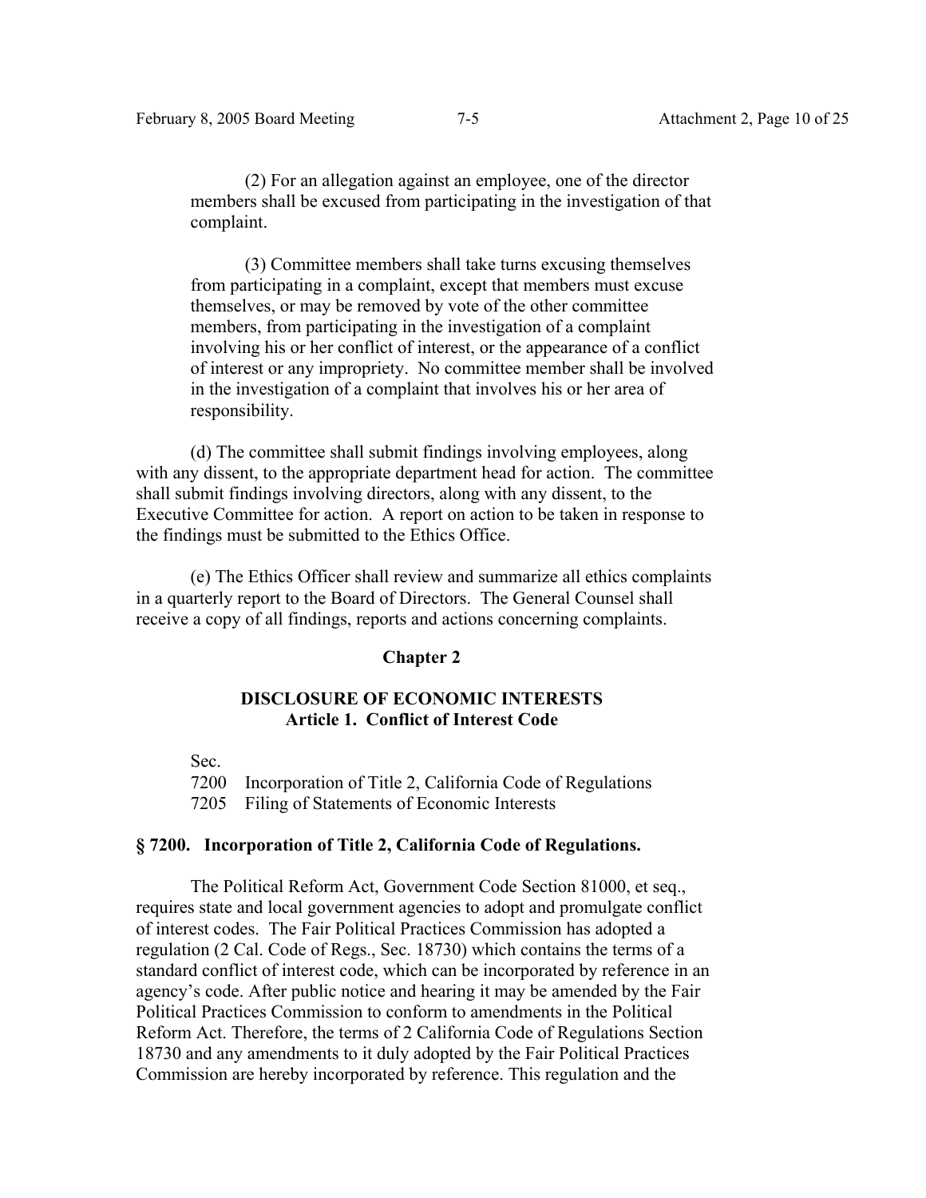(2) For an allegation against an employee, one of the director members shall be excused from participating in the investigation of that complaint.

(3) Committee members shall take turns excusing themselves from participating in a complaint, except that members must excuse themselves, or may be removed by vote of the other committee members, from participating in the investigation of a complaint involving his or her conflict of interest, or the appearance of a conflict of interest or any impropriety. No committee member shall be involved in the investigation of a complaint that involves his or her area of responsibility.

(d) The committee shall submit findings involving employees, along with any dissent, to the appropriate department head for action. The committee shall submit findings involving directors, along with any dissent, to the Executive Committee for action. A report on action to be taken in response to the findings must be submitted to the Ethics Office.

(e) The Ethics Officer shall review and summarize all ethics complaints in a quarterly report to the Board of Directors. The General Counsel shall receive a copy of all findings, reports and actions concerning complaints.

## Chapter 2

## DISCLOSURE OF ECONOMIC INTERESTS
### Article 1. Conflict of Interest Code

Sec.
7200 Incorporation of Title 2, California Code of Regulations
7205 Filing of Statements of Economic Interests

### § 7200. Incorporation of Title 2, California Code of Regulations.

The Political Reform Act, Government Code Section 81000, et seq., requires state and local government agencies to adopt and promulgate conflict of interest codes. The Fair Political Practices Commission has adopted a regulation (2 Cal. Code of Regs., Sec. 18730) which contains the terms of a standard conflict of interest code, which can be incorporated by reference in an agency's code. After public notice and hearing it may be amended by the Fair Political Practices Commission to conform to amendments in the Political Reform Act. Therefore, the terms of 2 California Code of Regulations Section 18730 and any amendments to it duly adopted by the Fair Political Practices Commission are hereby incorporated by reference. This regulation and the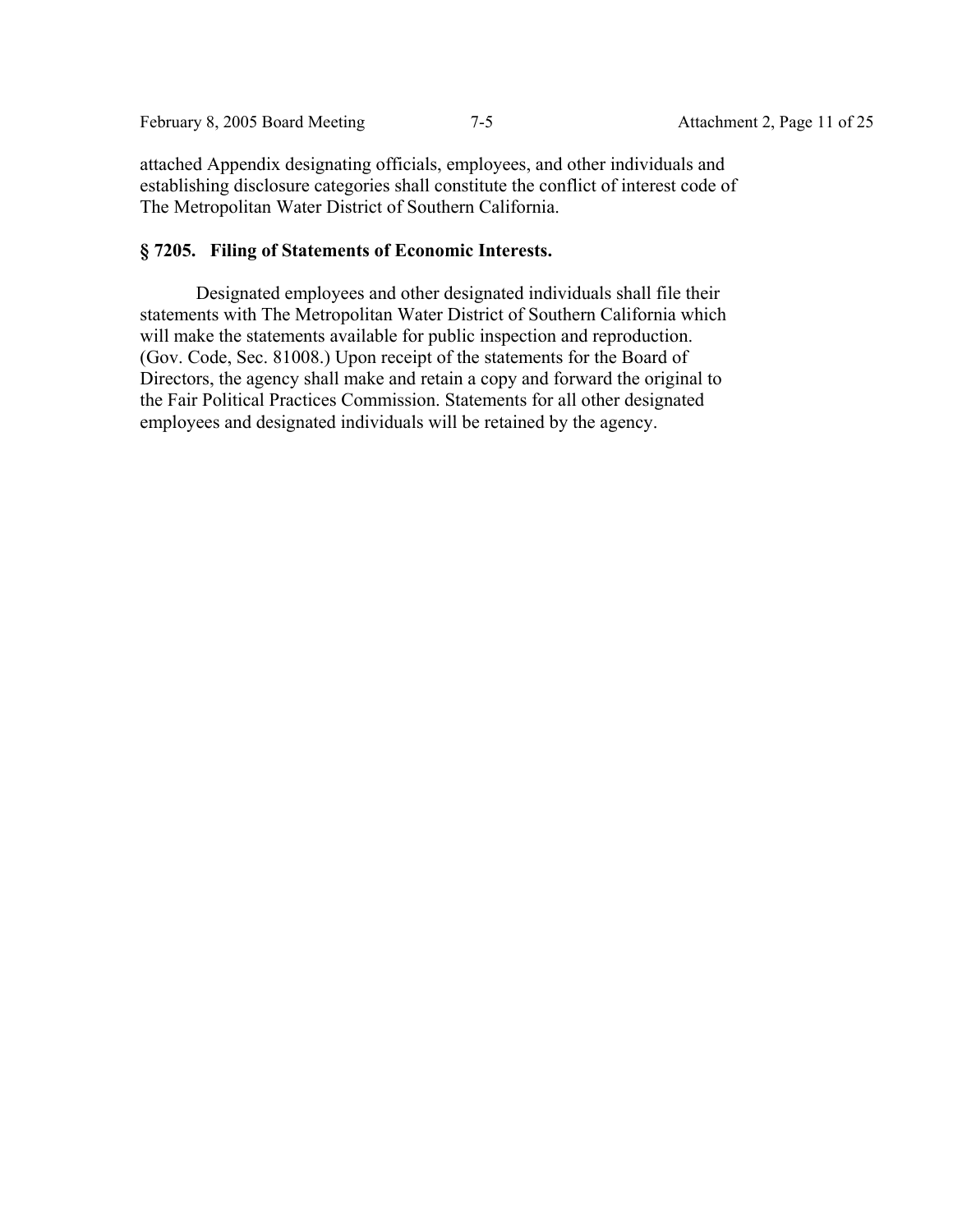attached Appendix designating officials, employees, and other individuals and establishing disclosure categories shall constitute the conflict of interest code of The Metropolitan Water District of Southern California.

## § 7205. Filing of Statements of Economic Interests.

Designated employees and other designated individuals shall file their statements with The Metropolitan Water District of Southern California which will make the statements available for public inspection and reproduction. (Gov. Code, Sec. 81008.) Upon receipt of the statements for the Board of Directors, the agency shall make and retain a copy and forward the original to the Fair Political Practices Commission. Statements for all other designated employees and designated individuals will be retained by the agency.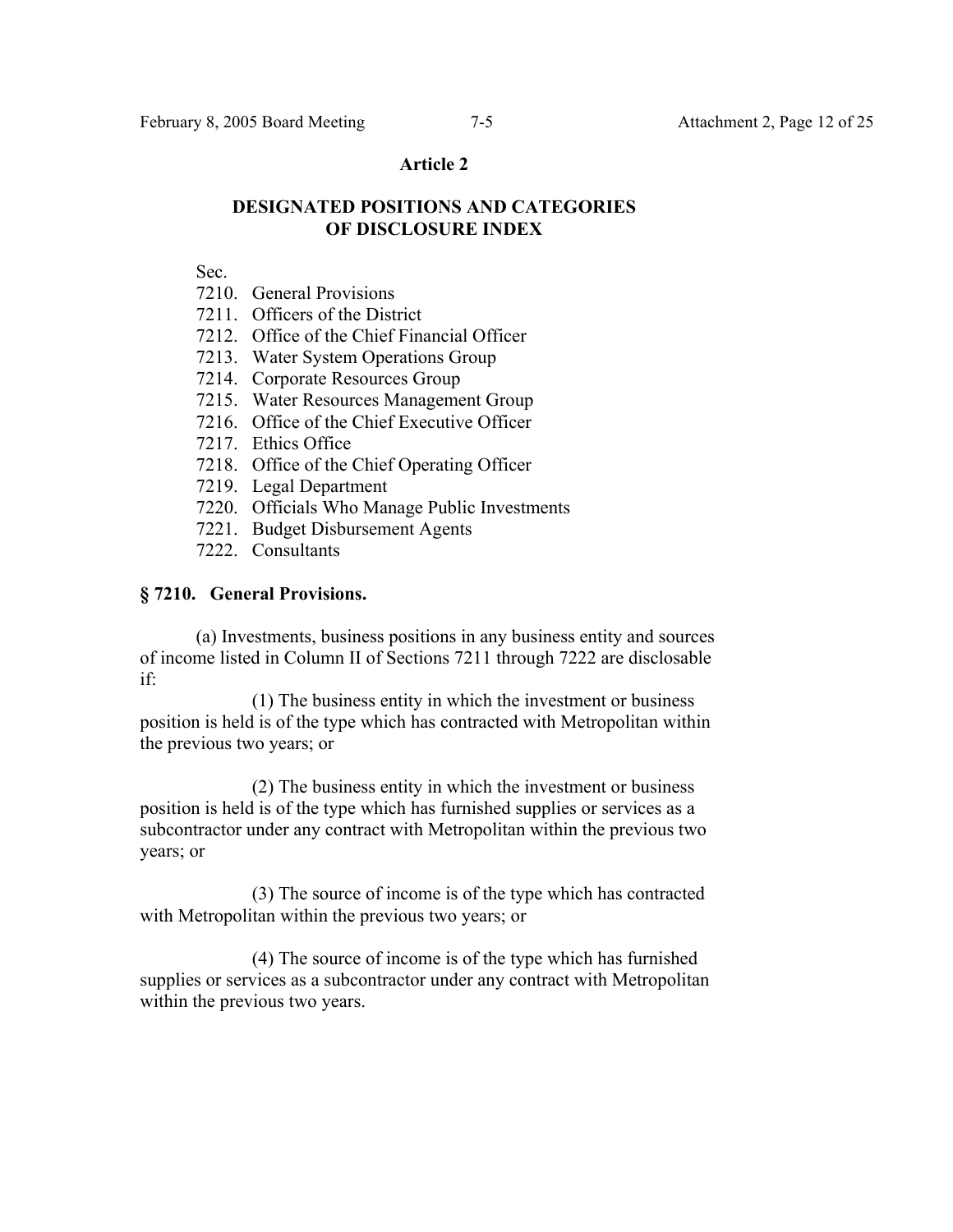## Article 2

## DESIGNATED POSITIONS AND CATEGORIES OF DISCLOSURE INDEX

Sec.
7210. General Provisions
7211. Officers of the District
7212. Office of the Chief Financial Officer
7213. Water System Operations Group
7214. Corporate Resources Group
7215. Water Resources Management Group
7216. Office of the Chief Executive Officer
7217. Ethics Office
7218. Office of the Chief Operating Officer
7219. Legal Department
7220. Officials Who Manage Public Investments
7221. Budget Disbursement Agents
7222. Consultants

### § 7210. General Provisions.

(a) Investments, business positions in any business entity and sources of income listed in Column II of Sections 7211 through 7222 are disclosable if:

(1) The business entity in which the investment or business position is held is of the type which has contracted with Metropolitan within the previous two years; or

(2) The business entity in which the investment or business position is held is of the type which has furnished supplies or services as a subcontractor under any contract with Metropolitan within the previous two years; or

(3) The source of income is of the type which has contracted with Metropolitan within the previous two years; or

(4) The source of income is of the type which has furnished supplies or services as a subcontractor under any contract with Metropolitan within the previous two years.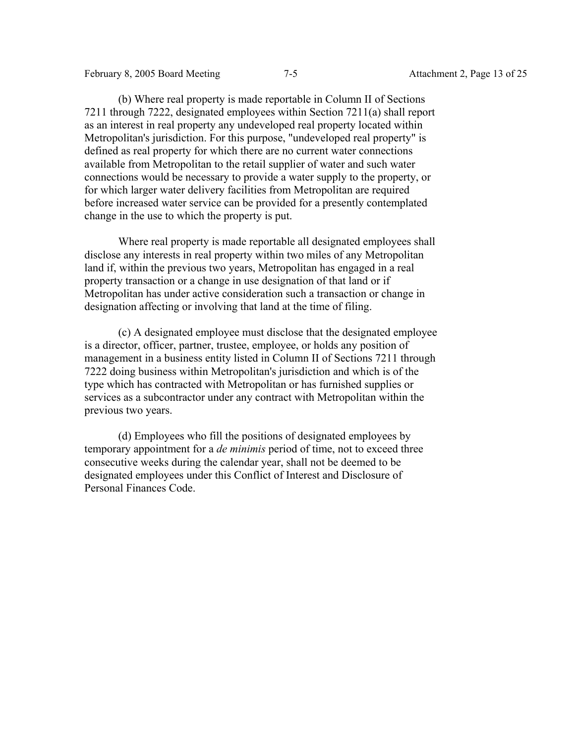(b) Where real property is made reportable in Column II of Sections 7211 through 7222, designated employees within Section 7211(a) shall report as an interest in real property any undeveloped real property located within Metropolitan's jurisdiction. For this purpose, "undeveloped real property" is defined as real property for which there are no current water connections available from Metropolitan to the retail supplier of water and such water connections would be necessary to provide a water supply to the property, or for which larger water delivery facilities from Metropolitan are required before increased water service can be provided for a presently contemplated change in the use to which the property is put.

Where real property is made reportable all designated employees shall disclose any interests in real property within two miles of any Metropolitan land if, within the previous two years, Metropolitan has engaged in a real property transaction or a change in use designation of that land or if Metropolitan has under active consideration such a transaction or change in designation affecting or involving that land at the time of filing.

(c) A designated employee must disclose that the designated employee is a director, officer, partner, trustee, employee, or holds any position of management in a business entity listed in Column II of Sections 7211 through 7222 doing business within Metropolitan's jurisdiction and which is of the type which has contracted with Metropolitan or has furnished supplies or services as a subcontractor under any contract with Metropolitan within the previous two years.

(d) Employees who fill the positions of designated employees by temporary appointment for a *de minimis* period of time, not to exceed three consecutive weeks during the calendar year, shall not be deemed to be designated employees under this Conflict of Interest and Disclosure of Personal Finances Code.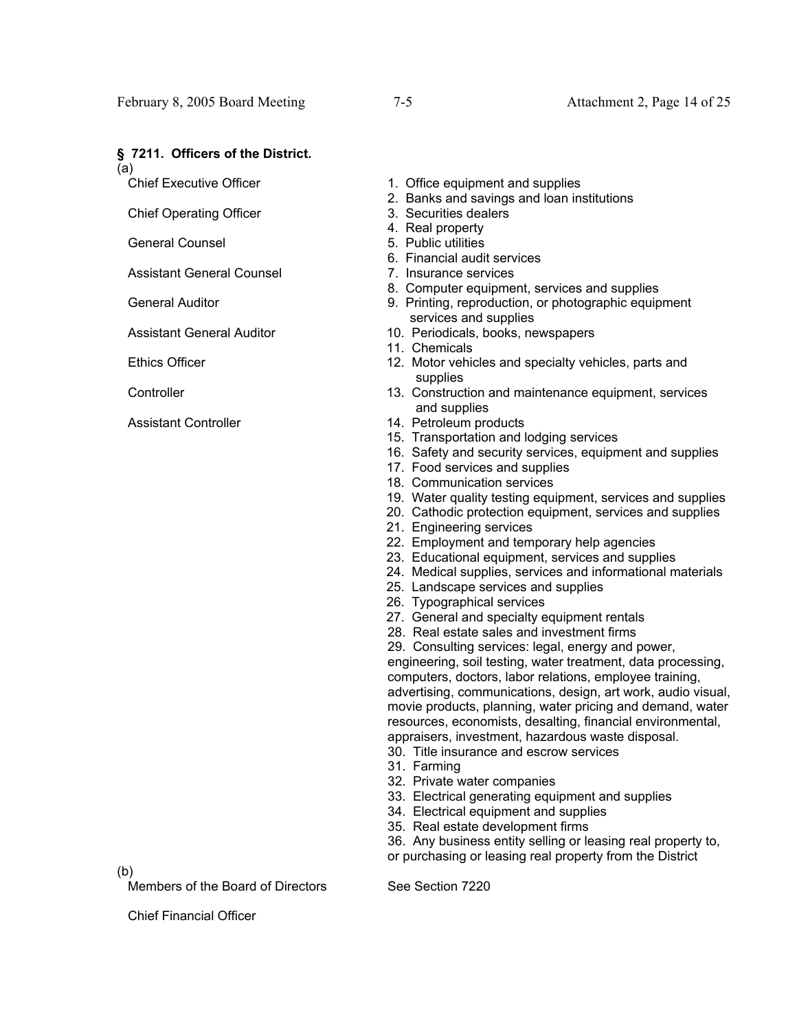### § 7211. Officers of the District.

(a)

| | |
|---|---|
| Chief Executive Officer | 1. Office equipment and supplies |
| | 2. Banks and savings and loan institutions |
| Chief Operating Officer | 3. Securities dealers |
| | 4. Real property |
| General Counsel | 5. Public utilities |
| | 6. Financial audit services |
| Assistant General Counsel | 7. Insurance services |
| | 8. Computer equipment, services and supplies |
| General Auditor | 9. Printing, reproduction, or photographic equipment services and supplies |
| Assistant General Auditor | 10. Periodicals, books, newspapers |
| | 11. Chemicals |
| Ethics Officer | 12. Motor vehicles and specialty vehicles, parts and supplies |
| Controller | 13. Construction and maintenance equipment, services and supplies |
| Assistant Controller | 14. Petroleum products |
| | 15. Transportation and lodging services |
| | 16. Safety and security services, equipment and supplies |
| | 17. Food services and supplies |
| | 18. Communication services |
| | 19. Water quality testing equipment, services and supplies |
| | 20. Cathodic protection equipment, services and supplies |
| | 21. Engineering services |
| | 22. Employment and temporary help agencies |
| | 23. Educational equipment, services and supplies |
| | 24. Medical supplies, services and informational materials |
| | 25. Landscape services and supplies |
| | 26. Typographical services |
| | 27. General and specialty equipment rentals |
| | 28. Real estate sales and investment firms |
| | 29. Consulting services: legal, energy and power, engineering, soil testing, water treatment, data processing, computers, doctors, labor relations, employee training, advertising, communications, design, art work, audio visual, movie products, planning, water pricing and demand, water resources, economists, desalting, financial environmental, appraisers, investment, hazardous waste disposal. |
| | 30. Title insurance and escrow services |
| | 31. Farming |
| | 32. Private water companies |
| | 33. Electrical generating equipment and supplies |
| | 34. Electrical equipment and supplies |
| | 35. Real estate development firms |
| | 36. Any business entity selling or leasing real property to, or purchasing or leasing real property from the District |

(b)

| | |
|---|---|
| Members of the Board of Directors | See Section 7220 |
| Chief Financial Officer | |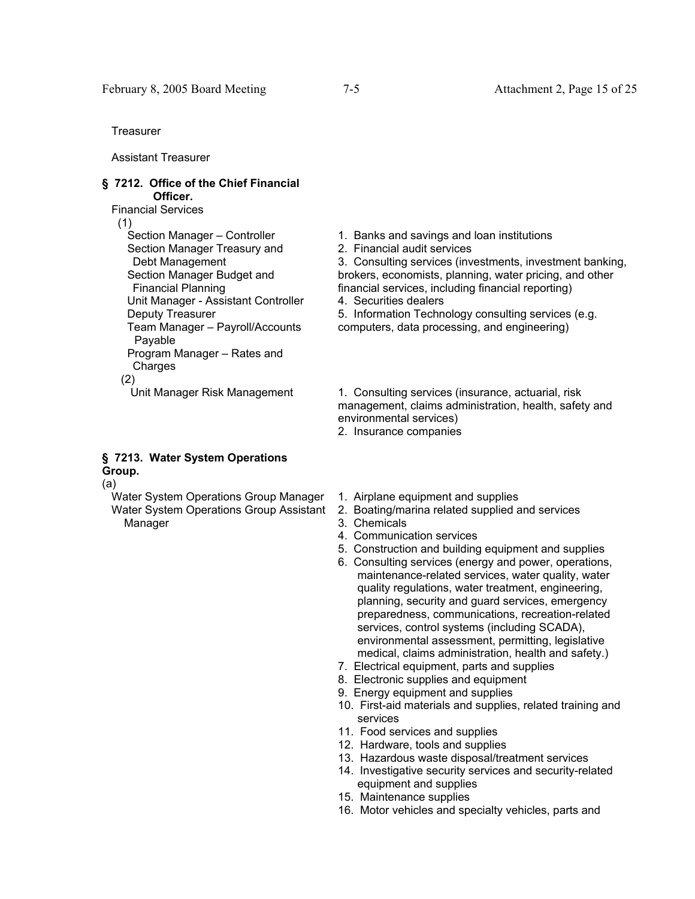Treasurer

Assistant Treasurer

**§ 7212. Office of the Chief Financial Officer.**

Financial Services

(1)

| Position | Disclosure Categories |
|---|---|
| Section Manager – Controller<br>Section Manager Treasury and Debt Management<br>Section Manager Budget and Financial Planning<br>Unit Manager - Assistant Controller<br>Deputy Treasurer<br>Team Manager – Payroll/Accounts Payable<br>Program Manager – Rates and Charges | 1. Banks and savings and loan institutions<br>2. Financial audit services<br>3. Consulting services (investments, investment banking, brokers, economists, planning, water pricing, and other financial services, including financial reporting)<br>4. Securities dealers<br>5. Information Technology consulting services (e.g. computers, data processing, and engineering) |

(2)

| Position | Disclosure Categories |
|---|---|
| Unit Manager Risk Management | 1. Consulting services (insurance, actuarial, risk management, claims administration, health, safety and environmental services)<br>2. Insurance companies |

**§ 7213. Water System Operations Group.**

(a)

| Position | Disclosure Categories |
|---|---|
| Water System Operations Group Manager<br>Water System Operations Group Assistant Manager | 1. Airplane equipment and supplies<br>2. Boating/marina related supplied and services<br>3. Chemicals<br>4. Communication services<br>5. Construction and building equipment and supplies<br>6. Consulting services (energy and power, operations, maintenance-related services, water quality, water quality regulations, water treatment, engineering, planning, security and guard services, emergency preparedness, communications, recreation-related services, control systems (including SCADA), environmental assessment, permitting, legislative medical, claims administration, health and safety.)<br>7. Electrical equipment, parts and supplies<br>8. Electronic supplies and equipment<br>9. Energy equipment and supplies<br>10. First-aid materials and supplies, related training and services<br>11. Food services and supplies<br>12. Hardware, tools and supplies<br>13. Hazardous waste disposal/treatment services<br>14. Investigative security services and security-related equipment and supplies<br>15. Maintenance supplies<br>16. Motor vehicles and specialty vehicles, parts and |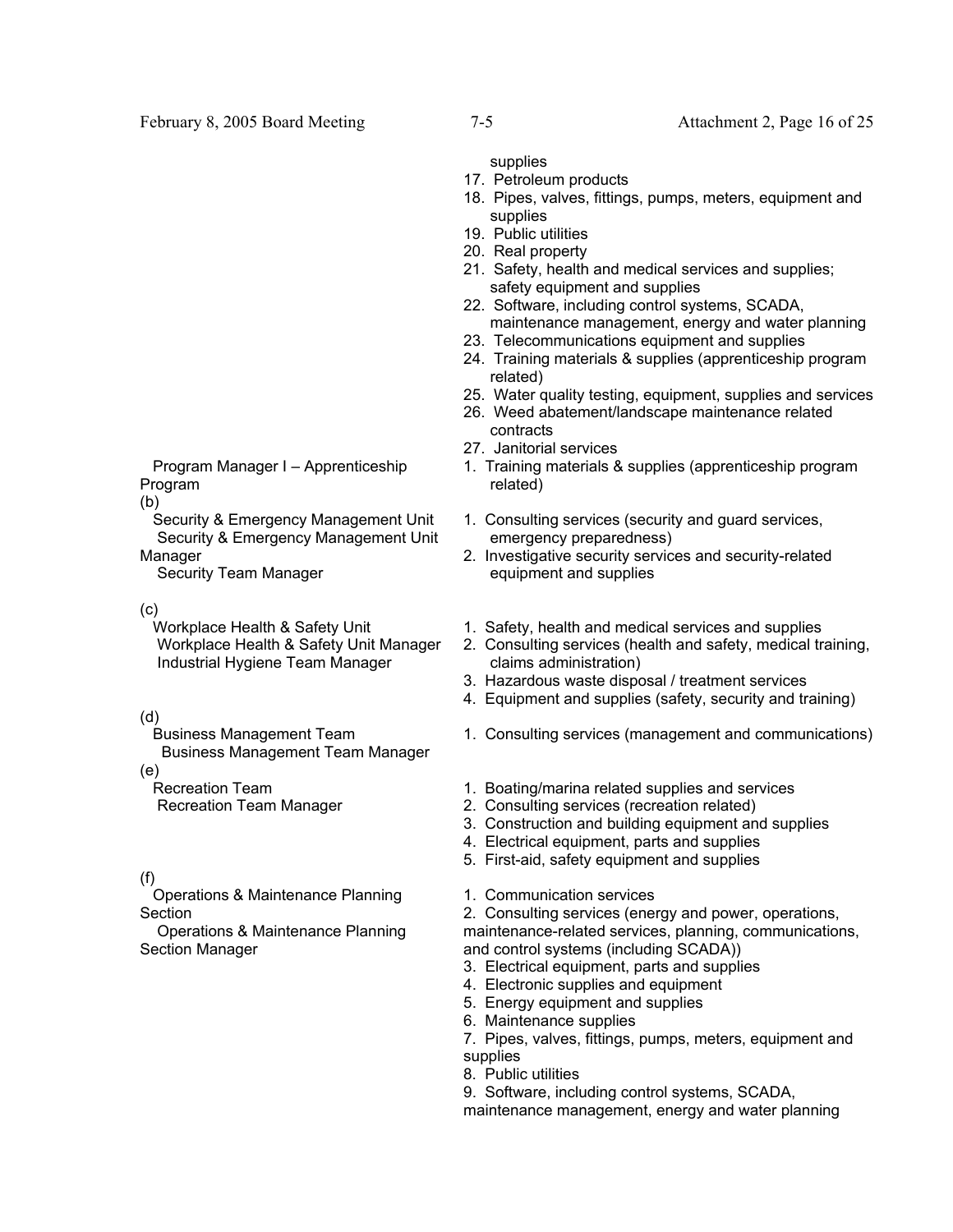supplies
17. Petroleum products
18. Pipes, valves, fittings, pumps, meters, equipment and supplies
19. Public utilities
20. Real property
21. Safety, health and medical services and supplies; safety equipment and supplies
22. Software, including control systems, SCADA, maintenance management, energy and water planning
23. Telecommunications equipment and supplies
24. Training materials & supplies (apprenticeship program related)
25. Water quality testing, equipment, supplies and services
26. Weed abatement/landscape maintenance related contracts
27. Janitorial services

Program Manager I – Apprenticeship Program

1. Training materials & supplies (apprenticeship program related)

(b)
Security & Emergency Management Unit
Security & Emergency Management Unit Manager
Security Team Manager

1. Consulting services (security and guard services, emergency preparedness)
2. Investigative security services and security-related equipment and supplies

(c)
Workplace Health & Safety Unit
Workplace Health & Safety Unit Manager
Industrial Hygiene Team Manager

1. Safety, health and medical services and supplies
2. Consulting services (health and safety, medical training, claims administration)
3. Hazardous waste disposal / treatment services
4. Equipment and supplies (safety, security and training)

(d)
Business Management Team
Business Management Team Manager

1. Consulting services (management and communications)

(e)
Recreation Team
Recreation Team Manager

1. Boating/marina related supplies and services
2. Consulting services (recreation related)
3. Construction and building equipment and supplies
4. Electrical equipment, parts and supplies
5. First-aid, safety equipment and supplies

(f)
Operations & Maintenance Planning Section
Operations & Maintenance Planning Section Manager

1. Communication services
2. Consulting services (energy and power, operations, maintenance-related services, planning, communications, and control systems (including SCADA))
3. Electrical equipment, parts and supplies
4. Electronic supplies and equipment
5. Energy equipment and supplies
6. Maintenance supplies
7. Pipes, valves, fittings, pumps, meters, equipment and supplies
8. Public utilities
9. Software, including control systems, SCADA, maintenance management, energy and water planning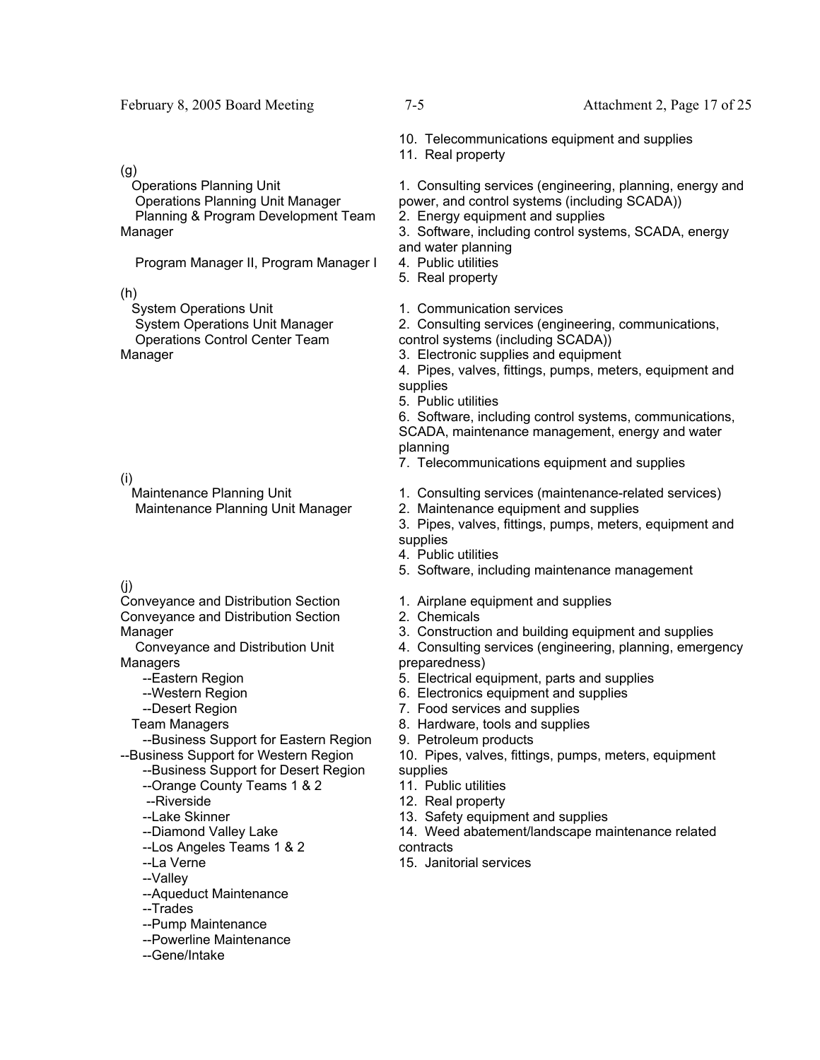10. Telecommunications equipment and supplies
11. Real property

(g)
Operations Planning Unit
Operations Planning Unit Manager
Planning & Program Development Team Manager

Program Manager II, Program Manager I

1. Consulting services (engineering, planning, energy and power, and control systems (including SCADA))
2. Energy equipment and supplies
3. Software, including control systems, SCADA, energy and water planning
4. Public utilities
5. Real property

(h)
System Operations Unit
System Operations Unit Manager
Operations Control Center Team Manager

1. Communication services
2. Consulting services (engineering, communications, control systems (including SCADA))
3. Electronic supplies and equipment
4. Pipes, valves, fittings, pumps, meters, equipment and supplies
5. Public utilities
6. Software, including control systems, communications, SCADA, maintenance management, energy and water planning
7. Telecommunications equipment and supplies

(i)
Maintenance Planning Unit
Maintenance Planning Unit Manager

1. Consulting services (maintenance-related services)
2. Maintenance equipment and supplies
3. Pipes, valves, fittings, pumps, meters, equipment and supplies
4. Public utilities
5. Software, including maintenance management

(j)
Conveyance and Distribution Section
Conveyance and Distribution Section Manager
Conveyance and Distribution Unit Managers
--Eastern Region
--Western Region
--Desert Region
Team Managers
--Business Support for Eastern Region
--Business Support for Western Region
--Business Support for Desert Region
--Orange County Teams 1 & 2
--Riverside
--Lake Skinner
--Diamond Valley Lake
--Los Angeles Teams 1 & 2
--La Verne
--Valley
--Aqueduct Maintenance
--Trades
--Pump Maintenance
--Powerline Maintenance
--Gene/Intake

1. Airplane equipment and supplies
2. Chemicals
3. Construction and building equipment and supplies
4. Consulting services (engineering, planning, emergency preparedness)
5. Electrical equipment, parts and supplies
6. Electronics equipment and supplies
7. Food services and supplies
8. Hardware, tools and supplies
9. Petroleum products
10. Pipes, valves, fittings, pumps, meters, equipment supplies
11. Public utilities
12. Real property
13. Safety equipment and supplies
14. Weed abatement/landscape maintenance related contracts
15. Janitorial services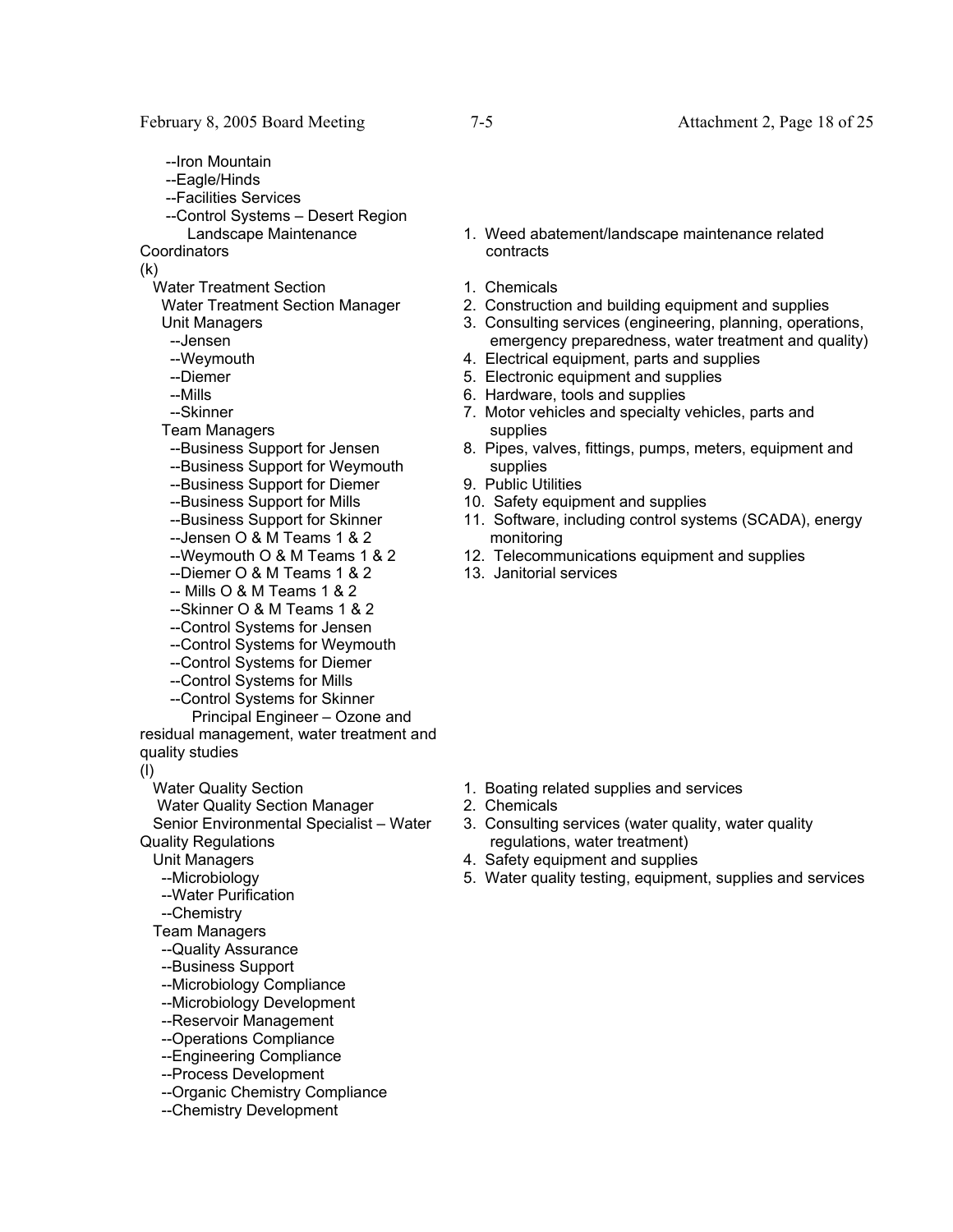| | |
|---|---|
| --Iron Mountain<br>--Eagle/Hinds<br>--Facilities Services<br>--Control Systems – Desert Region<br>Landscape Maintenance Coordinators | 1. Weed abatement/landscape maintenance related contracts |
| (k)<br>Water Treatment Section<br>Water Treatment Section Manager<br>Unit Managers<br>--Jensen<br>--Weymouth<br>--Diemer<br>--Mills<br>--Skinner<br>Team Managers<br>--Business Support for Jensen<br>--Business Support for Weymouth<br>--Business Support for Diemer<br>--Business Support for Mills<br>--Business Support for Skinner<br>--Jensen O & M Teams 1 & 2<br>--Weymouth O & M Teams 1 & 2<br>--Diemer O & M Teams 1 & 2<br>-- Mills O & M Teams 1 & 2<br>--Skinner O & M Teams 1 & 2<br>--Control Systems for Jensen<br>--Control Systems for Weymouth<br>--Control Systems for Diemer<br>--Control Systems for Mills<br>--Control Systems for Skinner<br>Principal Engineer – Ozone and residual management, water treatment and quality studies | 1. Chemicals<br>2. Construction and building equipment and supplies<br>3. Consulting services (engineering, planning, operations, emergency preparedness, water treatment and quality)<br>4. Electrical equipment, parts and supplies<br>5. Electronic equipment and supplies<br>6. Hardware, tools and supplies<br>7. Motor vehicles and specialty vehicles, parts and supplies<br>8. Pipes, valves, fittings, pumps, meters, equipment and supplies<br>9. Public Utilities<br>10. Safety equipment and supplies<br>11. Software, including control systems (SCADA), energy monitoring<br>12. Telecommunications equipment and supplies<br>13. Janitorial services |
| (l)<br>Water Quality Section<br>Water Quality Section Manager<br>Senior Environmental Specialist – Water Quality Regulations<br>Unit Managers<br>--Microbiology<br>--Water Purification<br>--Chemistry<br>Team Managers<br>--Quality Assurance<br>--Business Support<br>--Microbiology Compliance<br>--Microbiology Development<br>--Reservoir Management<br>--Operations Compliance<br>--Engineering Compliance<br>--Process Development<br>--Organic Chemistry Compliance<br>--Chemistry Development | 1. Boating related supplies and services<br>2. Chemicals<br>3. Consulting services (water quality, water quality regulations, water treatment)<br>4. Safety equipment and supplies<br>5. Water quality testing, equipment, supplies and services |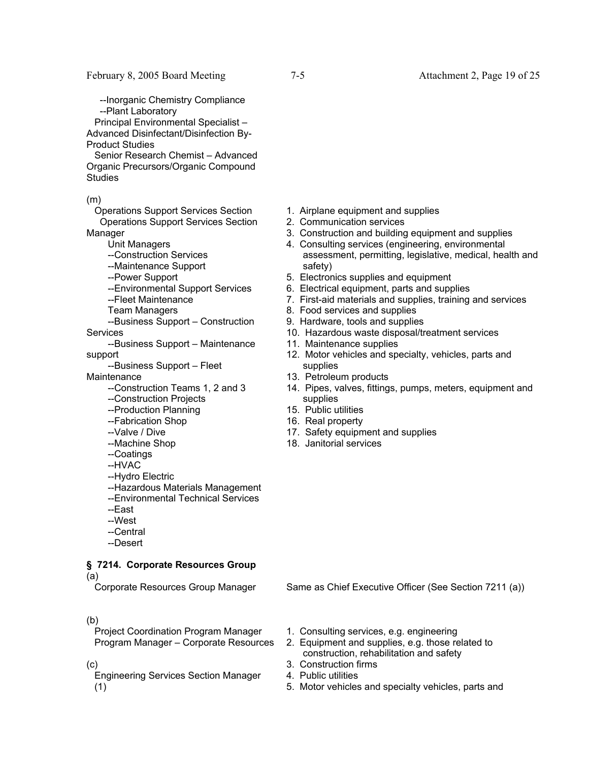--Inorganic Chemistry Compliance
--Plant Laboratory
Principal Environmental Specialist – Advanced Disinfectant/Disinfection By-Product Studies
Senior Research Chemist – Advanced Organic Precursors/Organic Compound Studies

| Position | Categories |
|---|---|
| (m)<br>Operations Support Services Section<br>Operations Support Services Section Manager<br>Unit Managers<br>--Construction Services<br>--Maintenance Support<br>--Power Support<br>--Environmental Support Services<br>--Fleet Maintenance<br>Team Managers<br>--Business Support – Construction Services<br>--Business Support – Maintenance support<br>--Business Support – Fleet Maintenance<br>--Construction Teams 1, 2 and 3<br>--Construction Projects<br>--Production Planning<br>--Fabrication Shop<br>--Valve / Dive<br>--Machine Shop<br>--Coatings<br>--HVAC<br>--Hydro Electric<br>--Hazardous Materials Management<br>--Environmental Technical Services<br>--East<br>--West<br>--Central<br>--Desert | 1. Airplane equipment and supplies<br>2. Communication services<br>3. Construction and building equipment and supplies<br>4. Consulting services (engineering, environmental assessment, permitting, legislative, medical, health and safety)<br>5. Electronics supplies and equipment<br>6. Electrical equipment, parts and supplies<br>7. First-aid materials and supplies, training and services<br>8. Food services and supplies<br>9. Hardware, tools and supplies<br>10. Hazardous waste disposal/treatment services<br>11. Maintenance supplies<br>12. Motor vehicles and specialty, vehicles, parts and supplies<br>13. Petroleum products<br>14. Pipes, valves, fittings, pumps, meters, equipment and supplies<br>15. Public utilities<br>16. Real property<br>17. Safety equipment and supplies<br>18. Janitorial services |

**§ 7214. Corporate Resources Group**

| Position | Categories |
|---|---|
| (a)<br>Corporate Resources Group Manager | Same as Chief Executive Officer (See Section 7211 (a)) |
| (b)<br>Project Coordination Program Manager<br>Program Manager – Corporate Resources<br><br>(c)<br>Engineering Services Section Manager<br>(1) | 1. Consulting services, e.g. engineering<br>2. Equipment and supplies, e.g. those related to construction, rehabilitation and safety<br>3. Construction firms<br>4. Public utilities<br>5. Motor vehicles and specialty vehicles, parts and |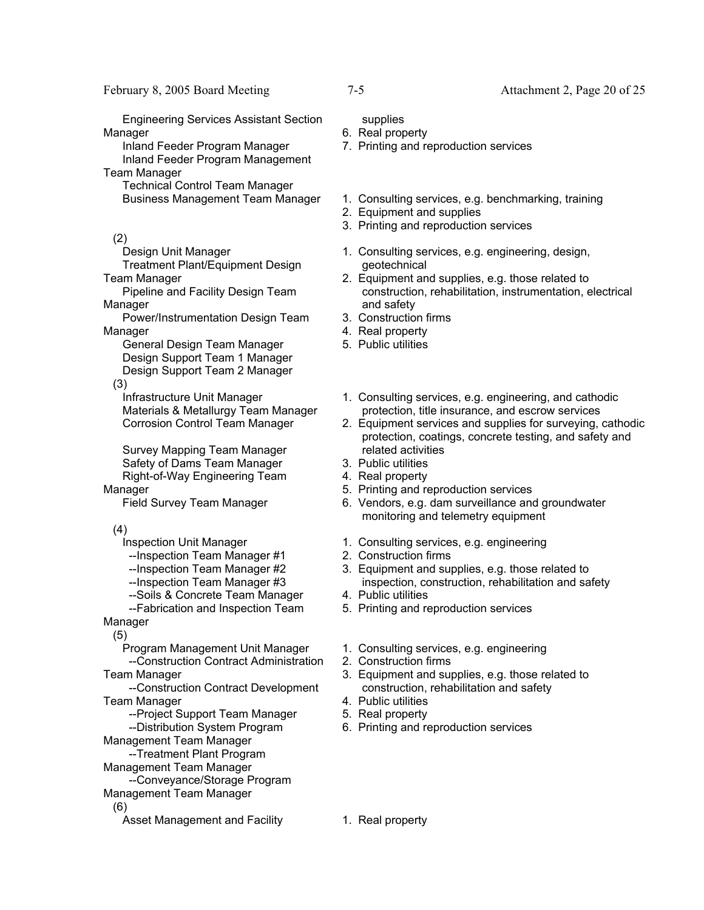| Positions | Categories |
|---|---|
| Engineering Services Assistant Section Manager<br>Inland Feeder Program Manager<br>Inland Feeder Program Management Team Manager<br>Technical Control Team Manager | supplies<br>6. Real property<br>7. Printing and reproduction services |
| Business Management Team Manager | 1. Consulting services, e.g. benchmarking, training<br>2. Equipment and supplies<br>3. Printing and reproduction services |
| (2)<br>Design Unit Manager<br>Treatment Plant/Equipment Design Team Manager<br>Pipeline and Facility Design Team Manager<br>Power/Instrumentation Design Team Manager<br>General Design Team Manager<br>Design Support Team 1 Manager<br>Design Support Team 2 Manager | 1. Consulting services, e.g. engineering, design, geotechnical<br>2. Equipment and supplies, e.g. those related to construction, rehabilitation, instrumentation, electrical and safety<br>3. Construction firms<br>4. Real property<br>5. Public utilities |
| (3)<br>Infrastructure Unit Manager<br>Materials & Metallurgy Team Manager<br>Corrosion Control Team Manager<br>Survey Mapping Team Manager<br>Safety of Dams Team Manager<br>Right-of-Way Engineering Team Manager<br>Field Survey Team Manager | 1. Consulting services, e.g. engineering, and cathodic protection, title insurance, and escrow services<br>2. Equipment services and supplies for surveying, cathodic protection, coatings, concrete testing, and safety and related activities<br>3. Public utilities<br>4. Real property<br>5. Printing and reproduction services<br>6. Vendors, e.g. dam surveillance and groundwater monitoring and telemetry equipment |
| (4)<br>Inspection Unit Manager<br>--Inspection Team Manager #1<br>--Inspection Team Manager #2<br>--Inspection Team Manager #3<br>--Soils & Concrete Team Manager<br>--Fabrication and Inspection Team Manager | 1. Consulting services, e.g. engineering<br>2. Construction firms<br>3. Equipment and supplies, e.g. those related to inspection, construction, rehabilitation and safety<br>4. Public utilities<br>5. Printing and reproduction services |
| (5)<br>Program Management Unit Manager<br>--Construction Contract Administration Team Manager<br>--Construction Contract Development Team Manager<br>--Project Support Team Manager<br>--Distribution System Program Management Team Manager<br>--Treatment Plant Program Management Team Manager<br>--Conveyance/Storage Program Management Team Manager | 1. Consulting services, e.g. engineering<br>2. Construction firms<br>3. Equipment and supplies, e.g. those related to construction, rehabilitation and safety<br>4. Public utilities<br>5. Real property<br>6. Printing and reproduction services |
| (6)<br>Asset Management and Facility | 1. Real property |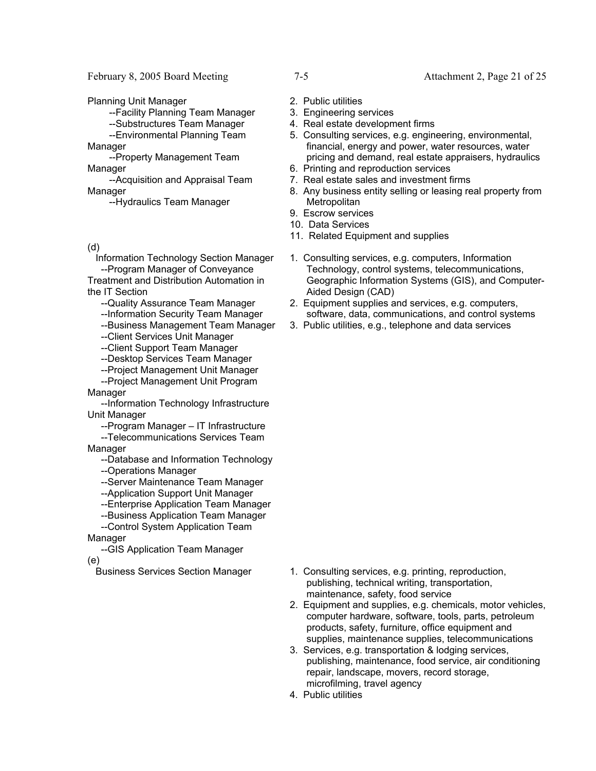| Designated Positions | Disclosure Categories |
|---|---|
| Planning Unit Manager<br>--Facility Planning Team Manager<br>--Substructures Team Manager<br>--Environmental Planning Team Manager<br>--Property Management Team Manager<br>--Acquisition and Appraisal Team Manager<br>--Hydraulics Team Manager | 2. Public utilities<br>3. Engineering services<br>4. Real estate development firms<br>5. Consulting services, e.g. engineering, environmental, financial, energy and power, water resources, water pricing and demand, real estate appraisers, hydraulics<br>6. Printing and reproduction services<br>7. Real estate sales and investment firms<br>8. Any business entity selling or leasing real property from Metropolitan<br>9. Escrow services<br>10. Data Services<br>11. Related Equipment and supplies |
| (d)<br>Information Technology Section Manager<br>--Program Manager of Conveyance Treatment and Distribution Automation in the IT Section<br>--Quality Assurance Team Manager<br>--Information Security Team Manager<br>--Business Management Team Manager<br>--Client Services Unit Manager<br>--Client Support Team Manager<br>--Desktop Services Team Manager<br>--Project Management Unit Manager<br>--Project Management Unit Program Manager<br>--Information Technology Infrastructure Unit Manager<br>--Program Manager – IT Infrastructure<br>--Telecommunications Services Team Manager<br>--Database and Information Technology<br>--Operations Manager<br>--Server Maintenance Team Manager<br>--Application Support Unit Manager<br>--Enterprise Application Team Manager<br>--Business Application Team Manager<br>--Control System Application Team Manager<br>--GIS Application Team Manager | 1. Consulting services, e.g. computers, Information Technology, control systems, telecommunications, Geographic Information Systems (GIS), and Computer-Aided Design (CAD)<br>2. Equipment supplies and services, e.g. computers, software, data, communications, and control systems<br>3. Public utilities, e.g., telephone and data services |
| (e)<br>Business Services Section Manager | 1. Consulting services, e.g. printing, reproduction, publishing, technical writing, transportation, maintenance, safety, food service<br>2. Equipment and supplies, e.g. chemicals, motor vehicles, computer hardware, software, tools, parts, petroleum products, safety, furniture, office equipment and supplies, maintenance supplies, telecommunications<br>3. Services, e.g. transportation & lodging services, publishing, maintenance, food service, air conditioning repair, landscape, movers, record storage, microfilming, travel agency<br>4. Public utilities |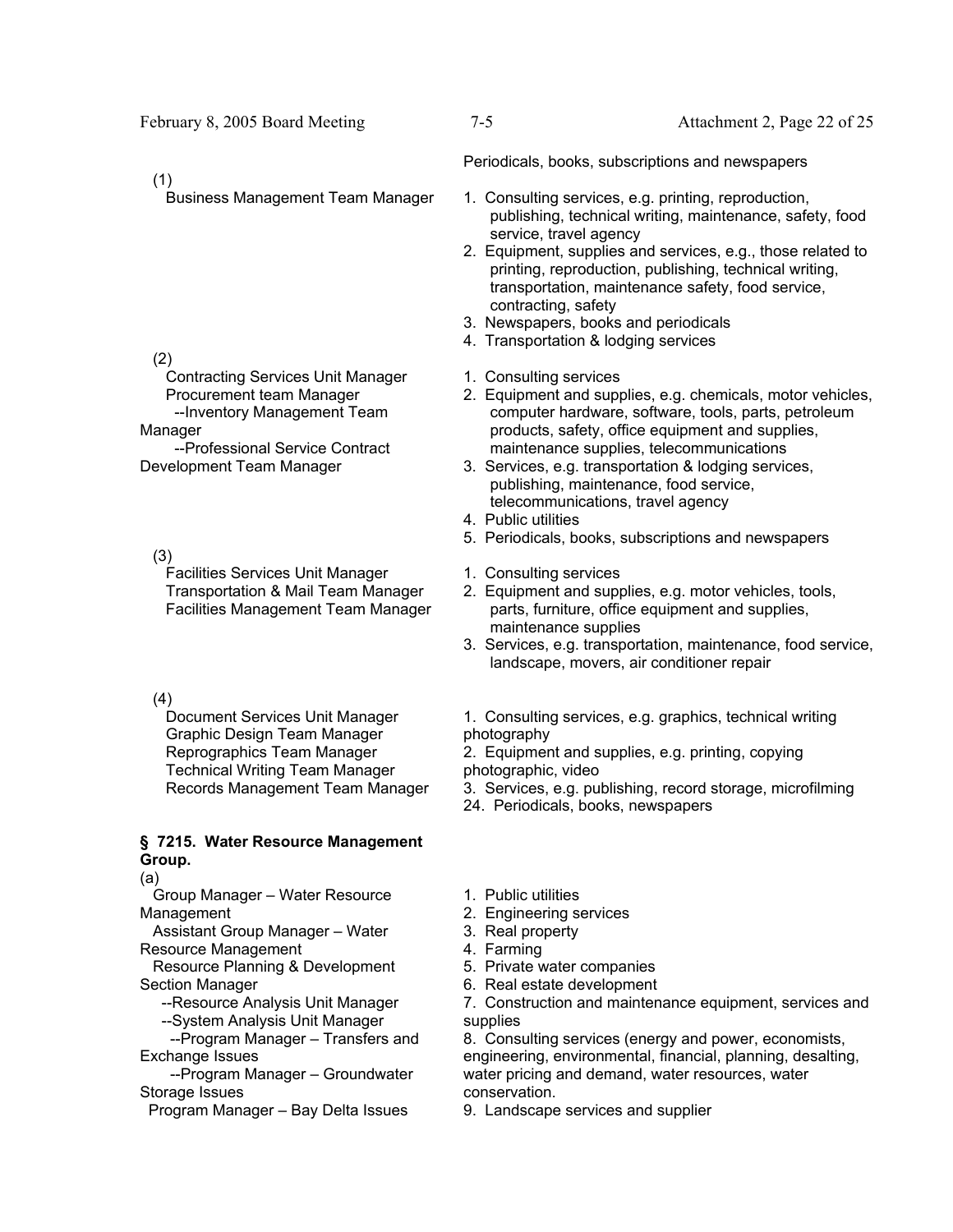| | Periodicals, books, subscriptions and newspapers |
|---|---|
| (1)<br>Business Management Team Manager | 1. Consulting services, e.g. printing, reproduction, publishing, technical writing, maintenance, safety, food service, travel agency<br>2. Equipment, supplies and services, e.g., those related to printing, reproduction, publishing, technical writing, transportation, maintenance safety, food service, contracting, safety<br>3. Newspapers, books and periodicals<br>4. Transportation & lodging services |
| (2)<br>Contracting Services Unit Manager<br>Procurement team Manager<br>--Inventory Management Team Manager<br>--Professional Service Contract Development Team Manager | 1. Consulting services<br>2. Equipment and supplies, e.g. chemicals, motor vehicles, computer hardware, software, tools, parts, petroleum products, safety, office equipment and supplies, maintenance supplies, telecommunications<br>3. Services, e.g. transportation & lodging services, publishing, maintenance, food service, telecommunications, travel agency<br>4. Public utilities<br>5. Periodicals, books, subscriptions and newspapers |
| (3)<br>Facilities Services Unit Manager<br>Transportation & Mail Team Manager<br>Facilities Management Team Manager | 1. Consulting services<br>2. Equipment and supplies, e.g. motor vehicles, tools, parts, furniture, office equipment and supplies, maintenance supplies<br>3. Services, e.g. transportation, maintenance, food service, landscape, movers, air conditioner repair |
| (4)<br>Document Services Unit Manager<br>Graphic Design Team Manager<br>Reprographics Team Manager<br>Technical Writing Team Manager<br>Records Management Team Manager | 1. Consulting services, e.g. graphics, technical writing photography<br>2. Equipment and supplies, e.g. printing, copying photographic, video<br>3. Services, e.g. publishing, record storage, microfilming<br>24. Periodicals, books, newspapers |

**§ 7215. Water Resource Management Group.**

| (a) | |
|---|---|
| Group Manager – Water Resource Management<br>Assistant Group Manager – Water Resource Management<br>Resource Planning & Development Section Manager<br>--Resource Analysis Unit Manager<br>--System Analysis Unit Manager<br>--Program Manager – Transfers and Exchange Issues<br>--Program Manager – Groundwater Storage Issues<br>Program Manager – Bay Delta Issues | 1. Public utilities<br>2. Engineering services<br>3. Real property<br>4. Farming<br>5. Private water companies<br>6. Real estate development<br>7. Construction and maintenance equipment, services and supplies<br>8. Consulting services (energy and power, economists, engineering, environmental, financial, planning, desalting, water pricing and demand, water resources, water conservation.<br>9. Landscape services and supplier |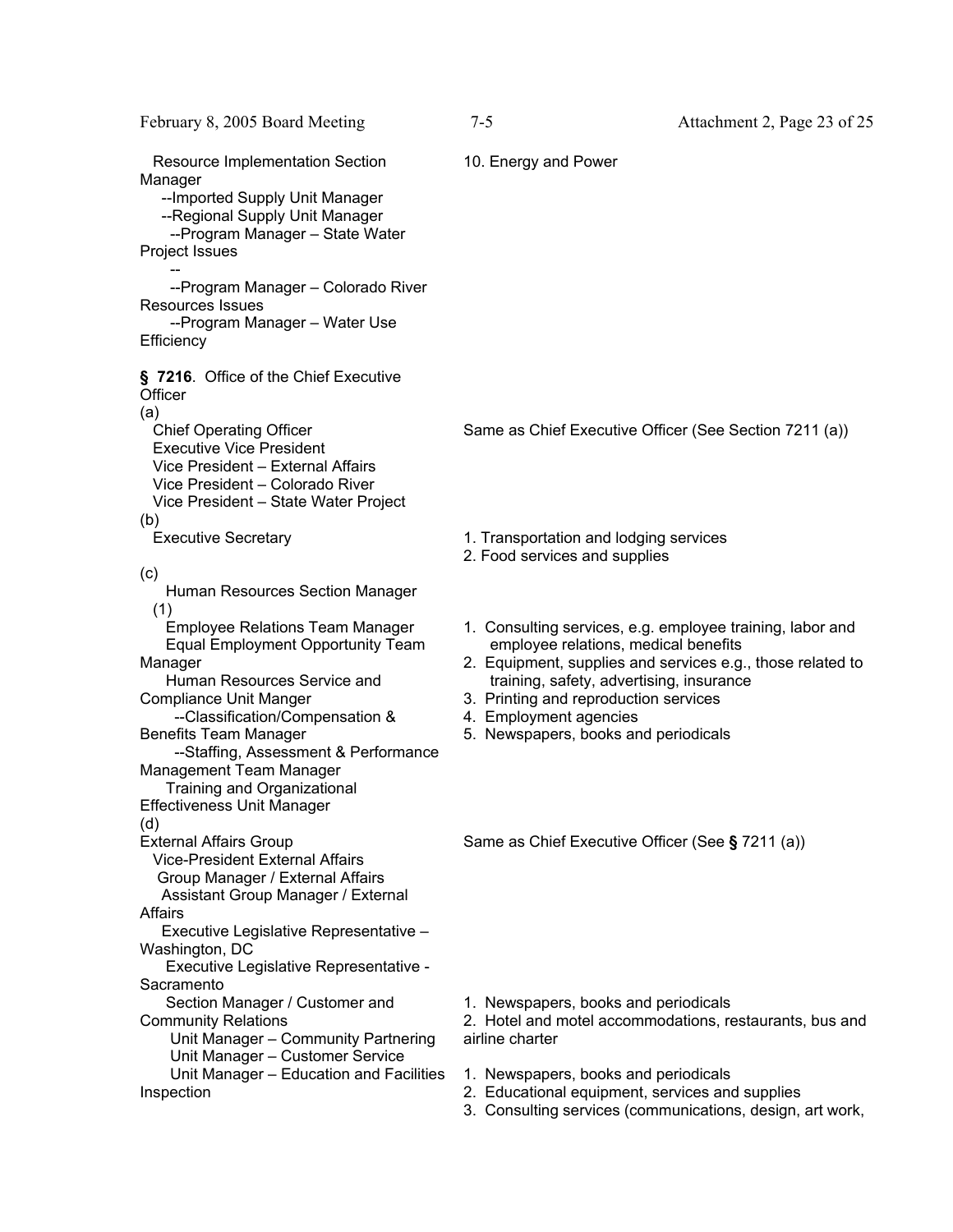| | |
|---|---|
| Resource Implementation Section Manager<br>--Imported Supply Unit Manager<br>--Regional Supply Unit Manager<br>--Program Manager – State Water Project Issues<br>--<br>--Program Manager – Colorado River Resources Issues<br>--Program Manager – Water Use Efficiency | 10. Energy and Power |

**§ 7216**. Office of the Chief Executive Officer

| | |
|---|---|
| (a)<br>Chief Operating Officer<br>Executive Vice President<br>Vice President – External Affairs<br>Vice President – Colorado River<br>Vice President – State Water Project | Same as Chief Executive Officer (See Section 7211 (a)) |
| (b)<br>Executive Secretary | 1. Transportation and lodging services<br>2. Food services and supplies |
| (c)<br>Human Resources Section Manager<br>(1)<br>Employee Relations Team Manager<br>Equal Employment Opportunity Team Manager<br>Human Resources Service and Compliance Unit Manger<br>--Classification/Compensation & Benefits Team Manager<br>--Staffing, Assessment & Performance Management Team Manager<br>Training and Organizational Effectiveness Unit Manager | 1. Consulting services, e.g. employee training, labor and employee relations, medical benefits<br>2. Equipment, supplies and services e.g., those related to training, safety, advertising, insurance<br>3. Printing and reproduction services<br>4. Employment agencies<br>5. Newspapers, books and periodicals |
| (d)<br>External Affairs Group<br>Vice-President External Affairs<br>Group Manager / External Affairs<br>Assistant Group Manager / External Affairs<br>Executive Legislative Representative – Washington, DC<br>Executive Legislative Representative - Sacramento | Same as Chief Executive Officer (See **§** 7211 (a)) |
| Section Manager / Customer and Community Relations<br>Unit Manager – Community Partnering<br>Unit Manager – Customer Service | 1. Newspapers, books and periodicals<br>2. Hotel and motel accommodations, restaurants, bus and airline charter |
| Unit Manager – Education and Facilities Inspection | 1. Newspapers, books and periodicals<br>2. Educational equipment, services and supplies<br>3. Consulting services (communications, design, art work, |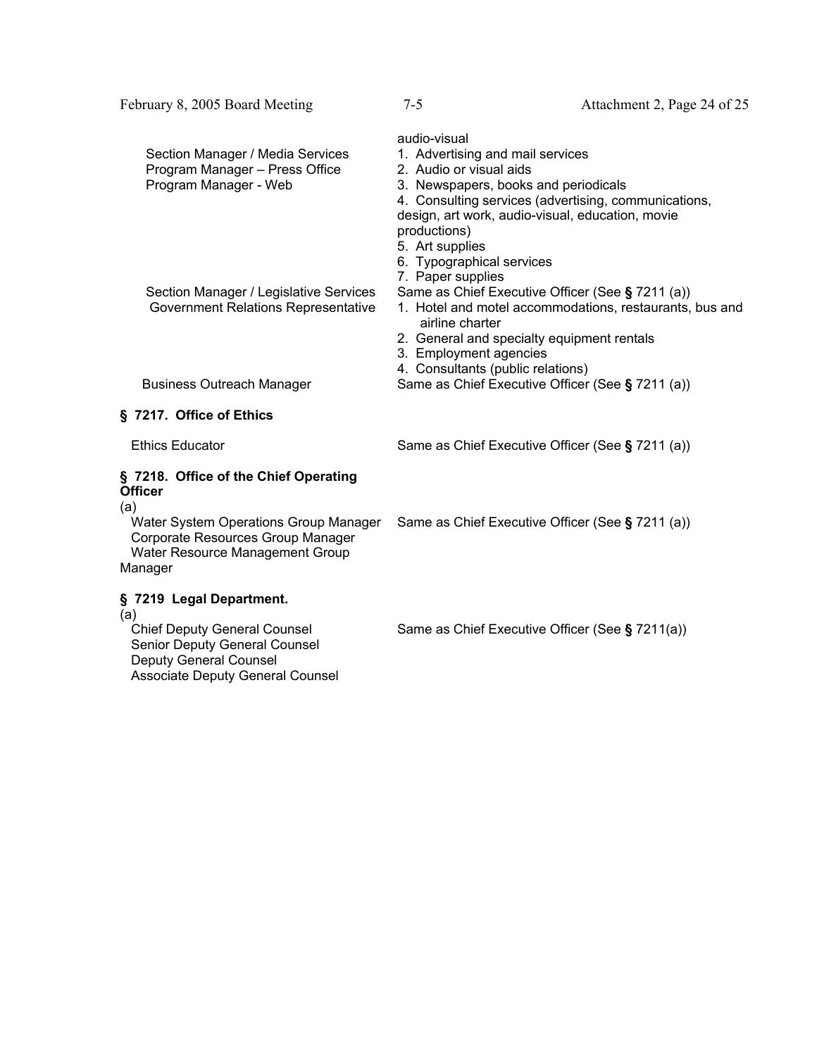| | |
|---|---|
| | audio-visual |
| Section Manager / Media Services<br>Program Manager – Press Office<br>Program Manager - Web | 1. Advertising and mail services<br>2. Audio or visual aids<br>3. Newspapers, books and periodicals<br>4. Consulting services (advertising, communications, design, art work, audio-visual, education, movie productions)<br>5. Art supplies<br>6. Typographical services<br>7. Paper supplies |
| Section Manager / Legislative Services | Same as Chief Executive Officer (See **§** 7211 (a)) |
| Government Relations Representative | 1. Hotel and motel accommodations, restaurants, bus and airline charter<br>2. General and specialty equipment rentals<br>3. Employment agencies<br>4. Consultants (public relations) |
| Business Outreach Manager | Same as Chief Executive Officer (See **§** 7211 (a)) |

**§ 7217. Office of Ethics**

| | |
|---|---|
| Ethics Educator | Same as Chief Executive Officer (See **§** 7211 (a)) |

**§ 7218. Office of the Chief Operating Officer**

(a)

| | |
|---|---|
| Water System Operations Group Manager<br>Corporate Resources Group Manager<br>Water Resource Management Group Manager | Same as Chief Executive Officer (See **§** 7211 (a)) |

**§ 7219 Legal Department.**

(a)

| | |
|---|---|
| Chief Deputy General Counsel<br>Senior Deputy General Counsel<br>Deputy General Counsel<br>Associate Deputy General Counsel | Same as Chief Executive Officer (See **§** 7211(a)) |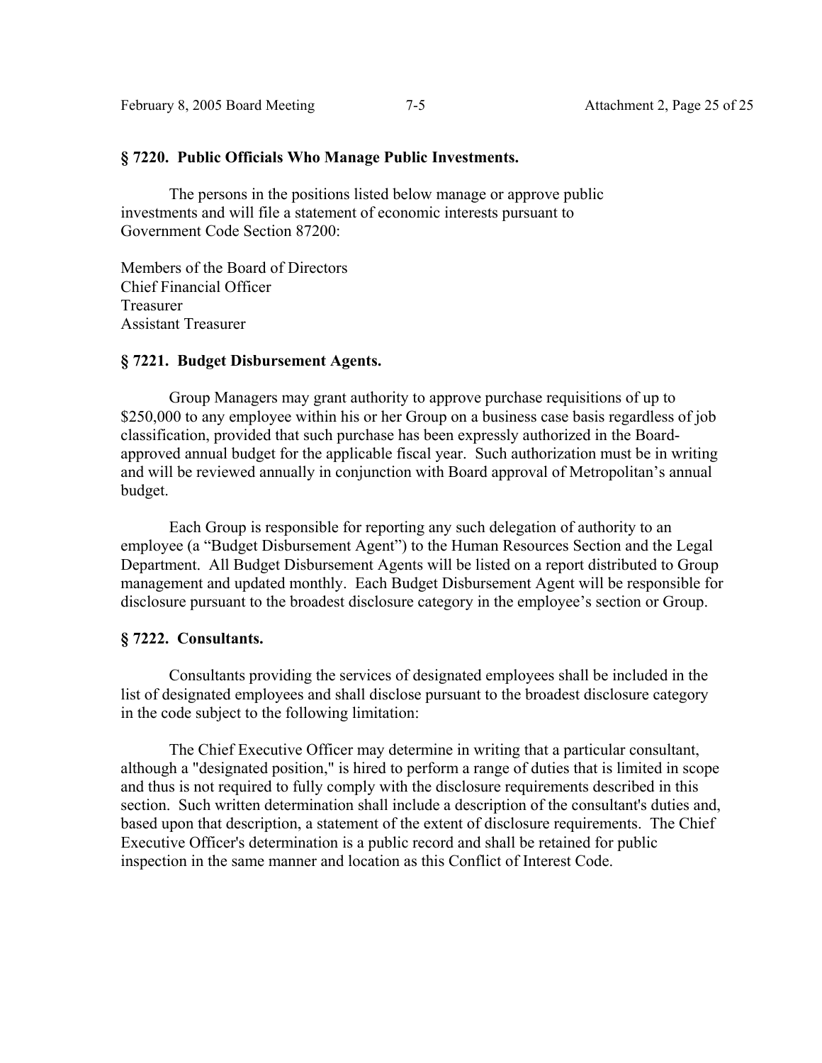### § 7220. Public Officials Who Manage Public Investments.

The persons in the positions listed below manage or approve public investments and will file a statement of economic interests pursuant to Government Code Section 87200:

Members of the Board of Directors
Chief Financial Officer
Treasurer
Assistant Treasurer

### § 7221. Budget Disbursement Agents.

Group Managers may grant authority to approve purchase requisitions of up to $250,000 to any employee within his or her Group on a business case basis regardless of job classification, provided that such purchase has been expressly authorized in the Board-approved annual budget for the applicable fiscal year. Such authorization must be in writing and will be reviewed annually in conjunction with Board approval of Metropolitan's annual budget.

Each Group is responsible for reporting any such delegation of authority to an employee (a "Budget Disbursement Agent") to the Human Resources Section and the Legal Department. All Budget Disbursement Agents will be listed on a report distributed to Group management and updated monthly. Each Budget Disbursement Agent will be responsible for disclosure pursuant to the broadest disclosure category in the employee's section or Group.

### § 7222. Consultants.

Consultants providing the services of designated employees shall be included in the list of designated employees and shall disclose pursuant to the broadest disclosure category in the code subject to the following limitation:

The Chief Executive Officer may determine in writing that a particular consultant, although a "designated position," is hired to perform a range of duties that is limited in scope and thus is not required to fully comply with the disclosure requirements described in this section. Such written determination shall include a description of the consultant's duties and, based upon that description, a statement of the extent of disclosure requirements. The Chief Executive Officer's determination is a public record and shall be retained for public inspection in the same manner and location as this Conflict of Interest Code.